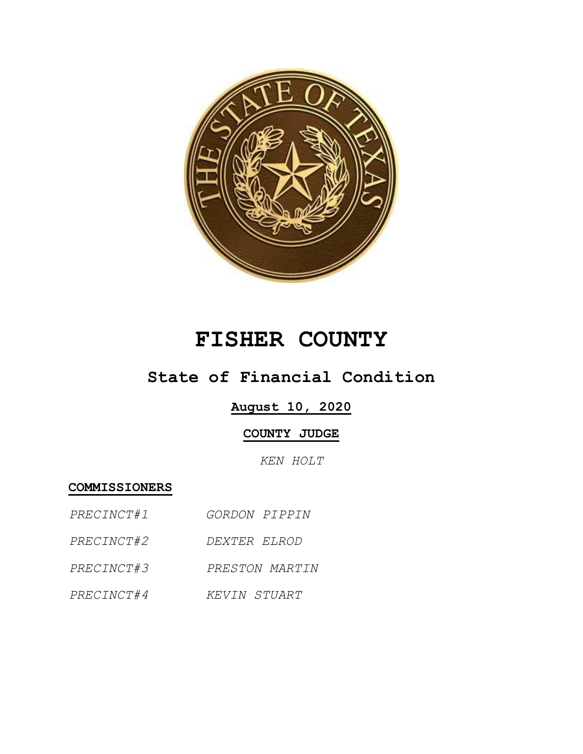# FISHER COUNTY

## State of Financial Condition

**August 10, 2020**

**COUNTY JUDGE**

*KEN HOLT*

**COMMISSIONERS**

| | |
|---|---|
| *PRECINCT#1* | *GORDON PIPPIN* |
| *PRECINCT#2* | *DEXTER ELROD* |
| *PRECINCT#3* | *PRESTON MARTIN* |
| *PRECINCT#4* | *KEVIN STUART* |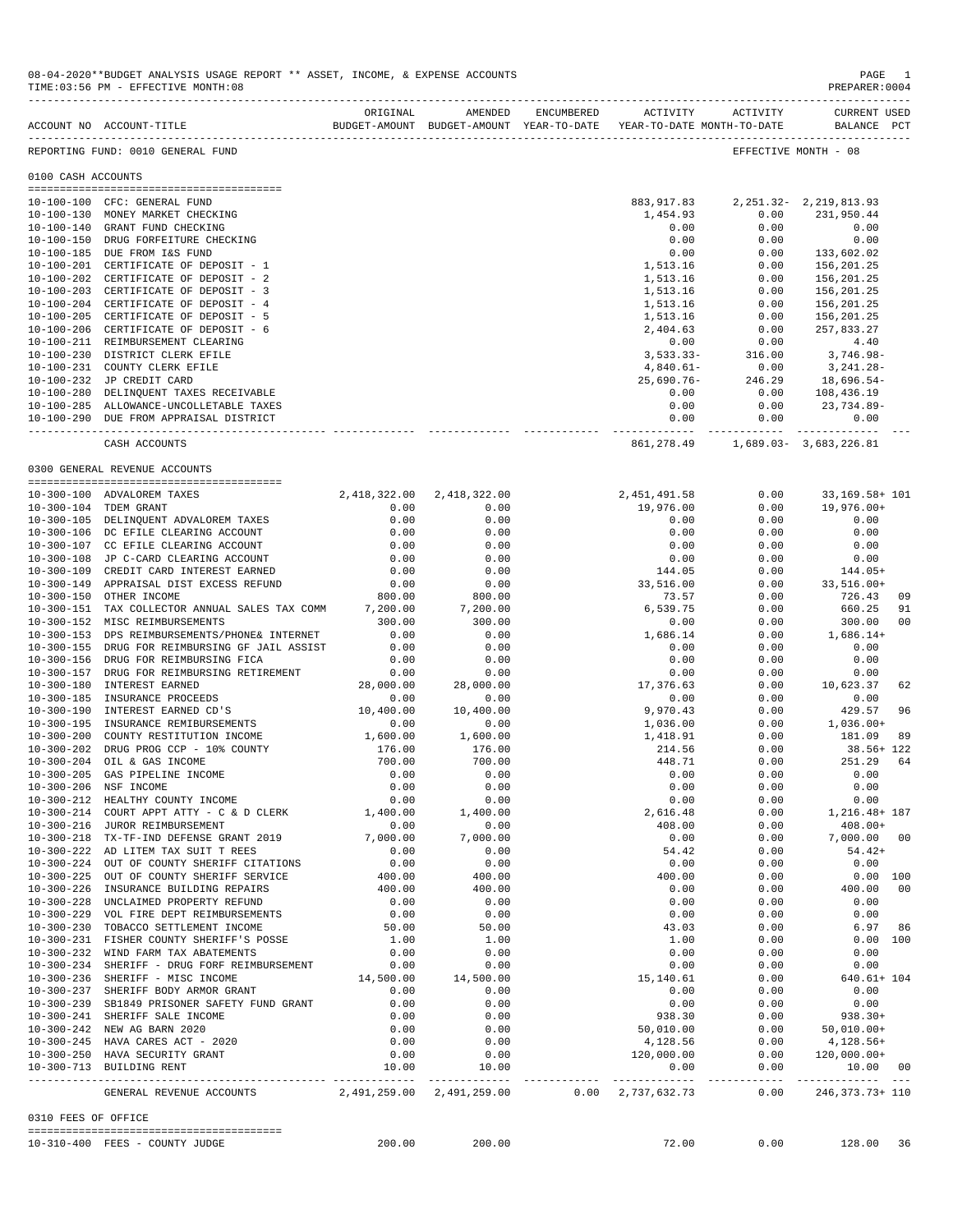08-04-2020**BUDGET ANALYSIS USAGE REPORT ** ASSET, INCOME, & EXPENSE ACCOUNTS
TIME:03:56 PM - EFFECTIVE MONTH:08

PREPARER:0004

| ACCOUNT NO | ACCOUNT-TITLE | ORIGINAL BUDGET-AMOUNT | AMENDED BUDGET-AMOUNT | ENCUMBERED YEAR-TO-DATE | ACTIVITY YEAR-TO-DATE | ACTIVITY MONTH-TO-DATE | CURRENT USED BALANCE | PCT |
|---|---|---|---|---|---|---|---|---|

REPORTING FUND: 0010 GENERAL FUND — EFFECTIVE MONTH - 08

## 0100 CASH ACCOUNTS

| ACCOUNT NO | ACCOUNT-TITLE | ORIGINAL BUDGET-AMOUNT | AMENDED BUDGET-AMOUNT | ENCUMBERED YEAR-TO-DATE | ACTIVITY YEAR-TO-DATE | ACTIVITY MONTH-TO-DATE | CURRENT USED BALANCE | PCT |
|---|---|---|---|---|---|---|---|---|
| 10-100-100 | CFC: GENERAL FUND | | | | 883,917.83 | 2,251.32- | 2,219,813.93 | |
| 10-100-130 | MONEY MARKET CHECKING | | | | 1,454.93 | 0.00 | 231,950.44 | |
| 10-100-140 | GRANT FUND CHECKING | | | | 0.00 | 0.00 | 0.00 | |
| 10-100-150 | DRUG FORFEITURE CHECKING | | | | 0.00 | 0.00 | 0.00 | |
| 10-100-185 | DUE FROM I&S FUND | | | | 0.00 | 0.00 | 133,602.02 | |
| 10-100-201 | CERTIFICATE OF DEPOSIT - 1 | | | | 1,513.16 | 0.00 | 156,201.25 | |
| 10-100-202 | CERTIFICATE OF DEPOSIT - 2 | | | | 1,513.16 | 0.00 | 156,201.25 | |
| 10-100-203 | CERTIFICATE OF DEPOSIT - 3 | | | | 1,513.16 | 0.00 | 156,201.25 | |
| 10-100-204 | CERTIFICATE OF DEPOSIT - 4 | | | | 1,513.16 | 0.00 | 156,201.25 | |
| 10-100-205 | CERTIFICATE OF DEPOSIT - 5 | | | | 1,513.16 | 0.00 | 156,201.25 | |
| 10-100-206 | CERTIFICATE OF DEPOSIT - 6 | | | | 2,404.63 | 0.00 | 257,833.27 | |
| 10-100-211 | REIMBURSEMENT CLEARING | | | | 0.00 | 0.00 | 4.40 | |
| 10-100-230 | DISTRICT CLERK EFILE | | | | 3,533.33- | 316.00 | 3,746.98- | |
| 10-100-231 | COUNTY CLERK EFILE | | | | 4,840.61- | 0.00 | 3,241.28- | |
| 10-100-232 | JP CREDIT CARD | | | | 25,690.76- | 246.29 | 18,696.54- | |
| 10-100-280 | DELINQUENT TAXES RECEIVABLE | | | | 0.00 | 0.00 | 108,436.19 | |
| 10-100-285 | ALLOWANCE-UNCOLLETABLE TAXES | | | | 0.00 | 0.00 | 23,734.89- | |
| 10-100-290 | DUE FROM APPRAISAL DISTRICT | | | | 0.00 | 0.00 | 0.00 | |
| | CASH ACCOUNTS | | | | 861,278.49 | 1,689.03- | 3,683,226.81 | |

## 0300 GENERAL REVENUE ACCOUNTS

| ACCOUNT NO | ACCOUNT-TITLE | ORIGINAL BUDGET-AMOUNT | AMENDED BUDGET-AMOUNT | ENCUMBERED YEAR-TO-DATE | ACTIVITY YEAR-TO-DATE | ACTIVITY MONTH-TO-DATE | CURRENT USED BALANCE | PCT |
|---|---|---|---|---|---|---|---|---|
| 10-300-100 | ADVALOREM TAXES | 2,418,322.00 | 2,418,322.00 | | 2,451,491.58 | 0.00 | 33,169.58+ | 101 |
| 10-300-104 | TDEM GRANT | 0.00 | 0.00 | | 19,976.00 | 0.00 | 19,976.00+ | |
| 10-300-105 | DELINQUENT ADVALOREM TAXES | 0.00 | 0.00 | | 0.00 | 0.00 | 0.00 | |
| 10-300-106 | DC EFILE CLEARING ACCOUNT | 0.00 | 0.00 | | 0.00 | 0.00 | 0.00 | |
| 10-300-107 | CC EFILE CLEARING ACCOUNT | 0.00 | 0.00 | | 0.00 | 0.00 | 0.00 | |
| 10-300-108 | JP C-CARD CLEARING ACCOUNT | 0.00 | 0.00 | | 0.00 | 0.00 | 0.00 | |
| 10-300-109 | CREDIT CARD INTEREST EARNED | 0.00 | 0.00 | | 144.05 | 0.00 | 144.05+ | |
| 10-300-149 | APPRAISAL DIST EXCESS REFUND | 0.00 | 0.00 | | 33,516.00 | 0.00 | 33,516.00+ | |
| 10-300-150 | OTHER INCOME | 800.00 | 800.00 | | 73.57 | 0.00 | 726.43 | 09 |
| 10-300-151 | TAX COLLECTOR ANNUAL SALES TAX COMM | 7,200.00 | 7,200.00 | | 6,539.75 | 0.00 | 660.25 | 91 |
| 10-300-152 | MISC REIMBURSEMENTS | 300.00 | 300.00 | | 0.00 | 0.00 | 300.00 | 00 |
| 10-300-153 | DPS REIMBURSEMENTS/PHONE& INTERNET | 0.00 | 0.00 | | 1,686.14 | 0.00 | 1,686.14+ | |
| 10-300-155 | DRUG FOR REIMBURSING GF JAIL ASSIST | 0.00 | 0.00 | | 0.00 | 0.00 | 0.00 | |
| 10-300-156 | DRUG FOR REIMBURSING FICA | 0.00 | 0.00 | | 0.00 | 0.00 | 0.00 | |
| 10-300-157 | DRUG FOR REIMBURSING RETIREMENT | 0.00 | 0.00 | | 0.00 | 0.00 | 0.00 | |
| 10-300-180 | INTEREST EARNED | 28,000.00 | 28,000.00 | | 17,376.63 | 0.00 | 10,623.37 | 62 |
| 10-300-185 | INSURANCE PROCEEDS | 0.00 | 0.00 | | 0.00 | 0.00 | 0.00 | |
| 10-300-190 | INTEREST EARNED CD'S | 10,400.00 | 10,400.00 | | 9,970.43 | 0.00 | 429.57 | 96 |
| 10-300-195 | INSURANCE REMIBURSEMENTS | 0.00 | 0.00 | | 1,036.00 | 0.00 | 1,036.00+ | |
| 10-300-200 | COUNTY RESTITUTION INCOME | 1,600.00 | 1,600.00 | | 1,418.91 | 0.00 | 181.09 | 89 |
| 10-300-202 | DRUG PROG CCP - 10% COUNTY | 176.00 | 176.00 | | 214.56 | 0.00 | 38.56+ | 122 |
| 10-300-204 | OIL & GAS INCOME | 700.00 | 700.00 | | 448.71 | 0.00 | 251.29 | 64 |
| 10-300-205 | GAS PIPELINE INCOME | 0.00 | 0.00 | | 0.00 | 0.00 | 0.00 | |
| 10-300-206 | NSF INCOME | 0.00 | 0.00 | | 0.00 | 0.00 | 0.00 | |
| 10-300-212 | HEALTHY COUNTY INCOME | 0.00 | 0.00 | | 0.00 | 0.00 | 0.00 | |
| 10-300-214 | COURT APPT ATTY - C & D CLERK | 1,400.00 | 1,400.00 | | 2,616.48 | 0.00 | 1,216.48+ | 187 |
| 10-300-216 | JUROR REIMBURSEMENT | 0.00 | 0.00 | | 408.00 | 0.00 | 408.00+ | |
| 10-300-218 | TX-TF-IND DEFENSE GRANT 2019 | 7,000.00 | 7,000.00 | | 0.00 | 0.00 | 7,000.00 | 00 |
| 10-300-222 | AD LITEM TAX SUIT T REES | 0.00 | 0.00 | | 54.42 | 0.00 | 54.42+ | |
| 10-300-224 | OUT OF COUNTY SHERIFF CITATIONS | 0.00 | 0.00 | | 0.00 | 0.00 | 0.00 | |
| 10-300-225 | OUT OF COUNTY SHERIFF SERVICE | 400.00 | 400.00 | | 400.00 | 0.00 | 0.00 | 100 |
| 10-300-226 | INSURANCE BUILDING REPAIRS | 400.00 | 400.00 | | 0.00 | 0.00 | 400.00 | 00 |
| 10-300-228 | UNCLAIMED PROPERTY REFUND | 0.00 | 0.00 | | 0.00 | 0.00 | 0.00 | |
| 10-300-229 | VOL FIRE DEPT REIMBURSEMENTS | 0.00 | 0.00 | | 0.00 | 0.00 | 0.00 | |
| 10-300-230 | TOBACCO SETTLEMENT INCOME | 50.00 | 50.00 | | 43.03 | 0.00 | 6.97 | 86 |
| 10-300-231 | FISHER COUNTY SHERIFF'S POSSE | 1.00 | 1.00 | | 1.00 | 0.00 | 0.00 | 100 |
| 10-300-232 | WIND FARM TAX ABATEMENTS | 0.00 | 0.00 | | 0.00 | 0.00 | 0.00 | |
| 10-300-234 | SHERIFF - DRUG FORF REIMBURSEMENT | 0.00 | 0.00 | | 0.00 | 0.00 | 0.00 | |
| 10-300-236 | SHERIFF - MISC INCOME | 14,500.00 | 14,500.00 | | 15,140.61 | 0.00 | 640.61+ | 104 |
| 10-300-237 | SHERIFF BODY ARMOR GRANT | 0.00 | 0.00 | | 0.00 | 0.00 | 0.00 | |
| 10-300-239 | SB1849 PRISONER SAFETY FUND GRANT | 0.00 | 0.00 | | 0.00 | 0.00 | 0.00 | |
| 10-300-241 | SHERIFF SALE INCOME | 0.00 | 0.00 | | 938.30 | 0.00 | 938.30+ | |
| 10-300-242 | NEW AG BARN 2020 | 0.00 | 0.00 | | 50,010.00 | 0.00 | 50,010.00+ | |
| 10-300-245 | HAVA CARES ACT - 2020 | 0.00 | 0.00 | | 4,128.56 | 0.00 | 4,128.56+ | |
| 10-300-250 | HAVA SECURITY GRANT | 0.00 | 0.00 | | 120,000.00 | 0.00 | 120,000.00+ | |
| 10-300-713 | BUILDING RENT | 10.00 | 10.00 | | 0.00 | 0.00 | 10.00 | 00 |
| | GENERAL REVENUE ACCOUNTS | 2,491,259.00 | 2,491,259.00 | 0.00 | 2,737,632.73 | 0.00 | 246,373.73+ | 110 |

## 0310 FEES OF OFFICE

| ACCOUNT NO | ACCOUNT-TITLE | ORIGINAL BUDGET-AMOUNT | AMENDED BUDGET-AMOUNT | ENCUMBERED YEAR-TO-DATE | ACTIVITY YEAR-TO-DATE | ACTIVITY MONTH-TO-DATE | CURRENT USED BALANCE | PCT |
|---|---|---|---|---|---|---|---|---|
| 10-310-400 | FEES - COUNTY JUDGE | 200.00 | 200.00 | | 72.00 | 0.00 | 128.00 | 36 |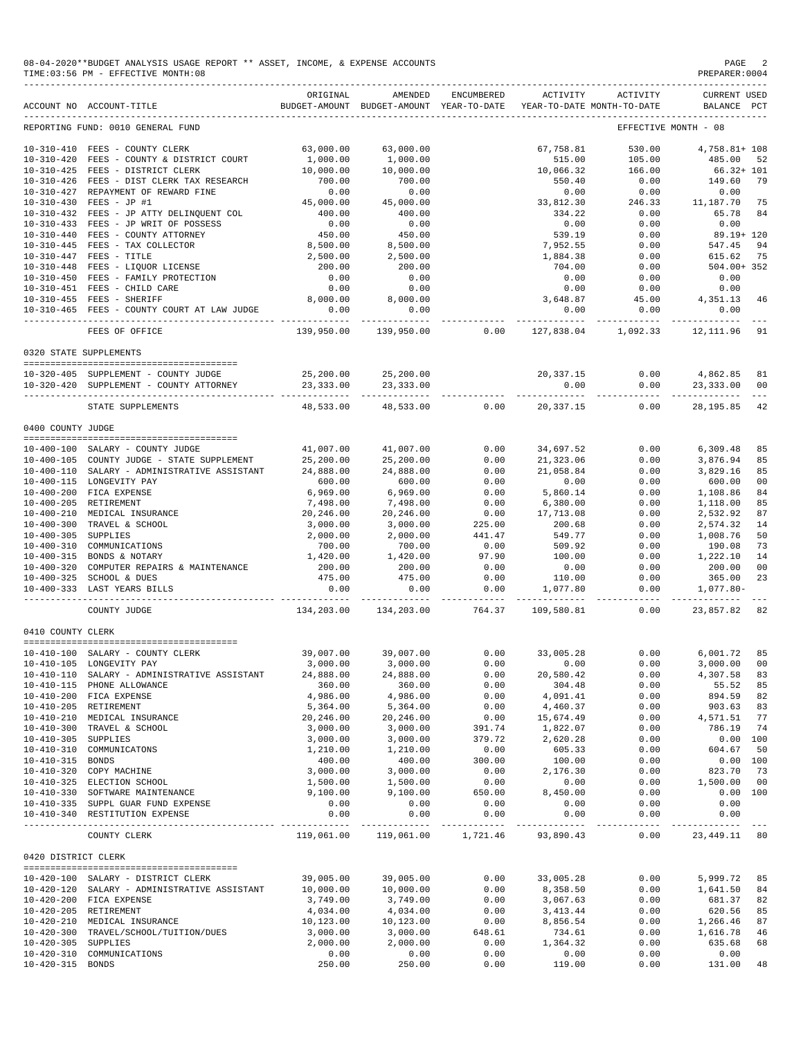08-04-2020**BUDGET ANALYSIS USAGE REPORT ** ASSET, INCOME, & EXPENSE ACCOUNTS
TIME:03:56 PM - EFFECTIVE MONTH:08
PREPARER:0004

| ACCOUNT NO | ACCOUNT-TITLE | ORIGINAL BUDGET-AMOUNT | AMENDED BUDGET-AMOUNT | ENCUMBERED YEAR-TO-DATE | ACTIVITY YEAR-TO-DATE | ACTIVITY MONTH-TO-DATE | CURRENT USED BALANCE | PCT |
|---|---|---|---|---|---|---|---|---|
| REPORTING FUND: 0010 GENERAL FUND | | | | | | EFFECTIVE MONTH - 08 | | |
| 10-310-410 | FEES - COUNTY CLERK | 63,000.00 | 63,000.00 | | 67,758.81 | 530.00 | 4,758.81+ | 108 |
| 10-310-420 | FEES - COUNTY & DISTRICT COURT | 1,000.00 | 1,000.00 | | 515.00 | 105.00 | 485.00 | 52 |
| 10-310-425 | FEES - DISTRICT CLERK | 10,000.00 | 10,000.00 | | 10,066.32 | 166.00 | 66.32+ | 101 |
| 10-310-426 | FEES - DIST CLERK TAX RESEARCH | 700.00 | 700.00 | | 550.40 | 0.00 | 149.60 | 79 |
| 10-310-427 | REPAYMENT OF REWARD FINE | 0.00 | 0.00 | | 0.00 | 0.00 | 0.00 | |
| 10-310-430 | FEES - JP #1 | 45,000.00 | 45,000.00 | | 33,812.30 | 246.33 | 11,187.70 | 75 |
| 10-310-432 | FEES - JP ATTY DELINQUENT COL | 400.00 | 400.00 | | 334.22 | 0.00 | 65.78 | 84 |
| 10-310-433 | FEES - JP WRIT OF POSSESS | 0.00 | 0.00 | | 0.00 | 0.00 | 0.00 | |
| 10-310-440 | FEES - COUNTY ATTORNEY | 450.00 | 450.00 | | 539.19 | 0.00 | 89.19+ | 120 |
| 10-310-445 | FEES - TAX COLLECTOR | 8,500.00 | 8,500.00 | | 7,952.55 | 0.00 | 547.45 | 94 |
| 10-310-447 | FEES - TITLE | 2,500.00 | 2,500.00 | | 1,884.38 | 0.00 | 615.62 | 75 |
| 10-310-448 | FEES - LIQUOR LICENSE | 200.00 | 200.00 | | 704.00 | 0.00 | 504.00+ | 352 |
| 10-310-450 | FEES - FAMILY PROTECTION | 0.00 | 0.00 | | 0.00 | 0.00 | 0.00 | |
| 10-310-451 | FEES - CHILD CARE | 0.00 | 0.00 | | 0.00 | 0.00 | 0.00 | |
| 10-310-455 | FEES - SHERIFF | 8,000.00 | 8,000.00 | | 3,648.87 | 45.00 | 4,351.13 | 46 |
| 10-310-465 | FEES - COUNTY COURT AT LAW JUDGE | 0.00 | 0.00 | | 0.00 | 0.00 | 0.00 | |
| | FEES OF OFFICE | 139,950.00 | 139,950.00 | 0.00 | 127,838.04 | 1,092.33 | 12,111.96 | 91 |
| 0320 STATE SUPPLEMENTS | | | | | | | | |
| 10-320-405 | SUPPLEMENT - COUNTY JUDGE | 25,200.00 | 25,200.00 | | 20,337.15 | 0.00 | 4,862.85 | 81 |
| 10-320-420 | SUPPLEMENT - COUNTY ATTORNEY | 23,333.00 | 23,333.00 | | 0.00 | 0.00 | 23,333.00 | 00 |
| | STATE SUPPLEMENTS | 48,533.00 | 48,533.00 | 0.00 | 20,337.15 | 0.00 | 28,195.85 | 42 |
| 0400 COUNTY JUDGE | | | | | | | | |
| 10-400-100 | SALARY - COUNTY JUDGE | 41,007.00 | 41,007.00 | 0.00 | 34,697.52 | 0.00 | 6,309.48 | 85 |
| 10-400-105 | COUNTY JUDGE - STATE SUPPLEMENT | 25,200.00 | 25,200.00 | 0.00 | 21,323.06 | 0.00 | 3,876.94 | 85 |
| 10-400-110 | SALARY - ADMINISTRATIVE ASSISTANT | 24,888.00 | 24,888.00 | 0.00 | 21,058.84 | 0.00 | 3,829.16 | 85 |
| 10-400-115 | LONGEVITY PAY | 600.00 | 600.00 | 0.00 | 0.00 | 0.00 | 600.00 | 00 |
| 10-400-200 | FICA EXPENSE | 6,969.00 | 6,969.00 | 0.00 | 5,860.14 | 0.00 | 1,108.86 | 84 |
| 10-400-205 | RETIREMENT | 7,498.00 | 7,498.00 | 0.00 | 6,380.00 | 0.00 | 1,118.00 | 85 |
| 10-400-210 | MEDICAL INSURANCE | 20,246.00 | 20,246.00 | 0.00 | 17,713.08 | 0.00 | 2,532.92 | 87 |
| 10-400-300 | TRAVEL & SCHOOL | 3,000.00 | 3,000.00 | 225.00 | 200.68 | 0.00 | 2,574.32 | 14 |
| 10-400-305 | SUPPLIES | 2,000.00 | 2,000.00 | 441.47 | 549.77 | 0.00 | 1,008.76 | 50 |
| 10-400-310 | COMMUNICATIONS | 700.00 | 700.00 | 0.00 | 509.92 | 0.00 | 190.08 | 73 |
| 10-400-315 | BONDS & NOTARY | 1,420.00 | 1,420.00 | 97.90 | 100.00 | 0.00 | 1,222.10 | 14 |
| 10-400-320 | COMPUTER REPAIRS & MAINTENANCE | 200.00 | 200.00 | 0.00 | 0.00 | 0.00 | 200.00 | 00 |
| 10-400-325 | SCHOOL & DUES | 475.00 | 475.00 | 0.00 | 110.00 | 0.00 | 365.00 | 23 |
| 10-400-333 | LAST YEARS BILLS | 0.00 | 0.00 | 0.00 | 1,077.80 | 0.00 | 1,077.80- | |
| | COUNTY JUDGE | 134,203.00 | 134,203.00 | 764.37 | 109,580.81 | 0.00 | 23,857.82 | 82 |
| 0410 COUNTY CLERK | | | | | | | | |
| 10-410-100 | SALARY - COUNTY CLERK | 39,007.00 | 39,007.00 | 0.00 | 33,005.28 | 0.00 | 6,001.72 | 85 |
| 10-410-105 | LONGEVITY PAY | 3,000.00 | 3,000.00 | 0.00 | 0.00 | 0.00 | 3,000.00 | 00 |
| 10-410-110 | SALARY - ADMINISTRATIVE ASSISTANT | 24,888.00 | 24,888.00 | 0.00 | 20,580.42 | 0.00 | 4,307.58 | 83 |
| 10-410-115 | PHONE ALLOWANCE | 360.00 | 360.00 | 0.00 | 304.48 | 0.00 | 55.52 | 85 |
| 10-410-200 | FICA EXPENSE | 4,986.00 | 4,986.00 | 0.00 | 4,091.41 | 0.00 | 894.59 | 82 |
| 10-410-205 | RETIREMENT | 5,364.00 | 5,364.00 | 0.00 | 4,460.37 | 0.00 | 903.63 | 83 |
| 10-410-210 | MEDICAL INSURANCE | 20,246.00 | 20,246.00 | 0.00 | 15,674.49 | 0.00 | 4,571.51 | 77 |
| 10-410-300 | TRAVEL & SCHOOL | 3,000.00 | 3,000.00 | 391.74 | 1,822.07 | 0.00 | 786.19 | 74 |
| 10-410-305 | SUPPLIES | 3,000.00 | 3,000.00 | 379.72 | 2,620.28 | 0.00 | 0.00 | 100 |
| 10-410-310 | COMMUNICATONS | 1,210.00 | 1,210.00 | 0.00 | 605.33 | 0.00 | 604.67 | 50 |
| 10-410-315 | BONDS | 400.00 | 400.00 | 300.00 | 100.00 | 0.00 | 0.00 | 100 |
| 10-410-320 | COPY MACHINE | 3,000.00 | 3,000.00 | 0.00 | 2,176.30 | 0.00 | 823.70 | 73 |
| 10-410-325 | ELECTION SCHOOL | 1,500.00 | 1,500.00 | 0.00 | 0.00 | 0.00 | 1,500.00 | 00 |
| 10-410-330 | SOFTWARE MAINTENANCE | 9,100.00 | 9,100.00 | 650.00 | 8,450.00 | 0.00 | 0.00 | 100 |
| 10-410-335 | SUPPL GUAR FUND EXPENSE | 0.00 | 0.00 | 0.00 | 0.00 | 0.00 | 0.00 | |
| 10-410-340 | RESTITUTION EXPENSE | 0.00 | 0.00 | 0.00 | 0.00 | 0.00 | 0.00 | |
| | COUNTY CLERK | 119,061.00 | 119,061.00 | 1,721.46 | 93,890.43 | 0.00 | 23,449.11 | 80 |
| 0420 DISTRICT CLERK | | | | | | | | |
| 10-420-100 | SALARY - DISTRICT CLERK | 39,005.00 | 39,005.00 | 0.00 | 33,005.28 | 0.00 | 5,999.72 | 85 |
| 10-420-120 | SALARY - ADMINISTRATIVE ASSISTANT | 10,000.00 | 10,000.00 | 0.00 | 8,358.50 | 0.00 | 1,641.50 | 84 |
| 10-420-200 | FICA EXPENSE | 3,749.00 | 3,749.00 | 0.00 | 3,067.63 | 0.00 | 681.37 | 82 |
| 10-420-205 | RETIREMENT | 4,034.00 | 4,034.00 | 0.00 | 3,413.44 | 0.00 | 620.56 | 85 |
| 10-420-210 | MEDICAL INSURANCE | 10,123.00 | 10,123.00 | 0.00 | 8,856.54 | 0.00 | 1,266.46 | 87 |
| 10-420-300 | TRAVEL/SCHOOL/TUITION/DUES | 3,000.00 | 3,000.00 | 648.61 | 734.61 | 0.00 | 1,616.78 | 46 |
| 10-420-305 | SUPPLIES | 2,000.00 | 2,000.00 | 0.00 | 1,364.32 | 0.00 | 635.68 | 68 |
| 10-420-310 | COMMUNICATIONS | 0.00 | 0.00 | 0.00 | 0.00 | 0.00 | 0.00 | |
| 10-420-315 | BONDS | 250.00 | 250.00 | 0.00 | 119.00 | 0.00 | 131.00 | 48 |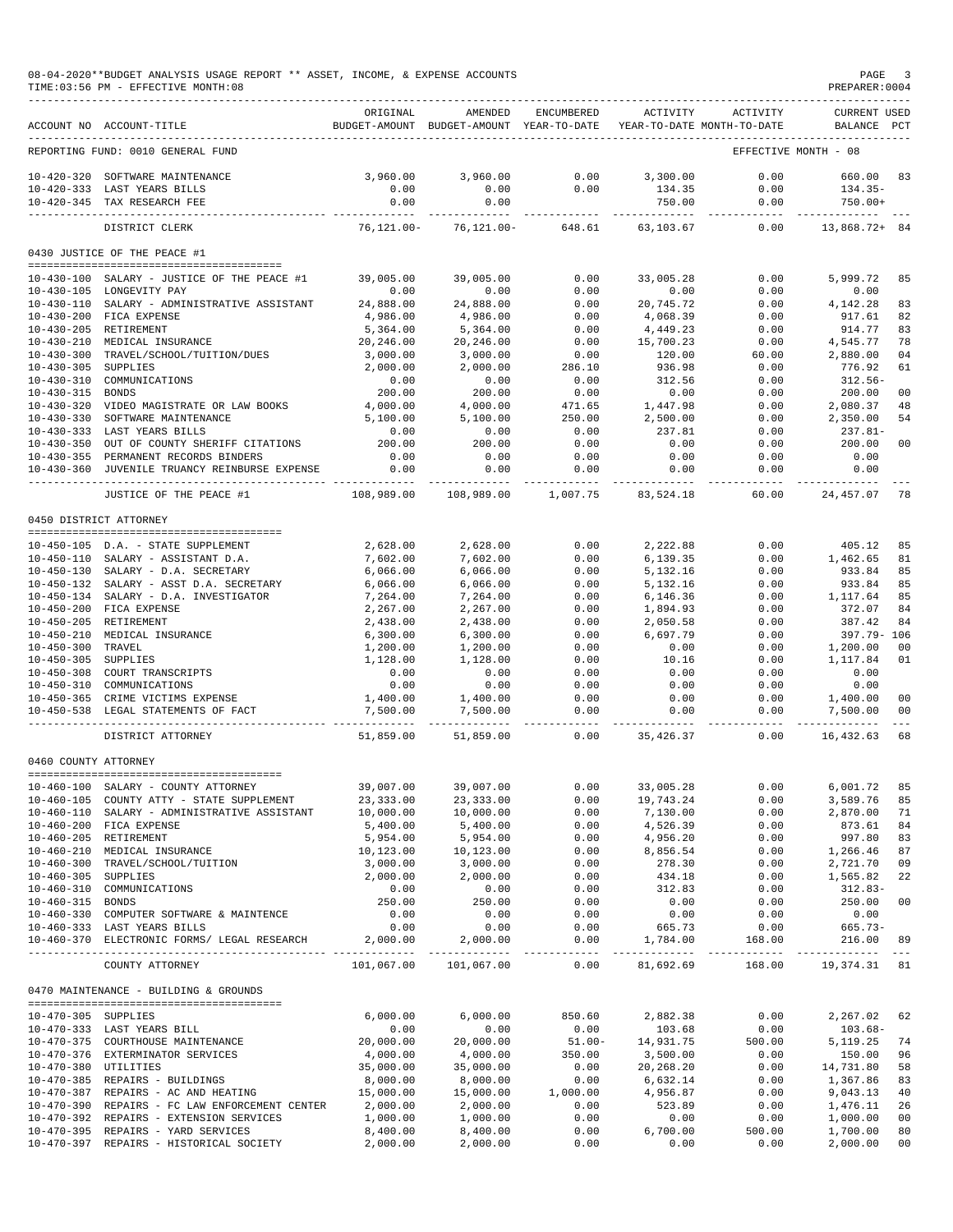08-04-2020**BUDGET ANALYSIS USAGE REPORT ** ASSET, INCOME, & EXPENSE ACCOUNTS

TIME:03:56 PM - EFFECTIVE MONTH:08

PREPARER:0004

| ACCOUNT NO | ACCOUNT-TITLE | ORIGINAL BUDGET-AMOUNT | AMENDED BUDGET-AMOUNT | ENCUMBERED YEAR-TO-DATE | ACTIVITY YEAR-TO-DATE | ACTIVITY MONTH-TO-DATE | CURRENT BALANCE | USED PCT |
|---|---|---|---|---|---|---|---|---|
| REPORTING FUND: 0010 GENERAL FUND | | | | | | EFFECTIVE MONTH - 08 | | |
| 10-420-320 | SOFTWARE MAINTENANCE | 3,960.00 | 3,960.00 | 0.00 | 3,300.00 | 0.00 | 660.00 | 83 |
| 10-420-333 | LAST YEARS BILLS | 0.00 | 0.00 | 0.00 | 134.35 | 0.00 | 134.35- | |
| 10-420-345 | TAX RESEARCH FEE | 0.00 | 0.00 | | 750.00 | 0.00 | 750.00+ | |
| | DISTRICT CLERK | 76,121.00- | 76,121.00- | 648.61 | 63,103.67 | 0.00 | 13,868.72+ | 84 |
| | **0430 JUSTICE OF THE PEACE #1** | | | | | | | |
| 10-430-100 | SALARY - JUSTICE OF THE PEACE #1 | 39,005.00 | 39,005.00 | 0.00 | 33,005.28 | 0.00 | 5,999.72 | 85 |
| 10-430-105 | LONGEVITY PAY | 0.00 | 0.00 | 0.00 | 0.00 | 0.00 | 0.00 | |
| 10-430-110 | SALARY - ADMINISTRATIVE ASSISTANT | 24,888.00 | 24,888.00 | 0.00 | 20,745.72 | 0.00 | 4,142.28 | 83 |
| 10-430-200 | FICA EXPENSE | 4,986.00 | 4,986.00 | 0.00 | 4,068.39 | 0.00 | 917.61 | 82 |
| 10-430-205 | RETIREMENT | 5,364.00 | 5,364.00 | 0.00 | 4,449.23 | 0.00 | 914.77 | 83 |
| 10-430-210 | MEDICAL INSURANCE | 20,246.00 | 20,246.00 | 0.00 | 15,700.23 | 0.00 | 4,545.77 | 78 |
| 10-430-300 | TRAVEL/SCHOOL/TUITION/DUES | 3,000.00 | 3,000.00 | 0.00 | 120.00 | 60.00 | 2,880.00 | 04 |
| 10-430-305 | SUPPLIES | 2,000.00 | 2,000.00 | 286.10 | 936.98 | 0.00 | 776.92 | 61 |
| 10-430-310 | COMMUNICATIONS | 0.00 | 0.00 | 0.00 | 312.56 | 0.00 | 312.56- | |
| 10-430-315 | BONDS | 200.00 | 200.00 | 0.00 | 0.00 | 0.00 | 200.00 | 00 |
| 10-430-320 | VIDEO MAGISTRATE OR LAW BOOKS | 4,000.00 | 4,000.00 | 471.65 | 1,447.98 | 0.00 | 2,080.37 | 48 |
| 10-430-330 | SOFTWARE MAINTENANCE | 5,100.00 | 5,100.00 | 250.00 | 2,500.00 | 0.00 | 2,350.00 | 54 |
| 10-430-333 | LAST YEARS BILLS | 0.00 | 0.00 | 0.00 | 237.81 | 0.00 | 237.81- | |
| 10-430-350 | OUT OF COUNTY SHERIFF CITATIONS | 200.00 | 200.00 | 0.00 | 0.00 | 0.00 | 200.00 | 00 |
| 10-430-355 | PERMANENT RECORDS BINDERS | 0.00 | 0.00 | 0.00 | 0.00 | 0.00 | 0.00 | |
| 10-430-360 | JUVENILE TRUANCY REINBURSE EXPENSE | 0.00 | 0.00 | 0.00 | 0.00 | 0.00 | 0.00 | |
| | JUSTICE OF THE PEACE #1 | 108,989.00 | 108,989.00 | 1,007.75 | 83,524.18 | 60.00 | 24,457.07 | 78 |
| | **0450 DISTRICT ATTORNEY** | | | | | | | |
| 10-450-105 | D.A. - STATE SUPPLEMENT | 2,628.00 | 2,628.00 | 0.00 | 2,222.88 | 0.00 | 405.12 | 85 |
| 10-450-110 | SALARY - ASSISTANT D.A. | 7,602.00 | 7,602.00 | 0.00 | 6,139.35 | 0.00 | 1,462.65 | 81 |
| 10-450-130 | SALARY - D.A. SECRETARY | 6,066.00 | 6,066.00 | 0.00 | 5,132.16 | 0.00 | 933.84 | 85 |
| 10-450-132 | SALARY - ASST D.A. SECRETARY | 6,066.00 | 6,066.00 | 0.00 | 5,132.16 | 0.00 | 933.84 | 85 |
| 10-450-134 | SALARY - D.A. INVESTIGATOR | 7,264.00 | 7,264.00 | 0.00 | 6,146.36 | 0.00 | 1,117.64 | 85 |
| 10-450-200 | FICA EXPENSE | 2,267.00 | 2,267.00 | 0.00 | 1,894.93 | 0.00 | 372.07 | 84 |
| 10-450-205 | RETIREMENT | 2,438.00 | 2,438.00 | 0.00 | 2,050.58 | 0.00 | 387.42 | 84 |
| 10-450-210 | MEDICAL INSURANCE | 6,300.00 | 6,300.00 | 0.00 | 6,697.79 | 0.00 | 397.79- | 106 |
| 10-450-300 | TRAVEL | 1,200.00 | 1,200.00 | 0.00 | 0.00 | 0.00 | 1,200.00 | 00 |
| 10-450-305 | SUPPLIES | 1,128.00 | 1,128.00 | 0.00 | 10.16 | 0.00 | 1,117.84 | 01 |
| 10-450-308 | COURT TRANSCRIPTS | 0.00 | 0.00 | 0.00 | 0.00 | 0.00 | 0.00 | |
| 10-450-310 | COMMUNICATIONS | 0.00 | 0.00 | 0.00 | 0.00 | 0.00 | 0.00 | |
| 10-450-365 | CRIME VICTIMS EXPENSE | 1,400.00 | 1,400.00 | 0.00 | 0.00 | 0.00 | 1,400.00 | 00 |
| 10-450-538 | LEGAL STATEMENTS OF FACT | 7,500.00 | 7,500.00 | 0.00 | 0.00 | 0.00 | 7,500.00 | 00 |
| | DISTRICT ATTORNEY | 51,859.00 | 51,859.00 | 0.00 | 35,426.37 | 0.00 | 16,432.63 | 68 |
| | **0460 COUNTY ATTORNEY** | | | | | | | |
| 10-460-100 | SALARY - COUNTY ATTORNEY | 39,007.00 | 39,007.00 | 0.00 | 33,005.28 | 0.00 | 6,001.72 | 85 |
| 10-460-105 | COUNTY ATTY - STATE SUPPLEMENT | 23,333.00 | 23,333.00 | 0.00 | 19,743.24 | 0.00 | 3,589.76 | 85 |
| 10-460-110 | SALARY - ADMINISTRATIVE ASSISTANT | 10,000.00 | 10,000.00 | 0.00 | 7,130.00 | 0.00 | 2,870.00 | 71 |
| 10-460-200 | FICA EXPENSE | 5,400.00 | 5,400.00 | 0.00 | 4,526.39 | 0.00 | 873.61 | 84 |
| 10-460-205 | RETIREMENT | 5,954.00 | 5,954.00 | 0.00 | 4,956.20 | 0.00 | 997.80 | 83 |
| 10-460-210 | MEDICAL INSURANCE | 10,123.00 | 10,123.00 | 0.00 | 8,856.54 | 0.00 | 1,266.46 | 87 |
| 10-460-300 | TRAVEL/SCHOOL/TUITION | 3,000.00 | 3,000.00 | 0.00 | 278.30 | 0.00 | 2,721.70 | 09 |
| 10-460-305 | SUPPLIES | 2,000.00 | 2,000.00 | 0.00 | 434.18 | 0.00 | 1,565.82 | 22 |
| 10-460-310 | COMMUNICATIONS | 0.00 | 0.00 | 0.00 | 312.83 | 0.00 | 312.83- | |
| 10-460-315 | BONDS | 250.00 | 250.00 | 0.00 | 0.00 | 0.00 | 250.00 | 00 |
| 10-460-330 | COMPUTER SOFTWARE & MAINTENCE | 0.00 | 0.00 | 0.00 | 0.00 | 0.00 | 0.00 | |
| 10-460-333 | LAST YEARS BILLS | 0.00 | 0.00 | 0.00 | 665.73 | 0.00 | 665.73- | |
| 10-460-370 | ELECTRONIC FORMS/ LEGAL RESEARCH | 2,000.00 | 2,000.00 | 0.00 | 1,784.00 | 168.00 | 216.00 | 89 |
| | COUNTY ATTORNEY | 101,067.00 | 101,067.00 | 0.00 | 81,692.69 | 168.00 | 19,374.31 | 81 |
| | **0470 MAINTENANCE - BUILDING & GROUNDS** | | | | | | | |
| 10-470-305 | SUPPLIES | 6,000.00 | 6,000.00 | 850.60 | 2,882.38 | 0.00 | 2,267.02 | 62 |
| 10-470-333 | LAST YEARS BILL | 0.00 | 0.00 | 0.00 | 103.68 | 0.00 | 103.68- | |
| 10-470-375 | COURTHOUSE MAINTENANCE | 20,000.00 | 20,000.00 | 51.00- | 14,931.75 | 500.00 | 5,119.25 | 74 |
| 10-470-376 | EXTERMINATOR SERVICES | 4,000.00 | 4,000.00 | 350.00 | 3,500.00 | 0.00 | 150.00 | 96 |
| 10-470-380 | UTILITIES | 35,000.00 | 35,000.00 | 0.00 | 20,268.20 | 0.00 | 14,731.80 | 58 |
| 10-470-385 | REPAIRS - BUILDINGS | 8,000.00 | 8,000.00 | 0.00 | 6,632.14 | 0.00 | 1,367.86 | 83 |
| 10-470-387 | REPAIRS - AC AND HEATING | 15,000.00 | 15,000.00 | 1,000.00 | 4,956.87 | 0.00 | 9,043.13 | 40 |
| 10-470-390 | REPAIRS - FC LAW ENFORCEMENT CENTER | 2,000.00 | 2,000.00 | 0.00 | 523.89 | 0.00 | 1,476.11 | 26 |
| 10-470-392 | REPAIRS - EXTENSION SERVICES | 1,000.00 | 1,000.00 | 0.00 | 0.00 | 0.00 | 1,000.00 | 00 |
| 10-470-395 | REPAIRS - YARD SERVICES | 8,400.00 | 8,400.00 | 0.00 | 6,700.00 | 500.00 | 1,700.00 | 80 |
| 10-470-397 | REPAIRS - HISTORICAL SOCIETY | 2,000.00 | 2,000.00 | 0.00 | 0.00 | 0.00 | 2,000.00 | 00 |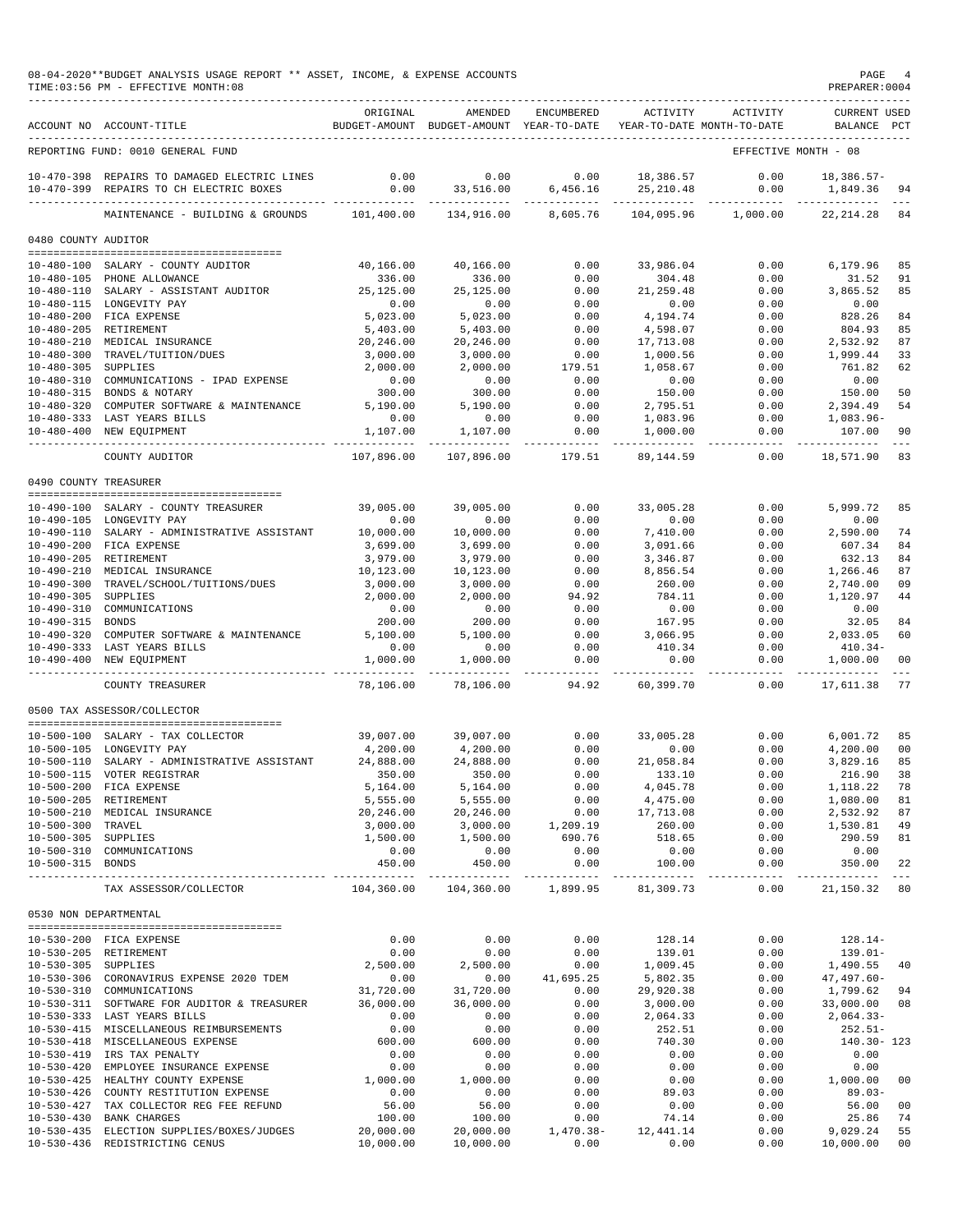08-04-2020**BUDGET ANALYSIS USAGE REPORT ** ASSET, INCOME, & EXPENSE ACCOUNTS
TIME:03:56 PM - EFFECTIVE MONTH:08

PREPARER:0004

| ACCOUNT NO | ACCOUNT-TITLE | ORIGINAL BUDGET-AMOUNT | AMENDED BUDGET-AMOUNT | ENCUMBERED YEAR-TO-DATE | ACTIVITY YEAR-TO-DATE | ACTIVITY MONTH-TO-DATE | CURRENT BALANCE | USED PCT |
|---|---|---|---|---|---|---|---|---|
| REPORTING FUND: 0010 GENERAL FUND | | | | | | EFFECTIVE MONTH - 08 | | |
| 10-470-398 | REPAIRS TO DAMAGED ELECTRIC LINES | 0.00 | 0.00 | 0.00 | 18,386.57 | 0.00 | 18,386.57- | |
| 10-470-399 | REPAIRS TO CH ELECTRIC BOXES | 0.00 | 33,516.00 | 6,456.16 | 25,210.48 | 0.00 | 1,849.36 | 94 |
| | MAINTENANCE - BUILDING & GROUNDS | 101,400.00 | 134,916.00 | 8,605.76 | 104,095.96 | 1,000.00 | 22,214.28 | 84 |
| **0480 COUNTY AUDITOR** | | | | | | | | |
| 10-480-100 | SALARY - COUNTY AUDITOR | 40,166.00 | 40,166.00 | 0.00 | 33,986.04 | 0.00 | 6,179.96 | 85 |
| 10-480-105 | PHONE ALLOWANCE | 336.00 | 336.00 | 0.00 | 304.48 | 0.00 | 31.52 | 91 |
| 10-480-110 | SALARY - ASSISTANT AUDITOR | 25,125.00 | 25,125.00 | 0.00 | 21,259.48 | 0.00 | 3,865.52 | 85 |
| 10-480-115 | LONGEVITY PAY | 0.00 | 0.00 | 0.00 | 0.00 | 0.00 | 0.00 | |
| 10-480-200 | FICA EXPENSE | 5,023.00 | 5,023.00 | 0.00 | 4,194.74 | 0.00 | 828.26 | 84 |
| 10-480-205 | RETIREMENT | 5,403.00 | 5,403.00 | 0.00 | 4,598.07 | 0.00 | 804.93 | 85 |
| 10-480-210 | MEDICAL INSURANCE | 20,246.00 | 20,246.00 | 0.00 | 17,713.08 | 0.00 | 2,532.92 | 87 |
| 10-480-300 | TRAVEL/TUITION/DUES | 3,000.00 | 3,000.00 | 0.00 | 1,000.56 | 0.00 | 1,999.44 | 33 |
| 10-480-305 | SUPPLIES | 2,000.00 | 2,000.00 | 179.51 | 1,058.67 | 0.00 | 761.82 | 62 |
| 10-480-310 | COMMUNICATIONS - IPAD EXPENSE | 0.00 | 0.00 | 0.00 | 0.00 | 0.00 | 0.00 | |
| 10-480-315 | BONDS & NOTARY | 300.00 | 300.00 | 0.00 | 150.00 | 0.00 | 150.00 | 50 |
| 10-480-320 | COMPUTER SOFTWARE & MAINTENANCE | 5,190.00 | 5,190.00 | 0.00 | 2,795.51 | 0.00 | 2,394.49 | 54 |
| 10-480-333 | LAST YEARS BILLS | 0.00 | 0.00 | 0.00 | 1,083.96 | 0.00 | 1,083.96- | |
| 10-480-400 | NEW EQUIPMENT | 1,107.00 | 1,107.00 | 0.00 | 1,000.00 | 0.00 | 107.00 | 90 |
| | COUNTY AUDITOR | 107,896.00 | 107,896.00 | 179.51 | 89,144.59 | 0.00 | 18,571.90 | 83 |
| **0490 COUNTY TREASURER** | | | | | | | | |
| 10-490-100 | SALARY - COUNTY TREASURER | 39,005.00 | 39,005.00 | 0.00 | 33,005.28 | 0.00 | 5,999.72 | 85 |
| 10-490-105 | LONGEVITY PAY | 0.00 | 0.00 | 0.00 | 0.00 | 0.00 | 0.00 | |
| 10-490-110 | SALARY - ADMINISTRATIVE ASSISTANT | 10,000.00 | 10,000.00 | 0.00 | 7,410.00 | 0.00 | 2,590.00 | 74 |
| 10-490-200 | FICA EXPENSE | 3,699.00 | 3,699.00 | 0.00 | 3,091.66 | 0.00 | 607.34 | 84 |
| 10-490-205 | RETIREMENT | 3,979.00 | 3,979.00 | 0.00 | 3,346.87 | 0.00 | 632.13 | 84 |
| 10-490-210 | MEDICAL INSURANCE | 10,123.00 | 10,123.00 | 0.00 | 8,856.54 | 0.00 | 1,266.46 | 87 |
| 10-490-300 | TRAVEL/SCHOOL/TUITIONS/DUES | 3,000.00 | 3,000.00 | 0.00 | 260.00 | 0.00 | 2,740.00 | 09 |
| 10-490-305 | SUPPLIES | 2,000.00 | 2,000.00 | 94.92 | 784.11 | 0.00 | 1,120.97 | 44 |
| 10-490-310 | COMMUNICATIONS | 0.00 | 0.00 | 0.00 | 0.00 | 0.00 | 0.00 | |
| 10-490-315 | BONDS | 200.00 | 200.00 | 0.00 | 167.95 | 0.00 | 32.05 | 84 |
| 10-490-320 | COMPUTER SOFTWARE & MAINTENANCE | 5,100.00 | 5,100.00 | 0.00 | 3,066.95 | 0.00 | 2,033.05 | 60 |
| 10-490-333 | LAST YEARS BILLS | 0.00 | 0.00 | 0.00 | 410.34 | 0.00 | 410.34- | |
| 10-490-400 | NEW EQUIPMENT | 1,000.00 | 1,000.00 | 0.00 | 0.00 | 0.00 | 1,000.00 | 00 |
| | COUNTY TREASURER | 78,106.00 | 78,106.00 | 94.92 | 60,399.70 | 0.00 | 17,611.38 | 77 |
| **0500 TAX ASSESSOR/COLLECTOR** | | | | | | | | |
| 10-500-100 | SALARY - TAX COLLECTOR | 39,007.00 | 39,007.00 | 0.00 | 33,005.28 | 0.00 | 6,001.72 | 85 |
| 10-500-105 | LONGEVITY PAY | 4,200.00 | 4,200.00 | 0.00 | 0.00 | 0.00 | 4,200.00 | 00 |
| 10-500-110 | SALARY - ADMINISTRATIVE ASSISTANT | 24,888.00 | 24,888.00 | 0.00 | 21,058.84 | 0.00 | 3,829.16 | 85 |
| 10-500-115 | VOTER REGISTRAR | 350.00 | 350.00 | 0.00 | 133.10 | 0.00 | 216.90 | 38 |
| 10-500-200 | FICA EXPENSE | 5,164.00 | 5,164.00 | 0.00 | 4,045.78 | 0.00 | 1,118.22 | 78 |
| 10-500-205 | RETIREMENT | 5,555.00 | 5,555.00 | 0.00 | 4,475.00 | 0.00 | 1,080.00 | 81 |
| 10-500-210 | MEDICAL INSURANCE | 20,246.00 | 20,246.00 | 0.00 | 17,713.08 | 0.00 | 2,532.92 | 87 |
| 10-500-300 | TRAVEL | 3,000.00 | 3,000.00 | 1,209.19 | 260.00 | 0.00 | 1,530.81 | 49 |
| 10-500-305 | SUPPLIES | 1,500.00 | 1,500.00 | 690.76 | 518.65 | 0.00 | 290.59 | 81 |
| 10-500-310 | COMMUNICATIONS | 0.00 | 0.00 | 0.00 | 0.00 | 0.00 | 0.00 | |
| 10-500-315 | BONDS | 450.00 | 450.00 | 0.00 | 100.00 | 0.00 | 350.00 | 22 |
| | TAX ASSESSOR/COLLECTOR | 104,360.00 | 104,360.00 | 1,899.95 | 81,309.73 | 0.00 | 21,150.32 | 80 |
| **0530 NON DEPARTMENTAL** | | | | | | | | |
| 10-530-200 | FICA EXPENSE | 0.00 | 0.00 | 0.00 | 128.14 | 0.00 | 128.14- | |
| 10-530-205 | RETIREMENT | 0.00 | 0.00 | 0.00 | 139.01 | 0.00 | 139.01- | |
| 10-530-305 | SUPPLIES | 2,500.00 | 2,500.00 | 0.00 | 1,009.45 | 0.00 | 1,490.55 | 40 |
| 10-530-306 | CORONAVIRUS EXPENSE 2020 TDEM | 0.00 | 0.00 | 41,695.25 | 5,802.35 | 0.00 | 47,497.60- | |
| 10-530-310 | COMMUNICATIONS | 31,720.00 | 31,720.00 | 0.00 | 29,920.38 | 0.00 | 1,799.62 | 94 |
| 10-530-311 | SOFTWARE FOR AUDITOR & TREASURER | 36,000.00 | 36,000.00 | 0.00 | 3,000.00 | 0.00 | 33,000.00 | 08 |
| 10-530-333 | LAST YEARS BILLS | 0.00 | 0.00 | 0.00 | 2,064.33 | 0.00 | 2,064.33- | |
| 10-530-415 | MISCELLANEOUS REIMBURSEMENTS | 0.00 | 0.00 | 0.00 | 252.51 | 0.00 | 252.51- | |
| 10-530-418 | MISCELLANEOUS EXPENSE | 600.00 | 600.00 | 0.00 | 740.30 | 0.00 | 140.30- | 123 |
| 10-530-419 | IRS TAX PENALTY | 0.00 | 0.00 | 0.00 | 0.00 | 0.00 | 0.00 | |
| 10-530-420 | EMPLOYEE INSURANCE EXPENSE | 0.00 | 0.00 | 0.00 | 0.00 | 0.00 | 0.00 | |
| 10-530-425 | HEALTHY COUNTY EXPENSE | 1,000.00 | 1,000.00 | 0.00 | 0.00 | 0.00 | 1,000.00 | 00 |
| 10-530-426 | COUNTY RESTITUTION EXPENSE | 0.00 | 0.00 | 0.00 | 89.03 | 0.00 | 89.03- | |
| 10-530-427 | TAX COLLECTOR REG FEE REFUND | 56.00 | 56.00 | 0.00 | 0.00 | 0.00 | 56.00 | 00 |
| 10-530-430 | BANK CHARGES | 100.00 | 100.00 | 0.00 | 74.14 | 0.00 | 25.86 | 74 |
| 10-530-435 | ELECTION SUPPLIES/BOXES/JUDGES | 20,000.00 | 20,000.00 | 1,470.38- | 12,441.14 | 0.00 | 9,029.24 | 55 |
| 10-530-436 | REDISTRICTING CENUS | 10,000.00 | 10,000.00 | 0.00 | 0.00 | 0.00 | 10,000.00 | 00 |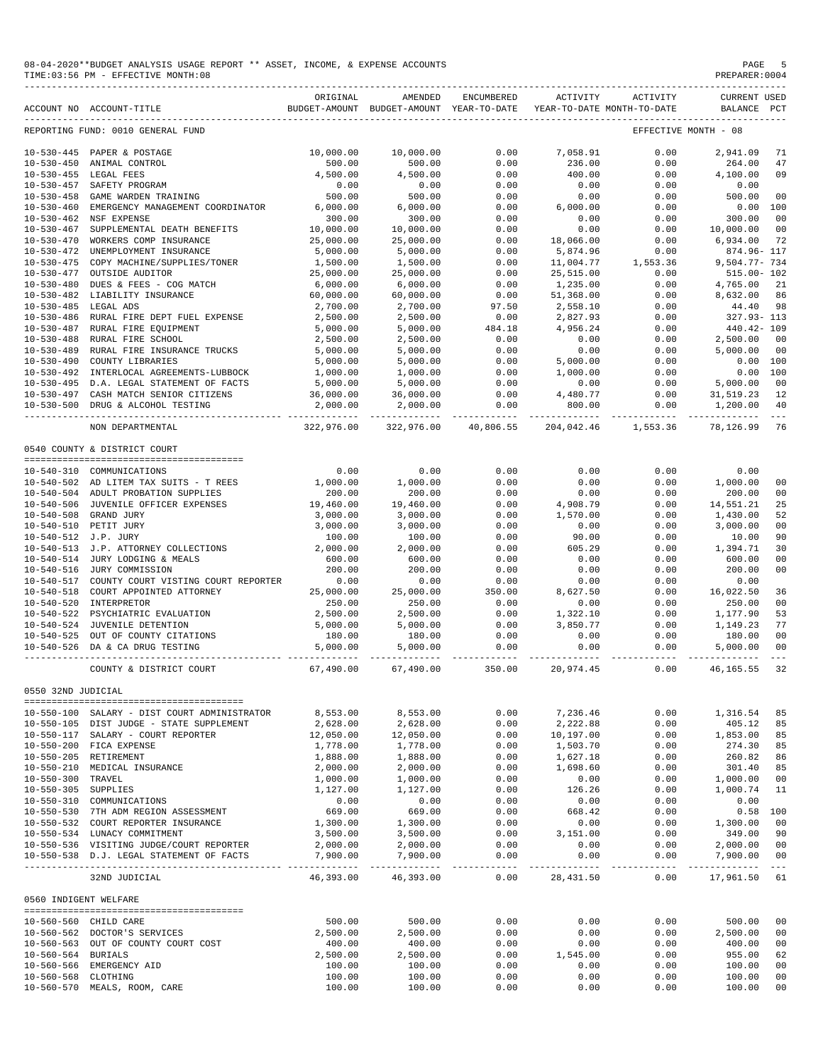08-04-2020**BUDGET ANALYSIS USAGE REPORT ** ASSET, INCOME, & EXPENSE ACCOUNTS
TIME:03:56 PM - EFFECTIVE MONTH:08
PREPARER:0004

| ACCOUNT NO | ACCOUNT-TITLE | ORIGINAL BUDGET-AMOUNT | AMENDED BUDGET-AMOUNT | ENCUMBERED YEAR-TO-DATE | ACTIVITY YEAR-TO-DATE | ACTIVITY MONTH-TO-DATE | CURRENT BALANCE | USED PCT |
|---|---|---|---|---|---|---|---|---|
| REPORTING FUND: 0010 GENERAL FUND | | | | | | | EFFECTIVE MONTH - 08 | |
| 10-530-445 | PAPER & POSTAGE | 10,000.00 | 10,000.00 | 0.00 | 7,058.91 | 0.00 | 2,941.09 | 71 |
| 10-530-450 | ANIMAL CONTROL | 500.00 | 500.00 | 0.00 | 236.00 | 0.00 | 264.00 | 47 |
| 10-530-455 | LEGAL FEES | 4,500.00 | 4,500.00 | 0.00 | 400.00 | 0.00 | 4,100.00 | 09 |
| 10-530-457 | SAFETY PROGRAM | 0.00 | 0.00 | 0.00 | 0.00 | 0.00 | 0.00 | |
| 10-530-458 | GAME WARDEN TRAINING | 500.00 | 500.00 | 0.00 | 0.00 | 0.00 | 500.00 | 00 |
| 10-530-460 | EMERGENCY MANAGEMENT COORDINATOR | 6,000.00 | 6,000.00 | 0.00 | 6,000.00 | 0.00 | 0.00 | 100 |
| 10-530-462 | NSF EXPENSE | 300.00 | 300.00 | 0.00 | 0.00 | 0.00 | 300.00 | 00 |
| 10-530-467 | SUPPLEMENTAL DEATH BENEFITS | 10,000.00 | 10,000.00 | 0.00 | 0.00 | 0.00 | 10,000.00 | 00 |
| 10-530-470 | WORKERS COMP INSURANCE | 25,000.00 | 25,000.00 | 0.00 | 18,066.00 | 0.00 | 6,934.00 | 72 |
| 10-530-472 | UNEMPLOYMENT INSURANCE | 5,000.00 | 5,000.00 | 0.00 | 5,874.96 | 0.00 | 874.96- | 117 |
| 10-530-475 | COPY MACHINE/SUPPLIES/TONER | 1,500.00 | 1,500.00 | 0.00 | 11,004.77 | 1,553.36 | 9,504.77- | 734 |
| 10-530-477 | OUTSIDE AUDITOR | 25,000.00 | 25,000.00 | 0.00 | 25,515.00 | 0.00 | 515.00- | 102 |
| 10-530-480 | DUES & FEES - COG MATCH | 6,000.00 | 6,000.00 | 0.00 | 1,235.00 | 0.00 | 4,765.00 | 21 |
| 10-530-482 | LIABILITY INSURANCE | 60,000.00 | 60,000.00 | 0.00 | 51,368.00 | 0.00 | 8,632.00 | 86 |
| 10-530-485 | LEGAL ADS | 2,700.00 | 2,700.00 | 97.50 | 2,558.10 | 0.00 | 44.40 | 98 |
| 10-530-486 | RURAL FIRE DEPT FUEL EXPENSE | 2,500.00 | 2,500.00 | 0.00 | 2,827.93 | 0.00 | 327.93- | 113 |
| 10-530-487 | RURAL FIRE EQUIPMENT | 5,000.00 | 5,000.00 | 484.18 | 4,956.24 | 0.00 | 440.42- | 109 |
| 10-530-488 | RURAL FIRE SCHOOL | 2,500.00 | 2,500.00 | 0.00 | 0.00 | 0.00 | 2,500.00 | 00 |
| 10-530-489 | RURAL FIRE INSURANCE TRUCKS | 5,000.00 | 5,000.00 | 0.00 | 0.00 | 0.00 | 5,000.00 | 00 |
| 10-530-490 | COUNTY LIBRARIES | 5,000.00 | 5,000.00 | 0.00 | 5,000.00 | 0.00 | 0.00 | 100 |
| 10-530-492 | INTERLOCAL AGREEMENTS-LUBBOCK | 1,000.00 | 1,000.00 | 0.00 | 1,000.00 | 0.00 | 0.00 | 100 |
| 10-530-495 | D.A. LEGAL STATEMENT OF FACTS | 5,000.00 | 5,000.00 | 0.00 | 0.00 | 0.00 | 5,000.00 | 00 |
| 10-530-497 | CASH MATCH SENIOR CITIZENS | 36,000.00 | 36,000.00 | 0.00 | 4,480.77 | 0.00 | 31,519.23 | 12 |
| 10-530-500 | DRUG & ALCOHOL TESTING | 2,000.00 | 2,000.00 | 0.00 | 800.00 | 0.00 | 1,200.00 | 40 |
| | NON DEPARTMENTAL | 322,976.00 | 322,976.00 | 40,806.55 | 204,042.46 | 1,553.36 | 78,126.99 | 76 |
| 0540 COUNTY & DISTRICT COURT | | | | | | | | |
| 10-540-310 | COMMUNICATIONS | 0.00 | 0.00 | 0.00 | 0.00 | 0.00 | 0.00 | |
| 10-540-502 | AD LITEM TAX SUITS - T REES | 1,000.00 | 1,000.00 | 0.00 | 0.00 | 0.00 | 1,000.00 | 00 |
| 10-540-504 | ADULT PROBATION SUPPLIES | 200.00 | 200.00 | 0.00 | 0.00 | 0.00 | 200.00 | 00 |
| 10-540-506 | JUVENILE OFFICER EXPENSES | 19,460.00 | 19,460.00 | 0.00 | 4,908.79 | 0.00 | 14,551.21 | 25 |
| 10-540-508 | GRAND JURY | 3,000.00 | 3,000.00 | 0.00 | 1,570.00 | 0.00 | 1,430.00 | 52 |
| 10-540-510 | PETIT JURY | 3,000.00 | 3,000.00 | 0.00 | 0.00 | 0.00 | 3,000.00 | 00 |
| 10-540-512 | J.P. JURY | 100.00 | 100.00 | 0.00 | 90.00 | 0.00 | 10.00 | 90 |
| 10-540-513 | J.P. ATTORNEY COLLECTIONS | 2,000.00 | 2,000.00 | 0.00 | 605.29 | 0.00 | 1,394.71 | 30 |
| 10-540-514 | JURY LODGING & MEALS | 600.00 | 600.00 | 0.00 | 0.00 | 0.00 | 600.00 | 00 |
| 10-540-516 | JURY COMMISSION | 200.00 | 200.00 | 0.00 | 0.00 | 0.00 | 200.00 | 00 |
| 10-540-517 | COUNTY COURT VISTING COURT REPORTER | 0.00 | 0.00 | 0.00 | 0.00 | 0.00 | 0.00 | |
| 10-540-518 | COURT APPOINTED ATTORNEY | 25,000.00 | 25,000.00 | 350.00 | 8,627.50 | 0.00 | 16,022.50 | 36 |
| 10-540-520 | INTERPRETOR | 250.00 | 250.00 | 0.00 | 0.00 | 0.00 | 250.00 | 00 |
| 10-540-522 | PSYCHIATRIC EVALUATION | 2,500.00 | 2,500.00 | 0.00 | 1,322.10 | 0.00 | 1,177.90 | 53 |
| 10-540-524 | JUVENILE DETENTION | 5,000.00 | 5,000.00 | 0.00 | 3,850.77 | 0.00 | 1,149.23 | 77 |
| 10-540-525 | OUT OF COUNTY CITATIONS | 180.00 | 180.00 | 0.00 | 0.00 | 0.00 | 180.00 | 00 |
| 10-540-526 | DA & CA DRUG TESTING | 5,000.00 | 5,000.00 | 0.00 | 0.00 | 0.00 | 5,000.00 | 00 |
| | COUNTY & DISTRICT COURT | 67,490.00 | 67,490.00 | 350.00 | 20,974.45 | 0.00 | 46,165.55 | 32 |
| 0550 32ND JUDICIAL | | | | | | | | |
| 10-550-100 | SALARY - DIST COURT ADMINISTRATOR | 8,553.00 | 8,553.00 | 0.00 | 7,236.46 | 0.00 | 1,316.54 | 85 |
| 10-550-105 | DIST JUDGE - STATE SUPPLEMENT | 2,628.00 | 2,628.00 | 0.00 | 2,222.88 | 0.00 | 405.12 | 85 |
| 10-550-117 | SALARY - COURT REPORTER | 12,050.00 | 12,050.00 | 0.00 | 10,197.00 | 0.00 | 1,853.00 | 85 |
| 10-550-200 | FICA EXPENSE | 1,778.00 | 1,778.00 | 0.00 | 1,503.70 | 0.00 | 274.30 | 85 |
| 10-550-205 | RETIREMENT | 1,888.00 | 1,888.00 | 0.00 | 1,627.18 | 0.00 | 260.82 | 86 |
| 10-550-210 | MEDICAL INSURANCE | 2,000.00 | 2,000.00 | 0.00 | 1,698.60 | 0.00 | 301.40 | 85 |
| 10-550-300 | TRAVEL | 1,000.00 | 1,000.00 | 0.00 | 0.00 | 0.00 | 1,000.00 | 00 |
| 10-550-305 | SUPPLIES | 1,127.00 | 1,127.00 | 0.00 | 126.26 | 0.00 | 1,000.74 | 11 |
| 10-550-310 | COMMUNICATIONS | 0.00 | 0.00 | 0.00 | 0.00 | 0.00 | 0.00 | |
| 10-550-530 | 7TH ADM REGION ASSESSMENT | 669.00 | 669.00 | 0.00 | 668.42 | 0.00 | 0.58 | 100 |
| 10-550-532 | COURT REPORTER INSURANCE | 1,300.00 | 1,300.00 | 0.00 | 0.00 | 0.00 | 1,300.00 | 00 |
| 10-550-534 | LUNACY COMMITMENT | 3,500.00 | 3,500.00 | 0.00 | 3,151.00 | 0.00 | 349.00 | 90 |
| 10-550-536 | VISITING JUDGE/COURT REPORTER | 2,000.00 | 2,000.00 | 0.00 | 0.00 | 0.00 | 2,000.00 | 00 |
| 10-550-538 | D.J. LEGAL STATEMENT OF FACTS | 7,900.00 | 7,900.00 | 0.00 | 0.00 | 0.00 | 7,900.00 | 00 |
| | 32ND JUDICIAL | 46,393.00 | 46,393.00 | 0.00 | 28,431.50 | 0.00 | 17,961.50 | 61 |
| 0560 INDIGENT WELFARE | | | | | | | | |
| 10-560-560 | CHILD CARE | 500.00 | 500.00 | 0.00 | 0.00 | 0.00 | 500.00 | 00 |
| 10-560-562 | DOCTOR'S SERVICES | 2,500.00 | 2,500.00 | 0.00 | 0.00 | 0.00 | 2,500.00 | 00 |
| 10-560-563 | OUT OF COUNTY COURT COST | 400.00 | 400.00 | 0.00 | 0.00 | 0.00 | 400.00 | 00 |
| 10-560-564 | BURIALS | 2,500.00 | 2,500.00 | 0.00 | 1,545.00 | 0.00 | 955.00 | 62 |
| 10-560-566 | EMERGENCY AID | 100.00 | 100.00 | 0.00 | 0.00 | 0.00 | 100.00 | 00 |
| 10-560-568 | CLOTHING | 100.00 | 100.00 | 0.00 | 0.00 | 0.00 | 100.00 | 00 |
| 10-560-570 | MEALS, ROOM, CARE | 100.00 | 100.00 | 0.00 | 0.00 | 0.00 | 100.00 | 00 |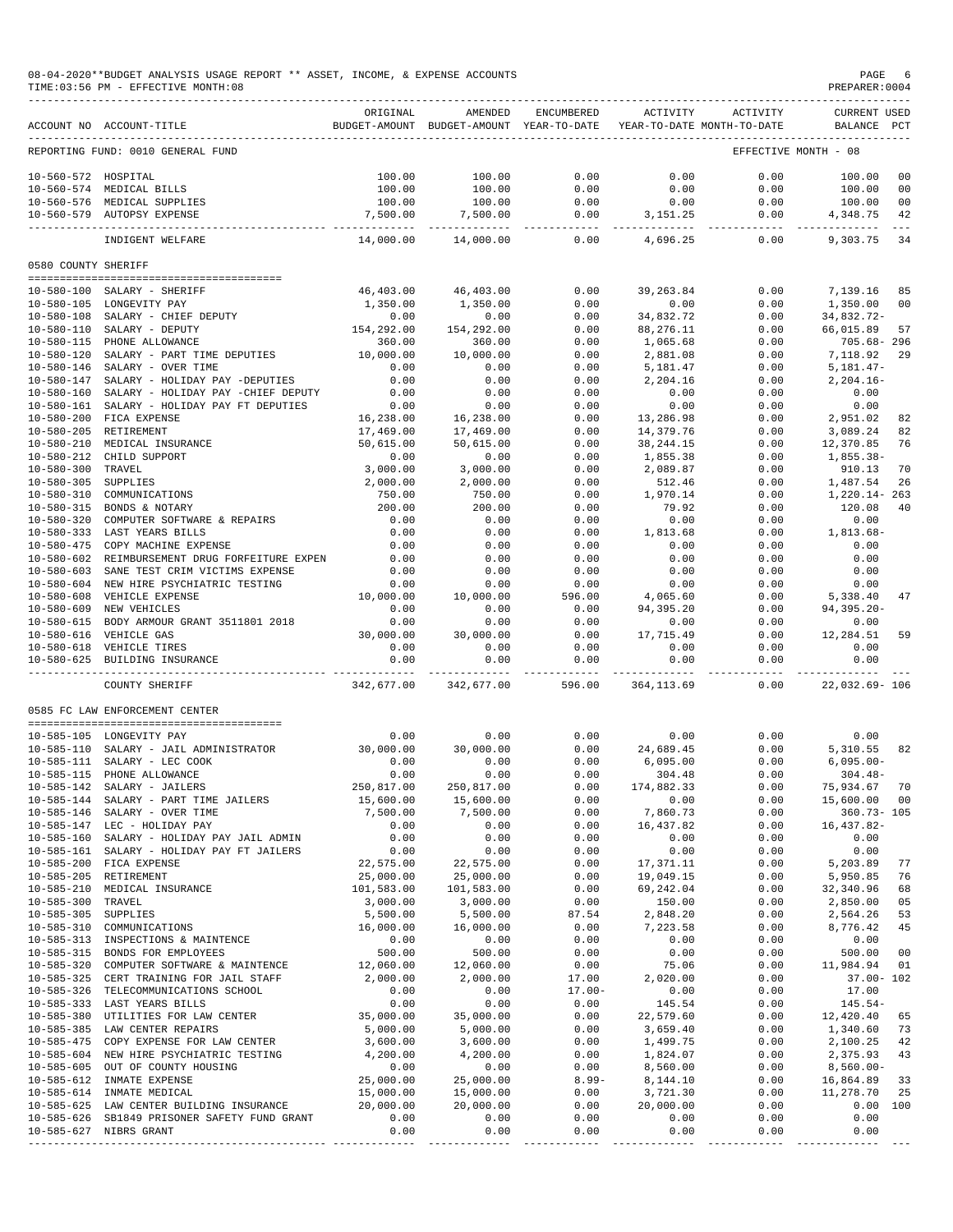08-04-2020**BUDGET ANALYSIS USAGE REPORT ** ASSET, INCOME, & EXPENSE ACCOUNTS
TIME:03:56 PM - EFFECTIVE MONTH:08

PREPARER:0004

REPORTING FUND: 0010 GENERAL FUND — EFFECTIVE MONTH - 08

| ACCOUNT NO | ACCOUNT-TITLE | ORIGINAL BUDGET-AMOUNT | AMENDED BUDGET-AMOUNT | ENCUMBERED YEAR-TO-DATE | ACTIVITY YEAR-TO-DATE | ACTIVITY MONTH-TO-DATE | CURRENT BALANCE | USED PCT |
|---|---|---|---|---|---|---|---|---|
| 10-560-572 | HOSPITAL | 100.00 | 100.00 | 0.00 | 0.00 | 0.00 | 100.00 | 00 |
| 10-560-574 | MEDICAL BILLS | 100.00 | 100.00 | 0.00 | 0.00 | 0.00 | 100.00 | 00 |
| 10-560-576 | MEDICAL SUPPLIES | 100.00 | 100.00 | 0.00 | 0.00 | 0.00 | 100.00 | 00 |
| 10-560-579 | AUTOPSY EXPENSE | 7,500.00 | 7,500.00 | 0.00 | 3,151.25 | 0.00 | 4,348.75 | 42 |
| | INDIGENT WELFARE | 14,000.00 | 14,000.00 | 0.00 | 4,696.25 | 0.00 | 9,303.75 | 34 |

0580 COUNTY SHERIFF

| ACCOUNT NO | ACCOUNT-TITLE | ORIGINAL BUDGET-AMOUNT | AMENDED BUDGET-AMOUNT | ENCUMBERED YEAR-TO-DATE | ACTIVITY YEAR-TO-DATE | ACTIVITY MONTH-TO-DATE | CURRENT BALANCE | USED PCT |
|---|---|---|---|---|---|---|---|---|
| 10-580-100 | SALARY - SHERIFF | 46,403.00 | 46,403.00 | 0.00 | 39,263.84 | 0.00 | 7,139.16 | 85 |
| 10-580-105 | LONGEVITY PAY | 1,350.00 | 1,350.00 | 0.00 | 0.00 | 0.00 | 1,350.00 | 00 |
| 10-580-108 | SALARY - CHIEF DEPUTY | 0.00 | 0.00 | 0.00 | 34,832.72 | 0.00 | 34,832.72- | |
| 10-580-110 | SALARY - DEPUTY | 154,292.00 | 154,292.00 | 0.00 | 88,276.11 | 0.00 | 66,015.89 | 57 |
| 10-580-115 | PHONE ALLOWANCE | 360.00 | 360.00 | 0.00 | 1,065.68 | 0.00 | 705.68- | 296 |
| 10-580-120 | SALARY - PART TIME DEPUTIES | 10,000.00 | 10,000.00 | 0.00 | 2,881.08 | 0.00 | 7,118.92 | 29 |
| 10-580-146 | SALARY - OVER TIME | 0.00 | 0.00 | 0.00 | 5,181.47 | 0.00 | 5,181.47- | |
| 10-580-147 | SALARY - HOLIDAY PAY -DEPUTIES | 0.00 | 0.00 | 0.00 | 2,204.16 | 0.00 | 2,204.16- | |
| 10-580-160 | SALARY - HOLIDAY PAY -CHIEF DEPUTY | 0.00 | 0.00 | 0.00 | 0.00 | 0.00 | 0.00 | |
| 10-580-161 | SALARY - HOLIDAY PAY FT DEPUTIES | 0.00 | 0.00 | 0.00 | 0.00 | 0.00 | 0.00 | |
| 10-580-200 | FICA EXPENSE | 16,238.00 | 16,238.00 | 0.00 | 13,286.98 | 0.00 | 2,951.02 | 82 |
| 10-580-205 | RETIREMENT | 17,469.00 | 17,469.00 | 0.00 | 14,379.76 | 0.00 | 3,089.24 | 82 |
| 10-580-210 | MEDICAL INSURANCE | 50,615.00 | 50,615.00 | 0.00 | 38,244.15 | 0.00 | 12,370.85 | 76 |
| 10-580-212 | CHILD SUPPORT | 0.00 | 0.00 | 0.00 | 1,855.38 | 0.00 | 1,855.38- | |
| 10-580-300 | TRAVEL | 3,000.00 | 3,000.00 | 0.00 | 2,089.87 | 0.00 | 910.13 | 70 |
| 10-580-305 | SUPPLIES | 2,000.00 | 2,000.00 | 0.00 | 512.46 | 0.00 | 1,487.54 | 26 |
| 10-580-310 | COMMUNICATIONS | 750.00 | 750.00 | 0.00 | 1,970.14 | 0.00 | 1,220.14- | 263 |
| 10-580-315 | BONDS & NOTARY | 200.00 | 200.00 | 0.00 | 79.92 | 0.00 | 120.08 | 40 |
| 10-580-320 | COMPUTER SOFTWARE & REPAIRS | 0.00 | 0.00 | 0.00 | 0.00 | 0.00 | 0.00 | |
| 10-580-333 | LAST YEARS BILLS | 0.00 | 0.00 | 0.00 | 1,813.68 | 0.00 | 1,813.68- | |
| 10-580-475 | COPY MACHINE EXPENSE | 0.00 | 0.00 | 0.00 | 0.00 | 0.00 | 0.00 | |
| 10-580-602 | REIMBURSEMENT DRUG FORFEITURE EXPEN | 0.00 | 0.00 | 0.00 | 0.00 | 0.00 | 0.00 | |
| 10-580-603 | SANE TEST CRIM VICTIMS EXPENSE | 0.00 | 0.00 | 0.00 | 0.00 | 0.00 | 0.00 | |
| 10-580-604 | NEW HIRE PSYCHIATRIC TESTING | 0.00 | 0.00 | 0.00 | 0.00 | 0.00 | 0.00 | |
| 10-580-608 | VEHICLE EXPENSE | 10,000.00 | 10,000.00 | 596.00 | 4,065.60 | 0.00 | 5,338.40 | 47 |
| 10-580-609 | NEW VEHICLES | 0.00 | 0.00 | 0.00 | 94,395.20 | 0.00 | 94,395.20- | |
| 10-580-615 | BODY ARMOUR GRANT 3511801 2018 | 0.00 | 0.00 | 0.00 | 0.00 | 0.00 | 0.00 | |
| 10-580-616 | VEHICLE GAS | 30,000.00 | 30,000.00 | 0.00 | 17,715.49 | 0.00 | 12,284.51 | 59 |
| 10-580-618 | VEHICLE TIRES | 0.00 | 0.00 | 0.00 | 0.00 | 0.00 | 0.00 | |
| 10-580-625 | BUILDING INSURANCE | 0.00 | 0.00 | 0.00 | 0.00 | 0.00 | 0.00 | |
| | COUNTY SHERIFF | 342,677.00 | 342,677.00 | 596.00 | 364,113.69 | 0.00 | 22,032.69- | 106 |

0585 FC LAW ENFORCEMENT CENTER

| ACCOUNT NO | ACCOUNT-TITLE | ORIGINAL BUDGET-AMOUNT | AMENDED BUDGET-AMOUNT | ENCUMBERED YEAR-TO-DATE | ACTIVITY YEAR-TO-DATE | ACTIVITY MONTH-TO-DATE | CURRENT BALANCE | USED PCT |
|---|---|---|---|---|---|---|---|---|
| 10-585-105 | LONGEVITY PAY | 0.00 | 0.00 | 0.00 | 0.00 | 0.00 | 0.00 | |
| 10-585-110 | SALARY - JAIL ADMINISTRATOR | 30,000.00 | 30,000.00 | 0.00 | 24,689.45 | 0.00 | 5,310.55 | 82 |
| 10-585-111 | SALARY - LEC COOK | 0.00 | 0.00 | 0.00 | 6,095.00 | 0.00 | 6,095.00- | |
| 10-585-115 | PHONE ALLOWANCE | 0.00 | 0.00 | 0.00 | 304.48 | 0.00 | 304.48- | |
| 10-585-142 | SALARY - JAILERS | 250,817.00 | 250,817.00 | 0.00 | 174,882.33 | 0.00 | 75,934.67 | 70 |
| 10-585-144 | SALARY - PART TIME JAILERS | 15,600.00 | 15,600.00 | 0.00 | 0.00 | 0.00 | 15,600.00 | 00 |
| 10-585-146 | SALARY - OVER TIME | 7,500.00 | 7,500.00 | 0.00 | 7,860.73 | 0.00 | 360.73- | 105 |
| 10-585-147 | LEC - HOLIDAY PAY | 0.00 | 0.00 | 0.00 | 16,437.82 | 0.00 | 16,437.82- | |
| 10-585-160 | SALARY - HOLIDAY PAY JAIL ADMIN | 0.00 | 0.00 | 0.00 | 0.00 | 0.00 | 0.00 | |
| 10-585-161 | SALARY - HOLIDAY PAY FT JAILERS | 0.00 | 0.00 | 0.00 | 0.00 | 0.00 | 0.00 | |
| 10-585-200 | FICA EXPENSE | 22,575.00 | 22,575.00 | 0.00 | 17,371.11 | 0.00 | 5,203.89 | 77 |
| 10-585-205 | RETIREMENT | 25,000.00 | 25,000.00 | 0.00 | 19,049.15 | 0.00 | 5,950.85 | 76 |
| 10-585-210 | MEDICAL INSURANCE | 101,583.00 | 101,583.00 | 0.00 | 69,242.04 | 0.00 | 32,340.96 | 68 |
| 10-585-300 | TRAVEL | 3,000.00 | 3,000.00 | 0.00 | 150.00 | 0.00 | 2,850.00 | 05 |
| 10-585-305 | SUPPLIES | 5,500.00 | 5,500.00 | 87.54 | 2,848.20 | 0.00 | 2,564.26 | 53 |
| 10-585-310 | COMMUNICATIONS | 16,000.00 | 16,000.00 | 0.00 | 7,223.58 | 0.00 | 8,776.42 | 45 |
| 10-585-313 | INSPECTIONS & MAINTENCE | 0.00 | 0.00 | 0.00 | 0.00 | 0.00 | 0.00 | |
| 10-585-315 | BONDS FOR EMPLOYEES | 500.00 | 500.00 | 0.00 | 0.00 | 0.00 | 500.00 | 00 |
| 10-585-320 | COMPUTER SOFTWARE & MAINTENCE | 12,060.00 | 12,060.00 | 0.00 | 75.06 | 0.00 | 11,984.94 | 01 |
| 10-585-325 | CERT TRAINING FOR JAIL STAFF | 2,000.00 | 2,000.00 | 17.00 | 2,020.00 | 0.00 | 37.00- | 102 |
| 10-585-326 | TELECOMMUNICATIONS SCHOOL | 0.00 | 0.00 | 17.00- | 0.00 | 0.00 | 17.00 | |
| 10-585-333 | LAST YEARS BILLS | 0.00 | 0.00 | 0.00 | 145.54 | 0.00 | 145.54- | |
| 10-585-380 | UTILITIES FOR LAW CENTER | 35,000.00 | 35,000.00 | 0.00 | 22,579.60 | 0.00 | 12,420.40 | 65 |
| 10-585-385 | LAW CENTER REPAIRS | 5,000.00 | 5,000.00 | 0.00 | 3,659.40 | 0.00 | 1,340.60 | 73 |
| 10-585-475 | COPY EXPENSE FOR LAW CENTER | 3,600.00 | 3,600.00 | 0.00 | 1,499.75 | 0.00 | 2,100.25 | 42 |
| 10-585-604 | NEW HIRE PSYCHIATRIC TESTING | 4,200.00 | 4,200.00 | 0.00 | 1,824.07 | 0.00 | 2,375.93 | 43 |
| 10-585-605 | OUT OF COUNTY HOUSING | 0.00 | 0.00 | 0.00 | 8,560.00 | 0.00 | 8,560.00- | |
| 10-585-612 | INMATE EXPENSE | 25,000.00 | 25,000.00 | 8.99- | 8,144.10 | 0.00 | 16,864.89 | 33 |
| 10-585-614 | INMATE MEDICAL | 15,000.00 | 15,000.00 | 0.00 | 3,721.30 | 0.00 | 11,278.70 | 25 |
| 10-585-625 | LAW CENTER BUILDING INSURANCE | 20,000.00 | 20,000.00 | 0.00 | 20,000.00 | 0.00 | 0.00 | 100 |
| 10-585-626 | SB1849 PRISONER SAFETY FUND GRANT | 0.00 | 0.00 | 0.00 | 0.00 | 0.00 | 0.00 | |
| 10-585-627 | NIBRS GRANT | 0.00 | 0.00 | 0.00 | 0.00 | 0.00 | 0.00 | |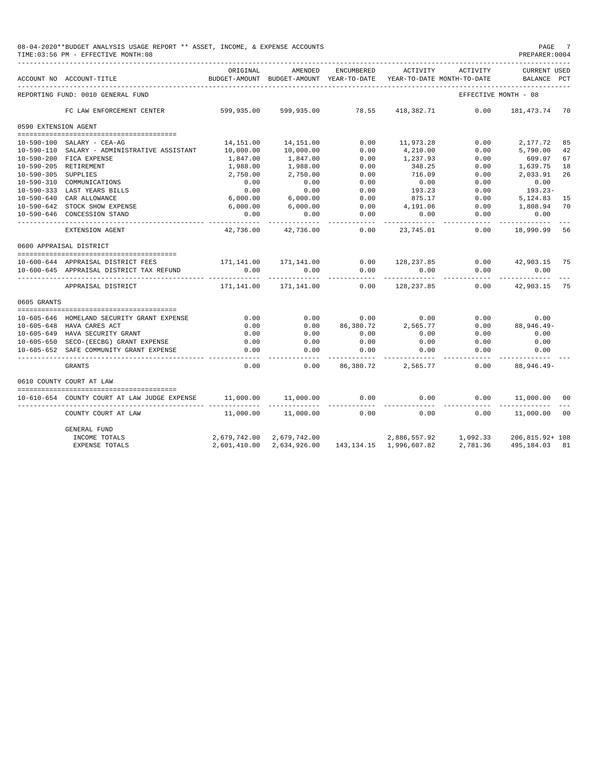08-04-2020**BUDGET ANALYSIS USAGE REPORT ** ASSET, INCOME, & EXPENSE ACCOUNTS
TIME:03:56 PM - EFFECTIVE MONTH:08

PREPARER:0004

| ACCOUNT NO | ACCOUNT-TITLE | ORIGINAL BUDGET-AMOUNT | AMENDED BUDGET-AMOUNT | ENCUMBERED YEAR-TO-DATE | ACTIVITY YEAR-TO-DATE | ACTIVITY MONTH-TO-DATE | CURRENT BALANCE | USED PCT |
|---|---|---|---|---|---|---|---|---|
| REPORTING FUND: 0010 GENERAL FUND | | | | | | EFFECTIVE MONTH - 08 | | |
| | FC LAW ENFORCEMENT CENTER | 599,935.00 | 599,935.00 | 78.55 | 418,382.71 | 0.00 | 181,473.74 | 70 |
| 0590 EXTENSION AGENT | | | | | | | | |
| 10-590-100 | SALARY - CEA-AG | 14,151.00 | 14,151.00 | 0.00 | 11,973.28 | 0.00 | 2,177.72 | 85 |
| 10-590-110 | SALARY - ADMINISTRATIVE ASSISTANT | 10,000.00 | 10,000.00 | 0.00 | 4,210.00 | 0.00 | 5,790.00 | 42 |
| 10-590-200 | FICA EXPENSE | 1,847.00 | 1,847.00 | 0.00 | 1,237.93 | 0.00 | 609.07 | 67 |
| 10-590-205 | RETIREMENT | 1,988.00 | 1,988.00 | 0.00 | 348.25 | 0.00 | 1,639.75 | 18 |
| 10-590-305 | SUPPLIES | 2,750.00 | 2,750.00 | 0.00 | 716.09 | 0.00 | 2,033.91 | 26 |
| 10-590-310 | COMMUNICATIONS | 0.00 | 0.00 | 0.00 | 0.00 | 0.00 | 0.00 | |
| 10-590-333 | LAST YEARS BILLS | 0.00 | 0.00 | 0.00 | 193.23 | 0.00 | 193.23- | |
| 10-590-640 | CAR ALLOWANCE | 6,000.00 | 6,000.00 | 0.00 | 875.17 | 0.00 | 5,124.83 | 15 |
| 10-590-642 | STOCK SHOW EXPENSE | 6,000.00 | 6,000.00 | 0.00 | 4,191.06 | 0.00 | 1,808.94 | 70 |
| 10-590-646 | CONCESSION STAND | 0.00 | 0.00 | 0.00 | 0.00 | 0.00 | 0.00 | |
| | EXTENSION AGENT | 42,736.00 | 42,736.00 | 0.00 | 23,745.01 | 0.00 | 18,990.99 | 56 |
| 0600 APPRAISAL DISTRICT | | | | | | | | |
| 10-600-644 | APPRAISAL DISTRICT FEES | 171,141.00 | 171,141.00 | 0.00 | 128,237.85 | 0.00 | 42,903.15 | 75 |
| 10-600-645 | APPRAISAL DISTRICT TAX REFUND | 0.00 | 0.00 | 0.00 | 0.00 | 0.00 | 0.00 | |
| | APPRAISAL DISTRICT | 171,141.00 | 171,141.00 | 0.00 | 128,237.85 | 0.00 | 42,903.15 | 75 |
| 0605 GRANTS | | | | | | | | |
| 10-605-646 | HOMELAND SECURITY GRANT EXPENSE | 0.00 | 0.00 | 0.00 | 0.00 | 0.00 | 0.00 | |
| 10-605-648 | HAVA CARES ACT | 0.00 | 0.00 | 86,380.72 | 2,565.77 | 0.00 | 88,946.49- | |
| 10-605-649 | HAVA SECURITY GRANT | 0.00 | 0.00 | 0.00 | 0.00 | 0.00 | 0.00 | |
| 10-605-650 | SECO-(EECBG) GRANT EXPENSE | 0.00 | 0.00 | 0.00 | 0.00 | 0.00 | 0.00 | |
| 10-605-652 | SAFE COMMUNITY GRANT EXPENSE | 0.00 | 0.00 | 0.00 | 0.00 | 0.00 | 0.00 | |
| | GRANTS | 0.00 | 0.00 | 86,380.72 | 2,565.77 | 0.00 | 88,946.49- | |
| 0610 COUNTY COURT AT LAW | | | | | | | | |
| 10-610-654 | COUNTY COURT AT LAW JUDGE EXPENSE | 11,000.00 | 11,000.00 | 0.00 | 0.00 | 0.00 | 11,000.00 | 00 |
| | COUNTY COURT AT LAW | 11,000.00 | 11,000.00 | 0.00 | 0.00 | 0.00 | 11,000.00 | 00 |
| | GENERAL FUND | | | | | | | |
| | INCOME TOTALS | 2,679,742.00 | 2,679,742.00 | | 2,886,557.92 | 1,092.33 | 206,815.92+ | 108 |
| | EXPENSE TOTALS | 2,601,410.00 | 2,634,926.00 | 143,134.15 | 1,996,607.82 | 2,781.36 | 495,184.03 | 81 |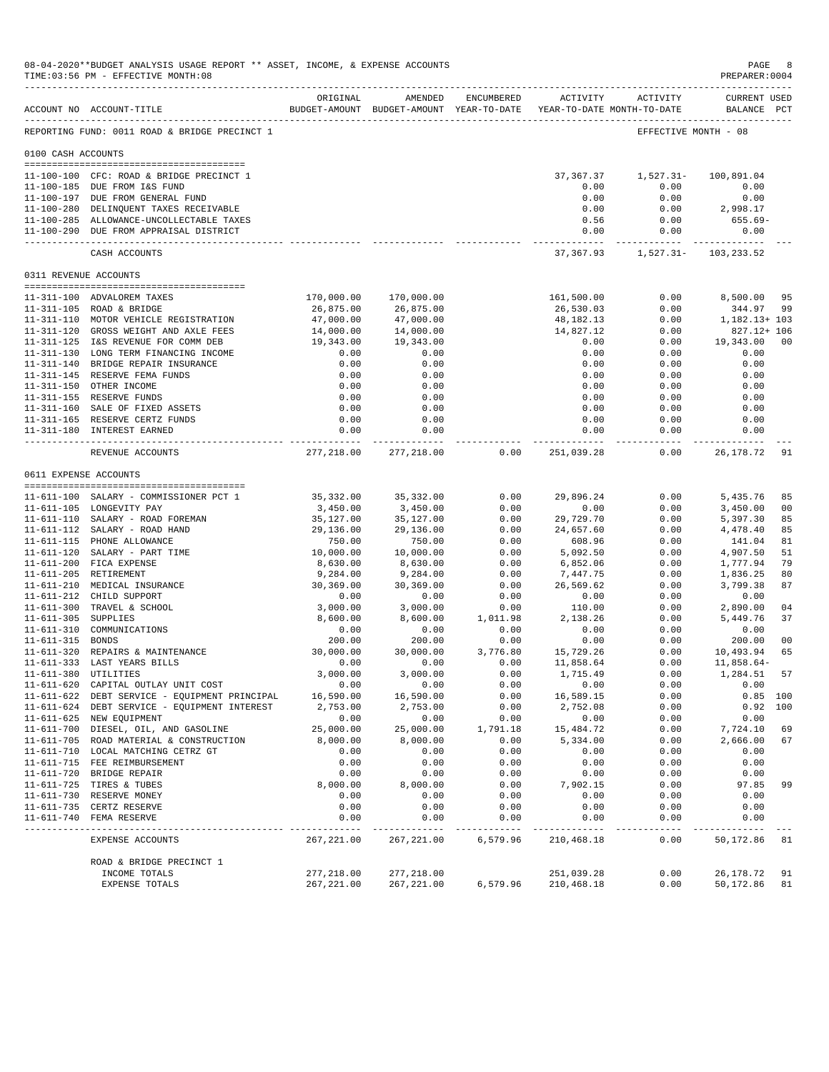08-04-2020**BUDGET ANALYSIS USAGE REPORT ** ASSET, INCOME, & EXPENSE ACCOUNTS

TIME:03:56 PM - EFFECTIVE MONTH:08

PREPARER:0004

REPORTING FUND: 0011 ROAD & BRIDGE PRECINCT 1 — EFFECTIVE MONTH - 08

| ACCOUNT NO | ACCOUNT-TITLE | ORIGINAL BUDGET-AMOUNT | AMENDED BUDGET-AMOUNT | ENCUMBERED YEAR-TO-DATE | ACTIVITY YEAR-TO-DATE | ACTIVITY MONTH-TO-DATE | CURRENT BALANCE | USED PCT |
|---|---|---|---|---|---|---|---|---|
| **0100 CASH ACCOUNTS** | | | | | | | | |
| 11-100-100 | CFC: ROAD & BRIDGE PRECINCT 1 | | | | 37,367.37 | 1,527.31- | 100,891.04 | |
| 11-100-185 | DUE FROM I&S FUND | | | | 0.00 | 0.00 | 0.00 | |
| 11-100-197 | DUE FROM GENERAL FUND | | | | 0.00 | 0.00 | 0.00 | |
| 11-100-280 | DELINQUENT TAXES RECEIVABLE | | | | 0.00 | 0.00 | 2,998.17 | |
| 11-100-285 | ALLOWANCE-UNCOLLECTABLE TAXES | | | | 0.56 | 0.00 | 655.69- | |
| 11-100-290 | DUE FROM APPRAISAL DISTRICT | | | | 0.00 | 0.00 | 0.00 | |
| | CASH ACCOUNTS | | | | 37,367.93 | 1,527.31- | 103,233.52 | |
| **0311 REVENUE ACCOUNTS** | | | | | | | | |
| 11-311-100 | ADVALOREM TAXES | 170,000.00 | 170,000.00 | | 161,500.00 | 0.00 | 8,500.00 | 95 |
| 11-311-105 | ROAD & BRIDGE | 26,875.00 | 26,875.00 | | 26,530.03 | 0.00 | 344.97 | 99 |
| 11-311-110 | MOTOR VEHICLE REGISTRATION | 47,000.00 | 47,000.00 | | 48,182.13 | 0.00 | 1,182.13+ | 103 |
| 11-311-120 | GROSS WEIGHT AND AXLE FEES | 14,000.00 | 14,000.00 | | 14,827.12 | 0.00 | 827.12+ | 106 |
| 11-311-125 | I&S REVENUE FOR COMM DEB | 19,343.00 | 19,343.00 | | 0.00 | 0.00 | 19,343.00 | 00 |
| 11-311-130 | LONG TERM FINANCING INCOME | 0.00 | 0.00 | | 0.00 | 0.00 | 0.00 | |
| 11-311-140 | BRIDGE REPAIR INSURANCE | 0.00 | 0.00 | | 0.00 | 0.00 | 0.00 | |
| 11-311-145 | RESERVE FEMA FUNDS | 0.00 | 0.00 | | 0.00 | 0.00 | 0.00 | |
| 11-311-150 | OTHER INCOME | 0.00 | 0.00 | | 0.00 | 0.00 | 0.00 | |
| 11-311-155 | RESERVE FUNDS | 0.00 | 0.00 | | 0.00 | 0.00 | 0.00 | |
| 11-311-160 | SALE OF FIXED ASSETS | 0.00 | 0.00 | | 0.00 | 0.00 | 0.00 | |
| 11-311-165 | RESERVE CERTZ FUNDS | 0.00 | 0.00 | | 0.00 | 0.00 | 0.00 | |
| 11-311-180 | INTEREST EARNED | 0.00 | 0.00 | | 0.00 | 0.00 | 0.00 | |
| | REVENUE ACCOUNTS | 277,218.00 | 277,218.00 | 0.00 | 251,039.28 | 0.00 | 26,178.72 | 91 |
| **0611 EXPENSE ACCOUNTS** | | | | | | | | |
| 11-611-100 | SALARY - COMMISSIONER PCT 1 | 35,332.00 | 35,332.00 | 0.00 | 29,896.24 | 0.00 | 5,435.76 | 85 |
| 11-611-105 | LONGEVITY PAY | 3,450.00 | 3,450.00 | 0.00 | 0.00 | 0.00 | 3,450.00 | 00 |
| 11-611-110 | SALARY - ROAD FOREMAN | 35,127.00 | 35,127.00 | 0.00 | 29,729.70 | 0.00 | 5,397.30 | 85 |
| 11-611-112 | SALARY - ROAD HAND | 29,136.00 | 29,136.00 | 0.00 | 24,657.60 | 0.00 | 4,478.40 | 85 |
| 11-611-115 | PHONE ALLOWANCE | 750.00 | 750.00 | 0.00 | 608.96 | 0.00 | 141.04 | 81 |
| 11-611-120 | SALARY - PART TIME | 10,000.00 | 10,000.00 | 0.00 | 5,092.50 | 0.00 | 4,907.50 | 51 |
| 11-611-200 | FICA EXPENSE | 8,630.00 | 8,630.00 | 0.00 | 6,852.06 | 0.00 | 1,777.94 | 79 |
| 11-611-205 | RETIREMENT | 9,284.00 | 9,284.00 | 0.00 | 7,447.75 | 0.00 | 1,836.25 | 80 |
| 11-611-210 | MEDICAL INSURANCE | 30,369.00 | 30,369.00 | 0.00 | 26,569.62 | 0.00 | 3,799.38 | 87 |
| 11-611-212 | CHILD SUPPORT | 0.00 | 0.00 | 0.00 | 0.00 | 0.00 | 0.00 | |
| 11-611-300 | TRAVEL & SCHOOL | 3,000.00 | 3,000.00 | 0.00 | 110.00 | 0.00 | 2,890.00 | 04 |
| 11-611-305 | SUPPLIES | 8,600.00 | 8,600.00 | 1,011.98 | 2,138.26 | 0.00 | 5,449.76 | 37 |
| 11-611-310 | COMMUNICATIONS | 0.00 | 0.00 | 0.00 | 0.00 | 0.00 | 0.00 | |
| 11-611-315 | BONDS | 200.00 | 200.00 | 0.00 | 0.00 | 0.00 | 200.00 | 00 |
| 11-611-320 | REPAIRS & MAINTENANCE | 30,000.00 | 30,000.00 | 3,776.80 | 15,729.26 | 0.00 | 10,493.94 | 65 |
| 11-611-333 | LAST YEARS BILLS | 0.00 | 0.00 | 0.00 | 11,858.64 | 0.00 | 11,858.64- | |
| 11-611-380 | UTILITIES | 3,000.00 | 3,000.00 | 0.00 | 1,715.49 | 0.00 | 1,284.51 | 57 |
| 11-611-620 | CAPITAL OUTLAY UNIT COST | 0.00 | 0.00 | 0.00 | 0.00 | 0.00 | 0.00 | |
| 11-611-622 | DEBT SERVICE - EQUIPMENT PRINCIPAL | 16,590.00 | 16,590.00 | 0.00 | 16,589.15 | 0.00 | 0.85 | 100 |
| 11-611-624 | DEBT SERVICE - EQUIPMENT INTEREST | 2,753.00 | 2,753.00 | 0.00 | 2,752.08 | 0.00 | 0.92 | 100 |
| 11-611-625 | NEW EQUIPMENT | 0.00 | 0.00 | 0.00 | 0.00 | 0.00 | 0.00 | |
| 11-611-700 | DIESEL, OIL, AND GASOLINE | 25,000.00 | 25,000.00 | 1,791.18 | 15,484.72 | 0.00 | 7,724.10 | 69 |
| 11-611-705 | ROAD MATERIAL & CONSTRUCTION | 8,000.00 | 8,000.00 | 0.00 | 5,334.00 | 0.00 | 2,666.00 | 67 |
| 11-611-710 | LOCAL MATCHING CETRZ GT | 0.00 | 0.00 | 0.00 | 0.00 | 0.00 | 0.00 | |
| 11-611-715 | FEE REIMBURSEMENT | 0.00 | 0.00 | 0.00 | 0.00 | 0.00 | 0.00 | |
| 11-611-720 | BRIDGE REPAIR | 0.00 | 0.00 | 0.00 | 0.00 | 0.00 | 0.00 | |
| 11-611-725 | TIRES & TUBES | 8,000.00 | 8,000.00 | 0.00 | 7,902.15 | 0.00 | 97.85 | 99 |
| 11-611-730 | RESERVE MONEY | 0.00 | 0.00 | 0.00 | 0.00 | 0.00 | 0.00 | |
| 11-611-735 | CERTZ RESERVE | 0.00 | 0.00 | 0.00 | 0.00 | 0.00 | 0.00 | |
| 11-611-740 | FEMA RESERVE | 0.00 | 0.00 | 0.00 | 0.00 | 0.00 | 0.00 | |
| | EXPENSE ACCOUNTS | 267,221.00 | 267,221.00 | 6,579.96 | 210,468.18 | 0.00 | 50,172.86 | 81 |
| | ROAD & BRIDGE PRECINCT 1 | | | | | | | |
| | INCOME TOTALS | 277,218.00 | 277,218.00 | | 251,039.28 | 0.00 | 26,178.72 | 91 |
| | EXPENSE TOTALS | 267,221.00 | 267,221.00 | 6,579.96 | 210,468.18 | 0.00 | 50,172.86 | 81 |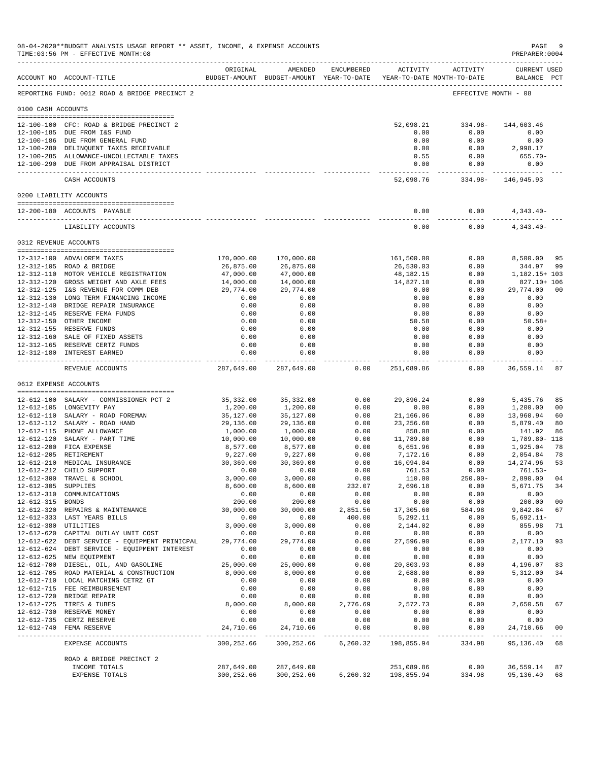08-04-2020**BUDGET ANALYSIS USAGE REPORT ** ASSET, INCOME, & EXPENSE ACCOUNTS
TIME:03:56 PM - EFFECTIVE MONTH:08

PREPARER:0004

| ACCOUNT NO | ACCOUNT-TITLE | ORIGINAL BUDGET-AMOUNT | AMENDED BUDGET-AMOUNT | ENCUMBERED YEAR-TO-DATE | ACTIVITY YEAR-TO-DATE | ACTIVITY MONTH-TO-DATE | CURRENT USED BALANCE | PCT |
|---|---|---|---|---|---|---|---|---|
| REPORTING FUND: 0012 ROAD & BRIDGE PRECINCT 2 | | | | | | | EFFECTIVE MONTH - 08 | |
| **0100 CASH ACCOUNTS** | | | | | | | | |
| 12-100-100 | CFC: ROAD & BRIDGE PRECINCT 2 | | | | 52,098.21 | 334.98- | 144,603.46 | |
| 12-100-185 | DUE FROM I&S FUND | | | | 0.00 | 0.00 | 0.00 | |
| 12-100-186 | DUE FROM GENERAL FUND | | | | 0.00 | 0.00 | 0.00 | |
| 12-100-280 | DELINQUENT TAXES RECEIVABLE | | | | 0.00 | 0.00 | 2,998.17 | |
| 12-100-285 | ALLOWANCE-UNCOLLECTABLE TAXES | | | | 0.55 | 0.00 | 655.70- | |
| 12-100-290 | DUE FROM APPRAISAL DISTRICT | | | | 0.00 | 0.00 | 0.00 | |
| | CASH ACCOUNTS | | | | 52,098.76 | 334.98- | 146,945.93 | |
| **0200 LIABILITY ACCOUNTS** | | | | | | | | |
| 12-200-180 | ACCOUNTS PAYABLE | | | | 0.00 | 0.00 | 4,343.40- | |
| | LIABILITY ACCOUNTS | | | | 0.00 | 0.00 | 4,343.40- | |
| **0312 REVENUE ACCOUNTS** | | | | | | | | |
| 12-312-100 | ADVALOREM TAXES | 170,000.00 | 170,000.00 | | 161,500.00 | 0.00 | 8,500.00 | 95 |
| 12-312-105 | ROAD & BRIDGE | 26,875.00 | 26,875.00 | | 26,530.03 | 0.00 | 344.97 | 99 |
| 12-312-110 | MOTOR VEHICLE REGISTRATION | 47,000.00 | 47,000.00 | | 48,182.15 | 0.00 | 1,182.15+ | 103 |
| 12-312-120 | GROSS WEIGHT AND AXLE FEES | 14,000.00 | 14,000.00 | | 14,827.10 | 0.00 | 827.10+ | 106 |
| 12-312-125 | I&S REVENUE FOR COMM DEB | 29,774.00 | 29,774.00 | | 0.00 | 0.00 | 29,774.00 | 00 |
| 12-312-130 | LONG TERM FINANCING INCOME | 0.00 | 0.00 | | 0.00 | 0.00 | 0.00 | |
| 12-312-140 | BRIDGE REPAIR INSURANCE | 0.00 | 0.00 | | 0.00 | 0.00 | 0.00 | |
| 12-312-145 | RESERVE FEMA FUNDS | 0.00 | 0.00 | | 0.00 | 0.00 | 0.00 | |
| 12-312-150 | OTHER INCOME | 0.00 | 0.00 | | 50.58 | 0.00 | 50.58+ | |
| 12-312-155 | RESERVE FUNDS | 0.00 | 0.00 | | 0.00 | 0.00 | 0.00 | |
| 12-312-160 | SALE OF FIXED ASSETS | 0.00 | 0.00 | | 0.00 | 0.00 | 0.00 | |
| 12-312-165 | RESERVE CERTZ FUNDS | 0.00 | 0.00 | | 0.00 | 0.00 | 0.00 | |
| 12-312-180 | INTEREST EARNED | 0.00 | 0.00 | | 0.00 | 0.00 | 0.00 | |
| | REVENUE ACCOUNTS | 287,649.00 | 287,649.00 | 0.00 | 251,089.86 | 0.00 | 36,559.14 | 87 |
| **0612 EXPENSE ACCOUNTS** | | | | | | | | |
| 12-612-100 | SALARY - COMMISSIONER PCT 2 | 35,332.00 | 35,332.00 | 0.00 | 29,896.24 | 0.00 | 5,435.76 | 85 |
| 12-612-105 | LONGEVITY PAY | 1,200.00 | 1,200.00 | 0.00 | 0.00 | 0.00 | 1,200.00 | 00 |
| 12-612-110 | SALARY - ROAD FOREMAN | 35,127.00 | 35,127.00 | 0.00 | 21,166.06 | 0.00 | 13,960.94 | 60 |
| 12-612-112 | SALARY - ROAD HAND | 29,136.00 | 29,136.00 | 0.00 | 23,256.60 | 0.00 | 5,879.40 | 80 |
| 12-612-115 | PHONE ALLOWANCE | 1,000.00 | 1,000.00 | 0.00 | 858.08 | 0.00 | 141.92 | 86 |
| 12-612-120 | SALARY - PART TIME | 10,000.00 | 10,000.00 | 0.00 | 11,789.80 | 0.00 | 1,789.80- | 118 |
| 12-612-200 | FICA EXPENSE | 8,577.00 | 8,577.00 | 0.00 | 6,651.96 | 0.00 | 1,925.04 | 78 |
| 12-612-205 | RETIREMENT | 9,227.00 | 9,227.00 | 0.00 | 7,172.16 | 0.00 | 2,054.84 | 78 |
| 12-612-210 | MEDICAL INSURANCE | 30,369.00 | 30,369.00 | 0.00 | 16,094.04 | 0.00 | 14,274.96 | 53 |
| 12-612-212 | CHILD SUPPORT | 0.00 | 0.00 | 0.00 | 761.53 | 0.00 | 761.53- | |
| 12-612-300 | TRAVEL & SCHOOL | 3,000.00 | 3,000.00 | 0.00 | 110.00 | 250.00- | 2,890.00 | 04 |
| 12-612-305 | SUPPLIES | 8,600.00 | 8,600.00 | 232.07 | 2,696.18 | 0.00 | 5,671.75 | 34 |
| 12-612-310 | COMMUNICATIONS | 0.00 | 0.00 | 0.00 | 0.00 | 0.00 | 0.00 | |
| 12-612-315 | BONDS | 200.00 | 200.00 | 0.00 | 0.00 | 0.00 | 200.00 | 00 |
| 12-612-320 | REPAIRS & MAINTENANCE | 30,000.00 | 30,000.00 | 2,851.56 | 17,305.60 | 584.98 | 9,842.84 | 67 |
| 12-612-333 | LAST YEARS BILLS | 0.00 | 0.00 | 400.00 | 5,292.11 | 0.00 | 5,692.11- | |
| 12-612-380 | UTILITIES | 3,000.00 | 3,000.00 | 0.00 | 2,144.02 | 0.00 | 855.98 | 71 |
| 12-612-620 | CAPITAL OUTLAY UNIT COST | 0.00 | 0.00 | 0.00 | 0.00 | 0.00 | 0.00 | |
| 12-612-622 | DEBT SERVICE - EQUIPMENT PRINICPAL | 29,774.00 | 29,774.00 | 0.00 | 27,596.90 | 0.00 | 2,177.10 | 93 |
| 12-612-624 | DEBT SERVICE - EQUIPMENT INTEREST | 0.00 | 0.00 | 0.00 | 0.00 | 0.00 | 0.00 | |
| 12-612-625 | NEW EQUIPMENT | 0.00 | 0.00 | 0.00 | 0.00 | 0.00 | 0.00 | |
| 12-612-700 | DIESEL, OIL, AND GASOLINE | 25,000.00 | 25,000.00 | 0.00 | 20,803.93 | 0.00 | 4,196.07 | 83 |
| 12-612-705 | ROAD MATERIAL & CONSTRUCTION | 8,000.00 | 8,000.00 | 0.00 | 2,688.00 | 0.00 | 5,312.00 | 34 |
| 12-612-710 | LOCAL MATCHING CETRZ GT | 0.00 | 0.00 | 0.00 | 0.00 | 0.00 | 0.00 | |
| 12-612-715 | FEE REIMBURSEMENT | 0.00 | 0.00 | 0.00 | 0.00 | 0.00 | 0.00 | |
| 12-612-720 | BRIDGE REPAIR | 0.00 | 0.00 | 0.00 | 0.00 | 0.00 | 0.00 | |
| 12-612-725 | TIRES & TUBES | 8,000.00 | 8,000.00 | 2,776.69 | 2,572.73 | 0.00 | 2,650.58 | 67 |
| 12-612-730 | RESERVE MONEY | 0.00 | 0.00 | 0.00 | 0.00 | 0.00 | 0.00 | |
| 12-612-735 | CERTZ RESERVE | 0.00 | 0.00 | 0.00 | 0.00 | 0.00 | 0.00 | |
| 12-612-740 | FEMA RESERVE | 24,710.66 | 24,710.66 | 0.00 | 0.00 | 0.00 | 24,710.66 | 00 |
| | EXPENSE ACCOUNTS | 300,252.66 | 300,252.66 | 6,260.32 | 198,855.94 | 334.98 | 95,136.40 | 68 |
| | ROAD & BRIDGE PRECINCT 2 | | | | | | | |
| | INCOME TOTALS | 287,649.00 | 287,649.00 | | 251,089.86 | 0.00 | 36,559.14 | 87 |
| | EXPENSE TOTALS | 300,252.66 | 300,252.66 | 6,260.32 | 198,855.94 | 334.98 | 95,136.40 | 68 |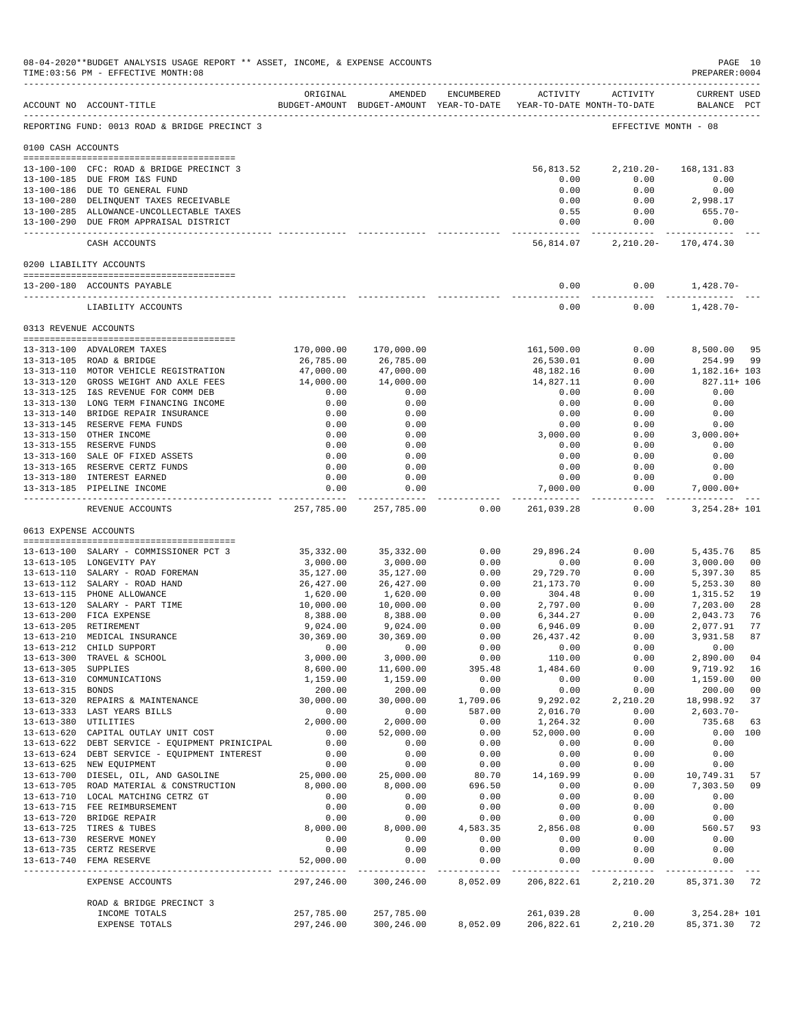08-04-2020**BUDGET ANALYSIS USAGE REPORT ** ASSET, INCOME, & EXPENSE ACCOUNTS

TIME:03:56 PM - EFFECTIVE MONTH:08

PREPARER:0004

| ACCOUNT NO | ACCOUNT-TITLE | ORIGINAL BUDGET-AMOUNT | AMENDED BUDGET-AMOUNT | ENCUMBERED YEAR-TO-DATE | ACTIVITY YEAR-TO-DATE | ACTIVITY MONTH-TO-DATE | CURRENT USED BALANCE | PCT |
|---|---|---|---|---|---|---|---|---|
| REPORTING FUND: 0013 ROAD & BRIDGE PRECINCT 3 | | | | | | | EFFECTIVE MONTH - 08 | |
| 0100 CASH ACCOUNTS | | | | | | | | |
| 13-100-100 | CFC: ROAD & BRIDGE PRECINCT 3 | | | | 56,813.52 | 2,210.20- | 168,131.83 | |
| 13-100-185 | DUE FROM I&S FUND | | | | 0.00 | 0.00 | 0.00 | |
| 13-100-186 | DUE TO GENERAL FUND | | | | 0.00 | 0.00 | 0.00 | |
| 13-100-280 | DELINQUENT TAXES RECEIVABLE | | | | 0.00 | 0.00 | 2,998.17 | |
| 13-100-285 | ALLOWANCE-UNCOLLECTABLE TAXES | | | | 0.55 | 0.00 | 655.70- | |
| 13-100-290 | DUE FROM APPRAISAL DISTRICT | | | | 0.00 | 0.00 | 0.00 | |
| | CASH ACCOUNTS | | | | 56,814.07 | 2,210.20- | 170,474.30 | |
| 0200 LIABILITY ACCOUNTS | | | | | | | | |
| 13-200-180 | ACCOUNTS PAYABLE | | | | 0.00 | 0.00 | 1,428.70- | |
| | LIABILITY ACCOUNTS | | | | 0.00 | 0.00 | 1,428.70- | |
| 0313 REVENUE ACCOUNTS | | | | | | | | |
| 13-313-100 | ADVALOREM TAXES | 170,000.00 | 170,000.00 | | 161,500.00 | 0.00 | 8,500.00 | 95 |
| 13-313-105 | ROAD & BRIDGE | 26,785.00 | 26,785.00 | | 26,530.01 | 0.00 | 254.99 | 99 |
| 13-313-110 | MOTOR VEHICLE REGISTRATION | 47,000.00 | 47,000.00 | | 48,182.16 | 0.00 | 1,182.16+ | 103 |
| 13-313-120 | GROSS WEIGHT AND AXLE FEES | 14,000.00 | 14,000.00 | | 14,827.11 | 0.00 | 827.11+ | 106 |
| 13-313-125 | I&S REVENUE FOR COMM DEB | 0.00 | 0.00 | | 0.00 | 0.00 | 0.00 | |
| 13-313-130 | LONG TERM FINANCING INCOME | 0.00 | 0.00 | | 0.00 | 0.00 | 0.00 | |
| 13-313-140 | BRIDGE REPAIR INSURANCE | 0.00 | 0.00 | | 0.00 | 0.00 | 0.00 | |
| 13-313-145 | RESERVE FEMA FUNDS | 0.00 | 0.00 | | 0.00 | 0.00 | 0.00 | |
| 13-313-150 | OTHER INCOME | 0.00 | 0.00 | | 3,000.00 | 0.00 | 3,000.00+ | |
| 13-313-155 | RESERVE FUNDS | 0.00 | 0.00 | | 0.00 | 0.00 | 0.00 | |
| 13-313-160 | SALE OF FIXED ASSETS | 0.00 | 0.00 | | 0.00 | 0.00 | 0.00 | |
| 13-313-165 | RESERVE CERTZ FUNDS | 0.00 | 0.00 | | 0.00 | 0.00 | 0.00 | |
| 13-313-180 | INTEREST EARNED | 0.00 | 0.00 | | 0.00 | 0.00 | 0.00 | |
| 13-313-185 | PIPELINE INCOME | 0.00 | 0.00 | | 7,000.00 | 0.00 | 7,000.00+ | |
| | REVENUE ACCOUNTS | 257,785.00 | 257,785.00 | 0.00 | 261,039.28 | 0.00 | 3,254.28+ | 101 |
| 0613 EXPENSE ACCOUNTS | | | | | | | | |
| 13-613-100 | SALARY - COMMISSIONER PCT 3 | 35,332.00 | 35,332.00 | 0.00 | 29,896.24 | 0.00 | 5,435.76 | 85 |
| 13-613-105 | LONGEVITY PAY | 3,000.00 | 3,000.00 | 0.00 | 0.00 | 0.00 | 3,000.00 | 00 |
| 13-613-110 | SALARY - ROAD FOREMAN | 35,127.00 | 35,127.00 | 0.00 | 29,729.70 | 0.00 | 5,397.30 | 85 |
| 13-613-112 | SALARY - ROAD HAND | 26,427.00 | 26,427.00 | 0.00 | 21,173.70 | 0.00 | 5,253.30 | 80 |
| 13-613-115 | PHONE ALLOWANCE | 1,620.00 | 1,620.00 | 0.00 | 304.48 | 0.00 | 1,315.52 | 19 |
| 13-613-120 | SALARY - PART TIME | 10,000.00 | 10,000.00 | 0.00 | 2,797.00 | 0.00 | 7,203.00 | 28 |
| 13-613-200 | FICA EXPENSE | 8,388.00 | 8,388.00 | 0.00 | 6,344.27 | 0.00 | 2,043.73 | 76 |
| 13-613-205 | RETIREMENT | 9,024.00 | 9,024.00 | 0.00 | 6,946.09 | 0.00 | 2,077.91 | 77 |
| 13-613-210 | MEDICAL INSURANCE | 30,369.00 | 30,369.00 | 0.00 | 26,437.42 | 0.00 | 3,931.58 | 87 |
| 13-613-212 | CHILD SUPPORT | 0.00 | 0.00 | 0.00 | 0.00 | 0.00 | 0.00 | |
| 13-613-300 | TRAVEL & SCHOOL | 3,000.00 | 3,000.00 | 0.00 | 110.00 | 0.00 | 2,890.00 | 04 |
| 13-613-305 | SUPPLIES | 8,600.00 | 11,600.00 | 395.48 | 1,484.60 | 0.00 | 9,719.92 | 16 |
| 13-613-310 | COMMUNICATIONS | 1,159.00 | 1,159.00 | 0.00 | 0.00 | 0.00 | 1,159.00 | 00 |
| 13-613-315 | BONDS | 200.00 | 200.00 | 0.00 | 0.00 | 0.00 | 200.00 | 00 |
| 13-613-320 | REPAIRS & MAINTENANCE | 30,000.00 | 30,000.00 | 1,709.06 | 9,292.02 | 2,210.20 | 18,998.92 | 37 |
| 13-613-333 | LAST YEARS BILLS | 0.00 | 0.00 | 587.00 | 2,016.70 | 0.00 | 2,603.70- | |
| 13-613-380 | UTILITIES | 2,000.00 | 2,000.00 | 0.00 | 1,264.32 | 0.00 | 735.68 | 63 |
| 13-613-620 | CAPITAL OUTLAY UNIT COST | 0.00 | 52,000.00 | 0.00 | 52,000.00 | 0.00 | 0.00 | 100 |
| 13-613-622 | DEBT SERVICE - EQUIPMENT PRINICIPAL | 0.00 | 0.00 | 0.00 | 0.00 | 0.00 | 0.00 | |
| 13-613-624 | DEBT SERVICE - EQUIPMENT INTEREST | 0.00 | 0.00 | 0.00 | 0.00 | 0.00 | 0.00 | |
| 13-613-625 | NEW EQUIPMENT | 0.00 | 0.00 | 0.00 | 0.00 | 0.00 | 0.00 | |
| 13-613-700 | DIESEL, OIL, AND GASOLINE | 25,000.00 | 25,000.00 | 80.70 | 14,169.99 | 0.00 | 10,749.31 | 57 |
| 13-613-705 | ROAD MATERIAL & CONSTRUCTION | 8,000.00 | 8,000.00 | 696.50 | 0.00 | 0.00 | 7,303.50 | 09 |
| 13-613-710 | LOCAL MATCHING CETRZ GT | 0.00 | 0.00 | 0.00 | 0.00 | 0.00 | 0.00 | |
| 13-613-715 | FEE REIMBURSEMENT | 0.00 | 0.00 | 0.00 | 0.00 | 0.00 | 0.00 | |
| 13-613-720 | BRIDGE REPAIR | 0.00 | 0.00 | 0.00 | 0.00 | 0.00 | 0.00 | |
| 13-613-725 | TIRES & TUBES | 8,000.00 | 8,000.00 | 4,583.35 | 2,856.08 | 0.00 | 560.57 | 93 |
| 13-613-730 | RESERVE MONEY | 0.00 | 0.00 | 0.00 | 0.00 | 0.00 | 0.00 | |
| 13-613-735 | CERTZ RESERVE | 0.00 | 0.00 | 0.00 | 0.00 | 0.00 | 0.00 | |
| 13-613-740 | FEMA RESERVE | 52,000.00 | 0.00 | 0.00 | 0.00 | 0.00 | 0.00 | |
| | EXPENSE ACCOUNTS | 297,246.00 | 300,246.00 | 8,052.09 | 206,822.61 | 2,210.20 | 85,371.30 | 72 |
| | ROAD & BRIDGE PRECINCT 3 | | | | | | | |
| | INCOME TOTALS | 257,785.00 | 257,785.00 | | 261,039.28 | 0.00 | 3,254.28+ | 101 |
| | EXPENSE TOTALS | 297,246.00 | 300,246.00 | 8,052.09 | 206,822.61 | 2,210.20 | 85,371.30 | 72 |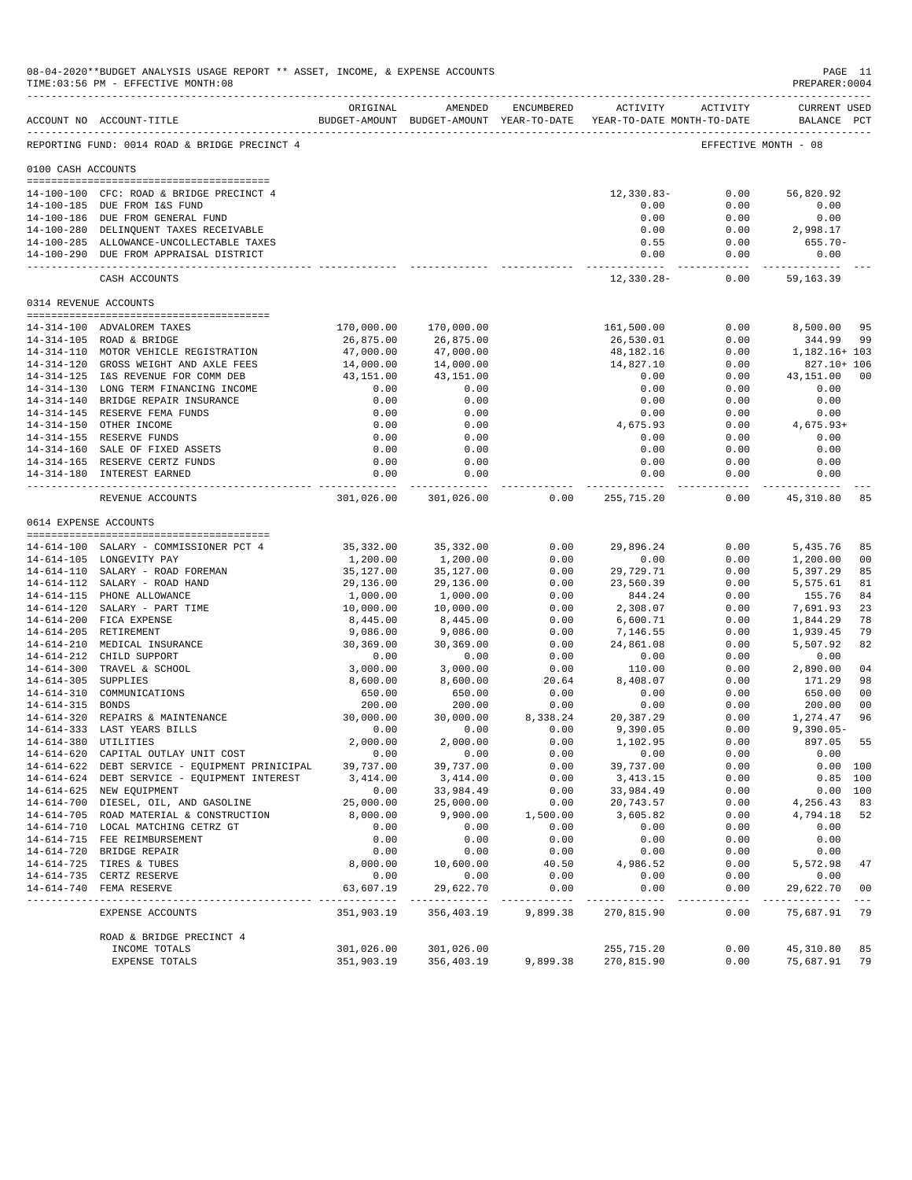08-04-2020**BUDGET ANALYSIS USAGE REPORT ** ASSET, INCOME, & EXPENSE ACCOUNTS
TIME:03:56 PM - EFFECTIVE MONTH:08

PREPARER:0004

REPORTING FUND: 0014 ROAD & BRIDGE PRECINCT 4 — EFFECTIVE MONTH - 08

| ACCOUNT NO | ACCOUNT-TITLE | ORIGINAL BUDGET-AMOUNT | AMENDED BUDGET-AMOUNT | ENCUMBERED YEAR-TO-DATE | ACTIVITY YEAR-TO-DATE | ACTIVITY MONTH-TO-DATE | CURRENT USED BALANCE | PCT |
|---|---|---|---|---|---|---|---|---|
| **0100 CASH ACCOUNTS** | | | | | | | | |
| 14-100-100 | CFC: ROAD & BRIDGE PRECINCT 4 | | | | 12,330.83- | 0.00 | 56,820.92 | |
| 14-100-185 | DUE FROM I&S FUND | | | | 0.00 | 0.00 | 0.00 | |
| 14-100-186 | DUE FROM GENERAL FUND | | | | 0.00 | 0.00 | 0.00 | |
| 14-100-280 | DELINQUENT TAXES RECEIVABLE | | | | 0.00 | 0.00 | 2,998.17 | |
| 14-100-285 | ALLOWANCE-UNCOLLECTABLE TAXES | | | | 0.55 | 0.00 | 655.70- | |
| 14-100-290 | DUE FROM APPRAISAL DISTRICT | | | | 0.00 | 0.00 | 0.00 | |
| | CASH ACCOUNTS | | | | 12,330.28- | 0.00 | 59,163.39 | |
| **0314 REVENUE ACCOUNTS** | | | | | | | | |
| 14-314-100 | ADVALOREM TAXES | 170,000.00 | 170,000.00 | | 161,500.00 | 0.00 | 8,500.00 | 95 |
| 14-314-105 | ROAD & BRIDGE | 26,875.00 | 26,875.00 | | 26,530.01 | 0.00 | 344.99 | 99 |
| 14-314-110 | MOTOR VEHICLE REGISTRATION | 47,000.00 | 47,000.00 | | 48,182.16 | 0.00 | 1,182.16+ | 103 |
| 14-314-120 | GROSS WEIGHT AND AXLE FEES | 14,000.00 | 14,000.00 | | 14,827.10 | 0.00 | 827.10+ | 106 |
| 14-314-125 | I&S REVENUE FOR COMM DEB | 43,151.00 | 43,151.00 | | 0.00 | 0.00 | 43,151.00 | 00 |
| 14-314-130 | LONG TERM FINANCING INCOME | 0.00 | 0.00 | | 0.00 | 0.00 | 0.00 | |
| 14-314-140 | BRIDGE REPAIR INSURANCE | 0.00 | 0.00 | | 0.00 | 0.00 | 0.00 | |
| 14-314-145 | RESERVE FEMA FUNDS | 0.00 | 0.00 | | 0.00 | 0.00 | 0.00 | |
| 14-314-150 | OTHER INCOME | 0.00 | 0.00 | | 4,675.93 | 0.00 | 4,675.93+ | |
| 14-314-155 | RESERVE FUNDS | 0.00 | 0.00 | | 0.00 | 0.00 | 0.00 | |
| 14-314-160 | SALE OF FIXED ASSETS | 0.00 | 0.00 | | 0.00 | 0.00 | 0.00 | |
| 14-314-165 | RESERVE CERTZ FUNDS | 0.00 | 0.00 | | 0.00 | 0.00 | 0.00 | |
| 14-314-180 | INTEREST EARNED | 0.00 | 0.00 | | 0.00 | 0.00 | 0.00 | |
| | REVENUE ACCOUNTS | 301,026.00 | 301,026.00 | 0.00 | 255,715.20 | 0.00 | 45,310.80 | 85 |
| **0614 EXPENSE ACCOUNTS** | | | | | | | | |
| 14-614-100 | SALARY - COMMISSIONER PCT 4 | 35,332.00 | 35,332.00 | 0.00 | 29,896.24 | 0.00 | 5,435.76 | 85 |
| 14-614-105 | LONGEVITY PAY | 1,200.00 | 1,200.00 | 0.00 | 0.00 | 0.00 | 1,200.00 | 00 |
| 14-614-110 | SALARY - ROAD FOREMAN | 35,127.00 | 35,127.00 | 0.00 | 29,729.71 | 0.00 | 5,397.29 | 85 |
| 14-614-112 | SALARY - ROAD HAND | 29,136.00 | 29,136.00 | 0.00 | 23,560.39 | 0.00 | 5,575.61 | 81 |
| 14-614-115 | PHONE ALLOWANCE | 1,000.00 | 1,000.00 | 0.00 | 844.24 | 0.00 | 155.76 | 84 |
| 14-614-120 | SALARY - PART TIME | 10,000.00 | 10,000.00 | 0.00 | 2,308.07 | 0.00 | 7,691.93 | 23 |
| 14-614-200 | FICA EXPENSE | 8,445.00 | 8,445.00 | 0.00 | 6,600.71 | 0.00 | 1,844.29 | 78 |
| 14-614-205 | RETIREMENT | 9,086.00 | 9,086.00 | 0.00 | 7,146.55 | 0.00 | 1,939.45 | 79 |
| 14-614-210 | MEDICAL INSURANCE | 30,369.00 | 30,369.00 | 0.00 | 24,861.08 | 0.00 | 5,507.92 | 82 |
| 14-614-212 | CHILD SUPPORT | 0.00 | 0.00 | 0.00 | 0.00 | 0.00 | 0.00 | |
| 14-614-300 | TRAVEL & SCHOOL | 3,000.00 | 3,000.00 | 0.00 | 110.00 | 0.00 | 2,890.00 | 04 |
| 14-614-305 | SUPPLIES | 8,600.00 | 8,600.00 | 20.64 | 8,408.07 | 0.00 | 171.29 | 98 |
| 14-614-310 | COMMUNICATIONS | 650.00 | 650.00 | 0.00 | 0.00 | 0.00 | 650.00 | 00 |
| 14-614-315 | BONDS | 200.00 | 200.00 | 0.00 | 0.00 | 0.00 | 200.00 | 00 |
| 14-614-320 | REPAIRS & MAINTENANCE | 30,000.00 | 30,000.00 | 8,338.24 | 20,387.29 | 0.00 | 1,274.47 | 96 |
| 14-614-333 | LAST YEARS BILLS | 0.00 | 0.00 | 0.00 | 9,390.05 | 0.00 | 9,390.05- | |
| 14-614-380 | UTILITIES | 2,000.00 | 2,000.00 | 0.00 | 1,102.95 | 0.00 | 897.05 | 55 |
| 14-614-620 | CAPITAL OUTLAY UNIT COST | 0.00 | 0.00 | 0.00 | 0.00 | 0.00 | 0.00 | |
| 14-614-622 | DEBT SERVICE - EQUIPMENT PRINICIPAL | 39,737.00 | 39,737.00 | 0.00 | 39,737.00 | 0.00 | 0.00 | 100 |
| 14-614-624 | DEBT SERVICE - EQUIPMENT INTEREST | 3,414.00 | 3,414.00 | 0.00 | 3,413.15 | 0.00 | 0.85 | 100 |
| 14-614-625 | NEW EQUIPMENT | 0.00 | 33,984.49 | 0.00 | 33,984.49 | 0.00 | 0.00 | 100 |
| 14-614-700 | DIESEL, OIL, AND GASOLINE | 25,000.00 | 25,000.00 | 0.00 | 20,743.57 | 0.00 | 4,256.43 | 83 |
| 14-614-705 | ROAD MATERIAL & CONSTRUCTION | 8,000.00 | 9,900.00 | 1,500.00 | 3,605.82 | 0.00 | 4,794.18 | 52 |
| 14-614-710 | LOCAL MATCHING CETRZ GT | 0.00 | 0.00 | 0.00 | 0.00 | 0.00 | 0.00 | |
| 14-614-715 | FEE REIMBURSEMENT | 0.00 | 0.00 | 0.00 | 0.00 | 0.00 | 0.00 | |
| 14-614-720 | BRIDGE REPAIR | 0.00 | 0.00 | 0.00 | 0.00 | 0.00 | 0.00 | |
| 14-614-725 | TIRES & TUBES | 8,000.00 | 10,600.00 | 40.50 | 4,986.52 | 0.00 | 5,572.98 | 47 |
| 14-614-735 | CERTZ RESERVE | 0.00 | 0.00 | 0.00 | 0.00 | 0.00 | 0.00 | |
| 14-614-740 | FEMA RESERVE | 63,607.19 | 29,622.70 | 0.00 | 0.00 | 0.00 | 29,622.70 | 00 |
| | EXPENSE ACCOUNTS | 351,903.19 | 356,403.19 | 9,899.38 | 270,815.90 | 0.00 | 75,687.91 | 79 |
| | ROAD & BRIDGE PRECINCT 4 | | | | | | | |
| | INCOME TOTALS | 301,026.00 | 301,026.00 | | 255,715.20 | 0.00 | 45,310.80 | 85 |
| | EXPENSE TOTALS | 351,903.19 | 356,403.19 | 9,899.38 | 270,815.90 | 0.00 | 75,687.91 | 79 |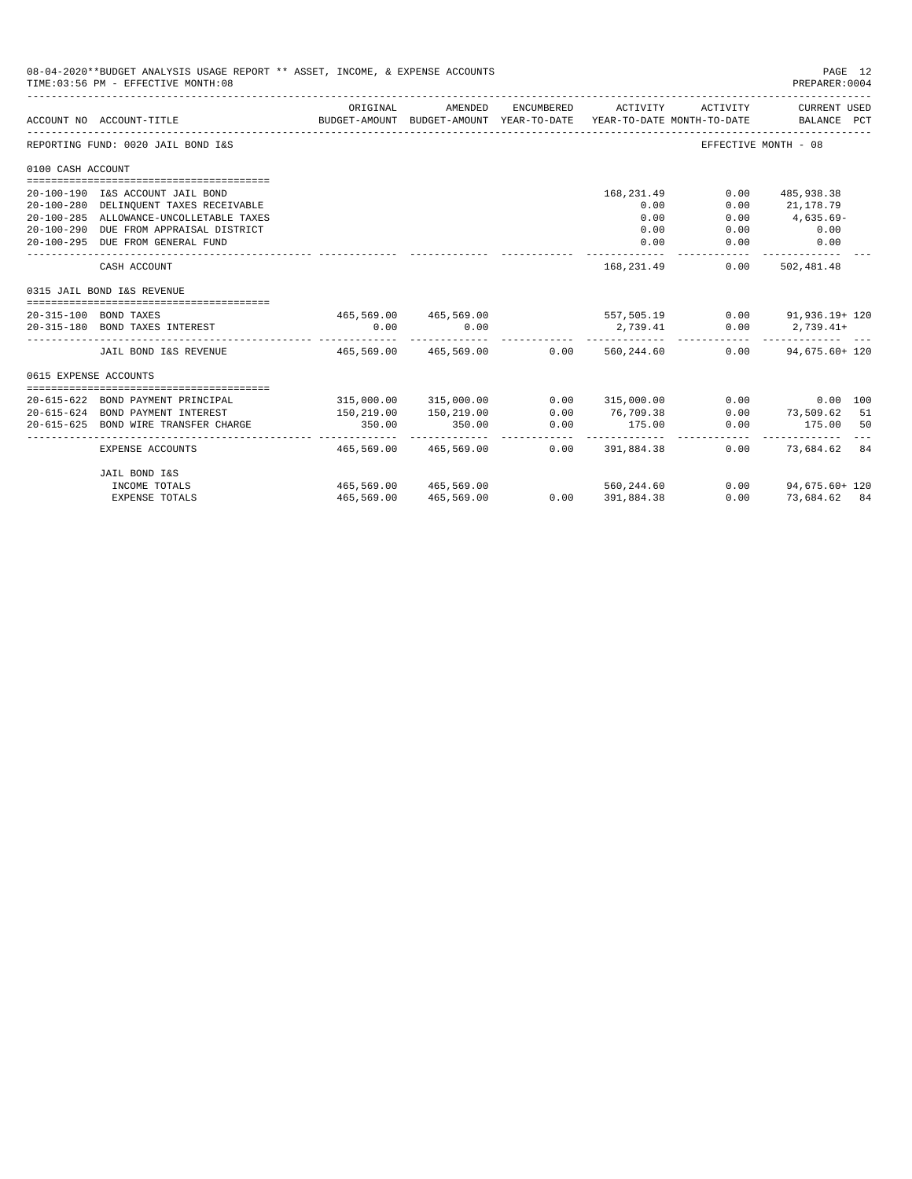08-04-2020**BUDGET ANALYSIS USAGE REPORT ** ASSET, INCOME, & EXPENSE ACCOUNTS
TIME:03:56 PM - EFFECTIVE MONTH:08
PREPARER:0004

| ACCOUNT NO | ACCOUNT-TITLE | ORIGINAL BUDGET-AMOUNT | AMENDED BUDGET-AMOUNT | ENCUMBERED YEAR-TO-DATE | ACTIVITY YEAR-TO-DATE | ACTIVITY MONTH-TO-DATE | CURRENT USED BALANCE | PCT |
|---|---|---|---|---|---|---|---|---|
| REPORTING FUND: 0020 JAIL BOND I&S | | | | | | | EFFECTIVE MONTH - 08 | |
| 0100 CASH ACCOUNT | | | | | | | | |
| 20-100-190 | I&S ACCOUNT JAIL BOND | | | | 168,231.49 | 0.00 | 485,938.38 | |
| 20-100-280 | DELINQUENT TAXES RECEIVABLE | | | | 0.00 | 0.00 | 21,178.79 | |
| 20-100-285 | ALLOWANCE-UNCOLLETABLE TAXES | | | | 0.00 | 0.00 | 4,635.69- | |
| 20-100-290 | DUE FROM APPRAISAL DISTRICT | | | | 0.00 | 0.00 | 0.00 | |
| 20-100-295 | DUE FROM GENERAL FUND | | | | 0.00 | 0.00 | 0.00 | |
| | CASH ACCOUNT | | | | 168,231.49 | 0.00 | 502,481.48 | |
| 0315 JAIL BOND I&S REVENUE | | | | | | | | |
| 20-315-100 | BOND TAXES | 465,569.00 | 465,569.00 | | 557,505.19 | 0.00 | 91,936.19+ | 120 |
| 20-315-180 | BOND TAXES INTEREST | 0.00 | 0.00 | | 2,739.41 | 0.00 | 2,739.41+ | |
| | JAIL BOND I&S REVENUE | 465,569.00 | 465,569.00 | 0.00 | 560,244.60 | 0.00 | 94,675.60+ | 120 |
| 0615 EXPENSE ACCOUNTS | | | | | | | | |
| 20-615-622 | BOND PAYMENT PRINCIPAL | 315,000.00 | 315,000.00 | 0.00 | 315,000.00 | 0.00 | 0.00 | 100 |
| 20-615-624 | BOND PAYMENT INTEREST | 150,219.00 | 150,219.00 | 0.00 | 76,709.38 | 0.00 | 73,509.62 | 51 |
| 20-615-625 | BOND WIRE TRANSFER CHARGE | 350.00 | 350.00 | 0.00 | 175.00 | 0.00 | 175.00 | 50 |
| | EXPENSE ACCOUNTS | 465,569.00 | 465,569.00 | 0.00 | 391,884.38 | 0.00 | 73,684.62 | 84 |
| | JAIL BOND I&S | | | | | | | |
| | INCOME TOTALS | 465,569.00 | 465,569.00 | | 560,244.60 | 0.00 | 94,675.60+ | 120 |
| | EXPENSE TOTALS | 465,569.00 | 465,569.00 | 0.00 | 391,884.38 | 0.00 | 73,684.62 | 84 |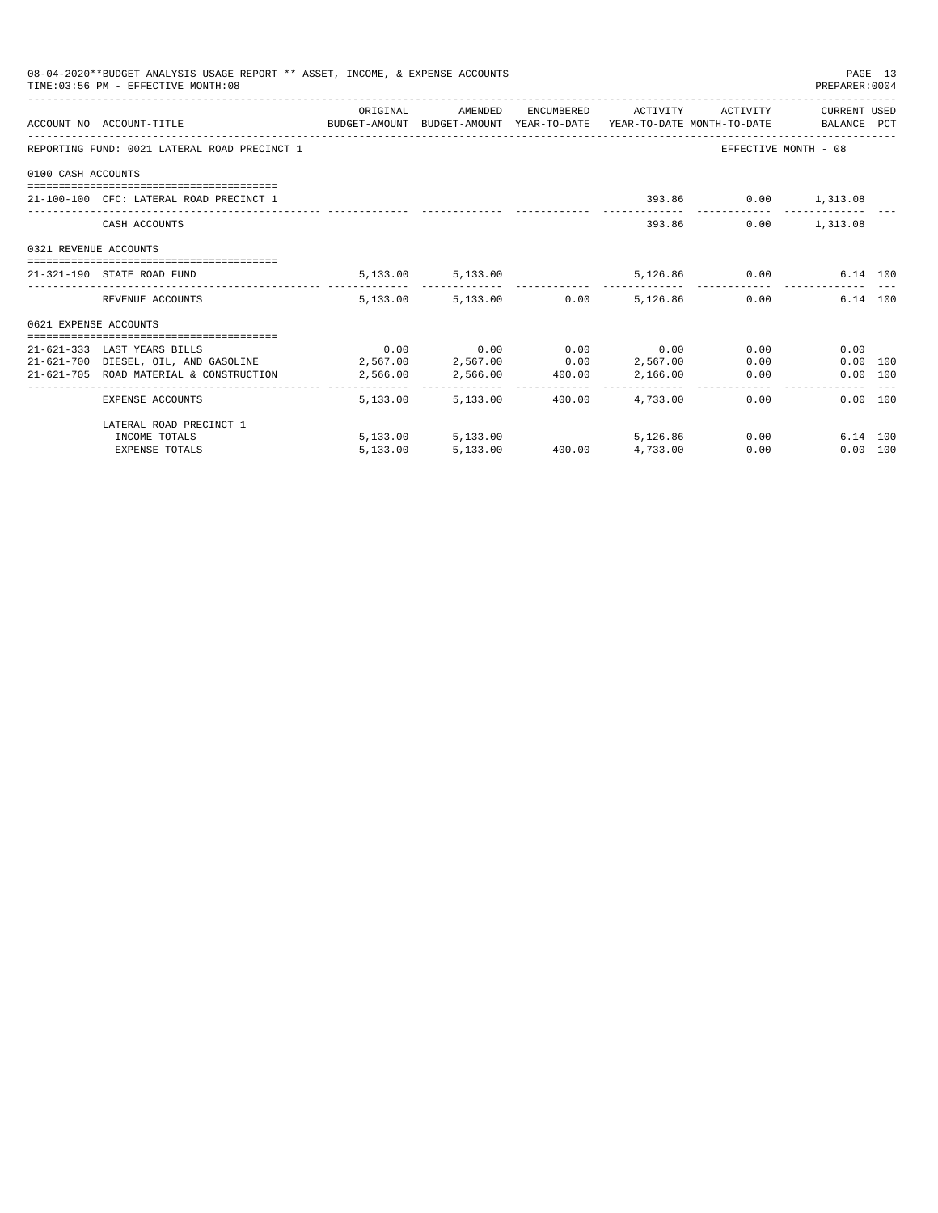08-04-2020**BUDGET ANALYSIS USAGE REPORT ** ASSET, INCOME, & EXPENSE ACCOUNTS

TIME:03:56 PM - EFFECTIVE MONTH:08

| ACCOUNT NO | ACCOUNT-TITLE | ORIGINAL BUDGET-AMOUNT | AMENDED BUDGET-AMOUNT | ENCUMBERED YEAR-TO-DATE | ACTIVITY YEAR-TO-DATE | ACTIVITY MONTH-TO-DATE | CURRENT USED BALANCE | PCT |
|---|---|---|---|---|---|---|---|---|
| REPORTING FUND: 0021 LATERAL ROAD PRECINCT 1 | | | | | | EFFECTIVE MONTH - 08 | | |
| 0100 CASH ACCOUNTS | | | | | | | | |
| 21-100-100 | CFC: LATERAL ROAD PRECINCT 1 | | | | 393.86 | 0.00 | 1,313.08 | |
| | CASH ACCOUNTS | | | | 393.86 | 0.00 | 1,313.08 | |
| 0321 REVENUE ACCOUNTS | | | | | | | | |
| 21-321-190 | STATE ROAD FUND | 5,133.00 | 5,133.00 | | 5,126.86 | 0.00 | 6.14 | 100 |
| | REVENUE ACCOUNTS | 5,133.00 | 5,133.00 | 0.00 | 5,126.86 | 0.00 | 6.14 | 100 |
| 0621 EXPENSE ACCOUNTS | | | | | | | | |
| 21-621-333 | LAST YEARS BILLS | 0.00 | 0.00 | 0.00 | 0.00 | 0.00 | 0.00 | |
| 21-621-700 | DIESEL, OIL, AND GASOLINE | 2,567.00 | 2,567.00 | 0.00 | 2,567.00 | 0.00 | 0.00 | 100 |
| 21-621-705 | ROAD MATERIAL & CONSTRUCTION | 2,566.00 | 2,566.00 | 400.00 | 2,166.00 | 0.00 | 0.00 | 100 |
| | EXPENSE ACCOUNTS | 5,133.00 | 5,133.00 | 400.00 | 4,733.00 | 0.00 | 0.00 | 100 |
| | LATERAL ROAD PRECINCT 1 | | | | | | | |
| | INCOME TOTALS | 5,133.00 | 5,133.00 | | 5,126.86 | 0.00 | 6.14 | 100 |
| | EXPENSE TOTALS | 5,133.00 | 5,133.00 | 400.00 | 4,733.00 | 0.00 | 0.00 | 100 |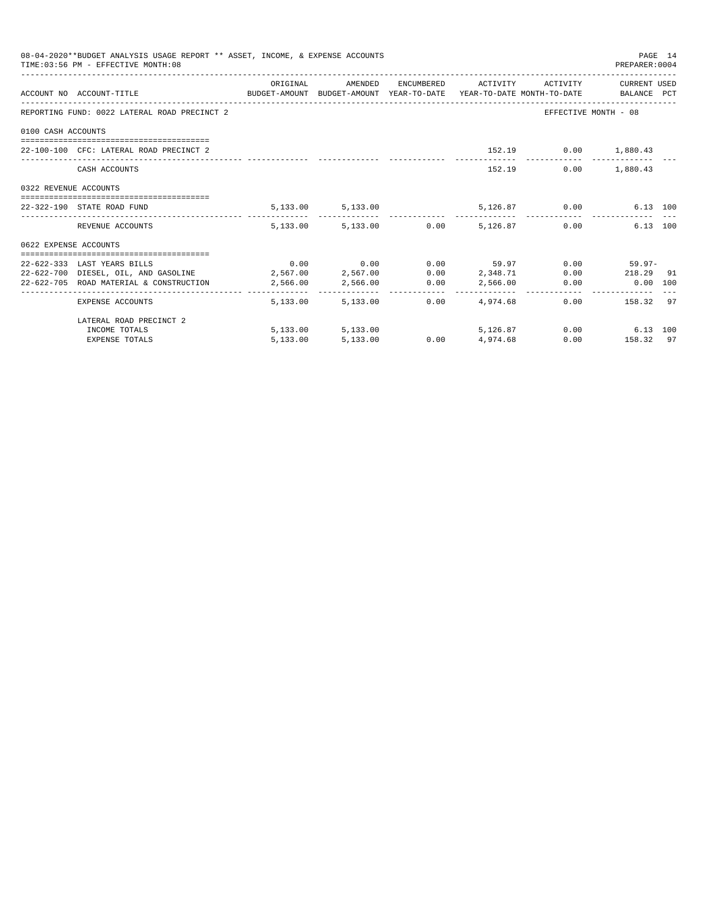08-04-2020**BUDGET ANALYSIS USAGE REPORT ** ASSET, INCOME, & EXPENSE ACCOUNTS

TIME:03:56 PM - EFFECTIVE MONTH:08

PREPARER:0004

| ACCOUNT NO | ACCOUNT-TITLE | ORIGINAL BUDGET-AMOUNT | AMENDED BUDGET-AMOUNT | ENCUMBERED YEAR-TO-DATE | ACTIVITY YEAR-TO-DATE | ACTIVITY MONTH-TO-DATE | CURRENT USED BALANCE | PCT |
|---|---|---|---|---|---|---|---|---|
| REPORTING FUND: 0022 LATERAL ROAD PRECINCT 2 | | | | | | EFFECTIVE MONTH - 08 | | |
| 0100 CASH ACCOUNTS | | | | | | | | |
| 22-100-100 | CFC: LATERAL ROAD PRECINCT 2 | | | | 152.19 | 0.00 | 1,880.43 | |
| | CASH ACCOUNTS | | | | 152.19 | 0.00 | 1,880.43 | |
| 0322 REVENUE ACCOUNTS | | | | | | | | |
| 22-322-190 | STATE ROAD FUND | 5,133.00 | 5,133.00 | | 5,126.87 | 0.00 | 6.13 | 100 |
| | REVENUE ACCOUNTS | 5,133.00 | 5,133.00 | 0.00 | 5,126.87 | 0.00 | 6.13 | 100 |
| 0622 EXPENSE ACCOUNTS | | | | | | | | |
| 22-622-333 | LAST YEARS BILLS | 0.00 | 0.00 | 0.00 | 59.97 | 0.00 | 59.97- | |
| 22-622-700 | DIESEL, OIL, AND GASOLINE | 2,567.00 | 2,567.00 | 0.00 | 2,348.71 | 0.00 | 218.29 | 91 |
| 22-622-705 | ROAD MATERIAL & CONSTRUCTION | 2,566.00 | 2,566.00 | 0.00 | 2,566.00 | 0.00 | 0.00 | 100 |
| | EXPENSE ACCOUNTS | 5,133.00 | 5,133.00 | 0.00 | 4,974.68 | 0.00 | 158.32 | 97 |
| | LATERAL ROAD PRECINCT 2 | | | | | | | |
| | INCOME TOTALS | 5,133.00 | 5,133.00 | | 5,126.87 | 0.00 | 6.13 | 100 |
| | EXPENSE TOTALS | 5,133.00 | 5,133.00 | 0.00 | 4,974.68 | 0.00 | 158.32 | 97 |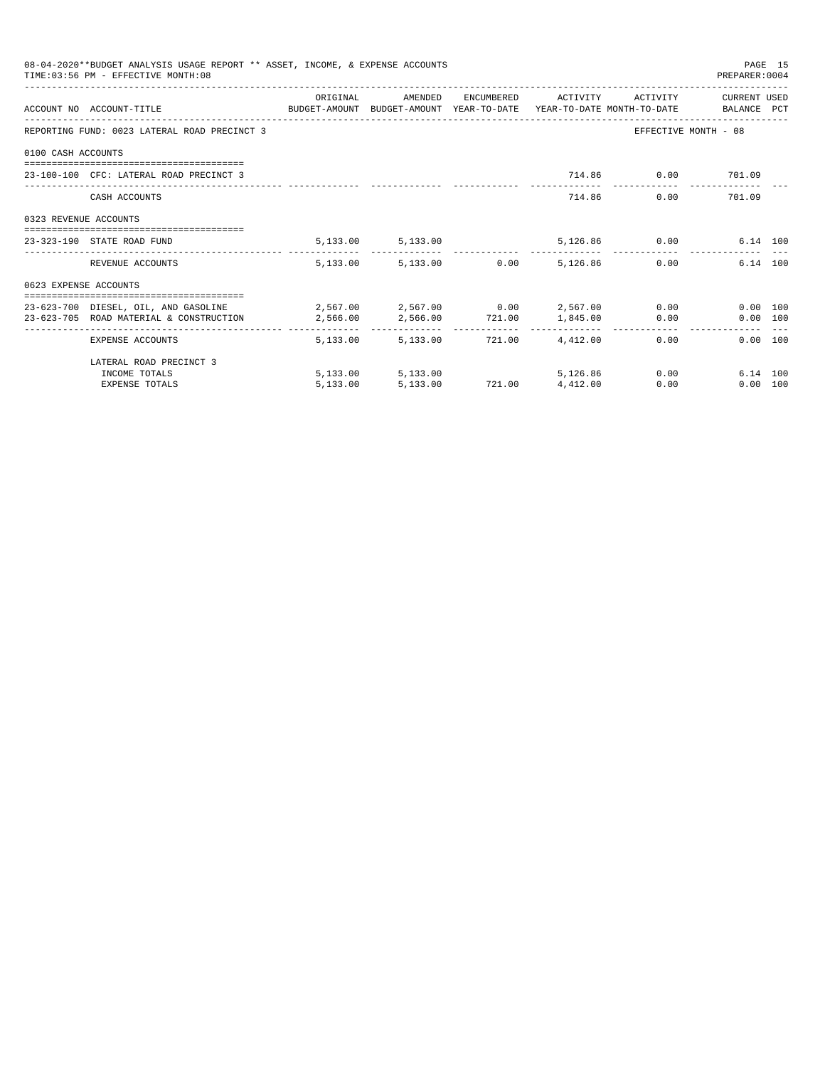08-04-2020**BUDGET ANALYSIS USAGE REPORT ** ASSET, INCOME, & EXPENSE ACCOUNTS
TIME:03:56 PM - EFFECTIVE MONTH:08

PREPARER:0004

| ACCOUNT NO | ACCOUNT-TITLE | ORIGINAL BUDGET-AMOUNT | AMENDED BUDGET-AMOUNT | ENCUMBERED YEAR-TO-DATE | ACTIVITY YEAR-TO-DATE | ACTIVITY MONTH-TO-DATE | CURRENT USED BALANCE | PCT |
|---|---|---|---|---|---|---|---|---|
| REPORTING FUND: 0023 LATERAL ROAD PRECINCT 3 | | | | | | EFFECTIVE MONTH - 08 | | |
| 0100 CASH ACCOUNTS | | | | | | | | |
| 23-100-100 | CFC: LATERAL ROAD PRECINCT 3 | | | | 714.86 | 0.00 | 701.09 | |
| | CASH ACCOUNTS | | | | 714.86 | 0.00 | 701.09 | |
| 0323 REVENUE ACCOUNTS | | | | | | | | |
| 23-323-190 | STATE ROAD FUND | 5,133.00 | 5,133.00 | | 5,126.86 | 0.00 | 6.14 | 100 |
| | REVENUE ACCOUNTS | 5,133.00 | 5,133.00 | 0.00 | 5,126.86 | 0.00 | 6.14 | 100 |
| 0623 EXPENSE ACCOUNTS | | | | | | | | |
| 23-623-700 | DIESEL, OIL, AND GASOLINE | 2,567.00 | 2,567.00 | 0.00 | 2,567.00 | 0.00 | 0.00 | 100 |
| 23-623-705 | ROAD MATERIAL & CONSTRUCTION | 2,566.00 | 2,566.00 | 721.00 | 1,845.00 | 0.00 | 0.00 | 100 |
| | EXPENSE ACCOUNTS | 5,133.00 | 5,133.00 | 721.00 | 4,412.00 | 0.00 | 0.00 | 100 |
| | LATERAL ROAD PRECINCT 3 | | | | | | | |
| | INCOME TOTALS | 5,133.00 | 5,133.00 | | 5,126.86 | 0.00 | 6.14 | 100 |
| | EXPENSE TOTALS | 5,133.00 | 5,133.00 | 721.00 | 4,412.00 | 0.00 | 0.00 | 100 |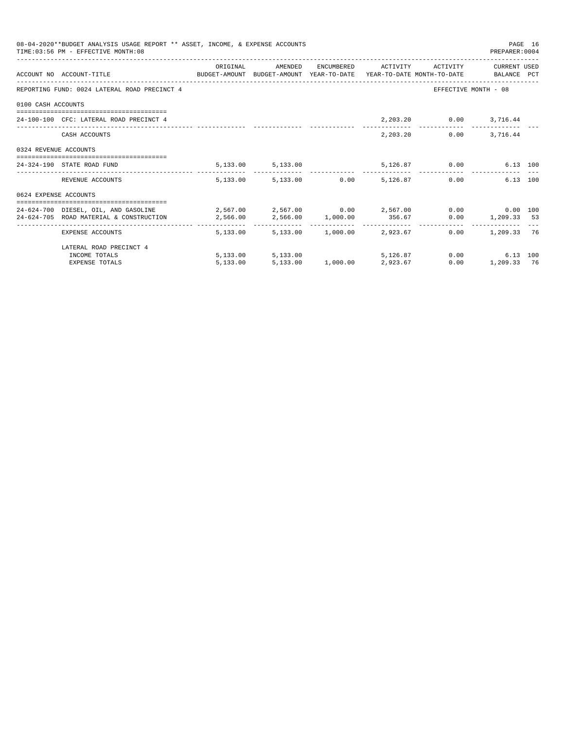08-04-2020**BUDGET ANALYSIS USAGE REPORT ** ASSET, INCOME, & EXPENSE ACCOUNTS
TIME:03:56 PM - EFFECTIVE MONTH:08
PREPARER:0004

REPORTING FUND: 0024 LATERAL ROAD PRECINCT 4 — EFFECTIVE MONTH - 08

| ACCOUNT NO | ACCOUNT-TITLE | ORIGINAL BUDGET-AMOUNT | AMENDED BUDGET-AMOUNT | ENCUMBERED YEAR-TO-DATE | ACTIVITY YEAR-TO-DATE | ACTIVITY MONTH-TO-DATE | CURRENT BALANCE | USED PCT |
|---|---|---|---|---|---|---|---|---|
| **0100 CASH ACCOUNTS** | | | | | | | | |
| 24-100-100 | CFC: LATERAL ROAD PRECINCT 4 | | | | 2,203.20 | 0.00 | 3,716.44 | |
| | CASH ACCOUNTS | | | | 2,203.20 | 0.00 | 3,716.44 | |
| **0324 REVENUE ACCOUNTS** | | | | | | | | |
| 24-324-190 | STATE ROAD FUND | 5,133.00 | 5,133.00 | | 5,126.87 | 0.00 | 6.13 | 100 |
| | REVENUE ACCOUNTS | 5,133.00 | 5,133.00 | 0.00 | 5,126.87 | 0.00 | 6.13 | 100 |
| **0624 EXPENSE ACCOUNTS** | | | | | | | | |
| 24-624-700 | DIESEL, OIL, AND GASOLINE | 2,567.00 | 2,567.00 | 0.00 | 2,567.00 | 0.00 | 0.00 | 100 |
| 24-624-705 | ROAD MATERIAL & CONSTRUCTION | 2,566.00 | 2,566.00 | 1,000.00 | 356.67 | 0.00 | 1,209.33 | 53 |
| | EXPENSE ACCOUNTS | 5,133.00 | 5,133.00 | 1,000.00 | 2,923.67 | 0.00 | 1,209.33 | 76 |
| | LATERAL ROAD PRECINCT 4 | | | | | | | |
| | INCOME TOTALS | 5,133.00 | 5,133.00 | | 5,126.87 | 0.00 | 6.13 | 100 |
| | EXPENSE TOTALS | 5,133.00 | 5,133.00 | 1,000.00 | 2,923.67 | 0.00 | 1,209.33 | 76 |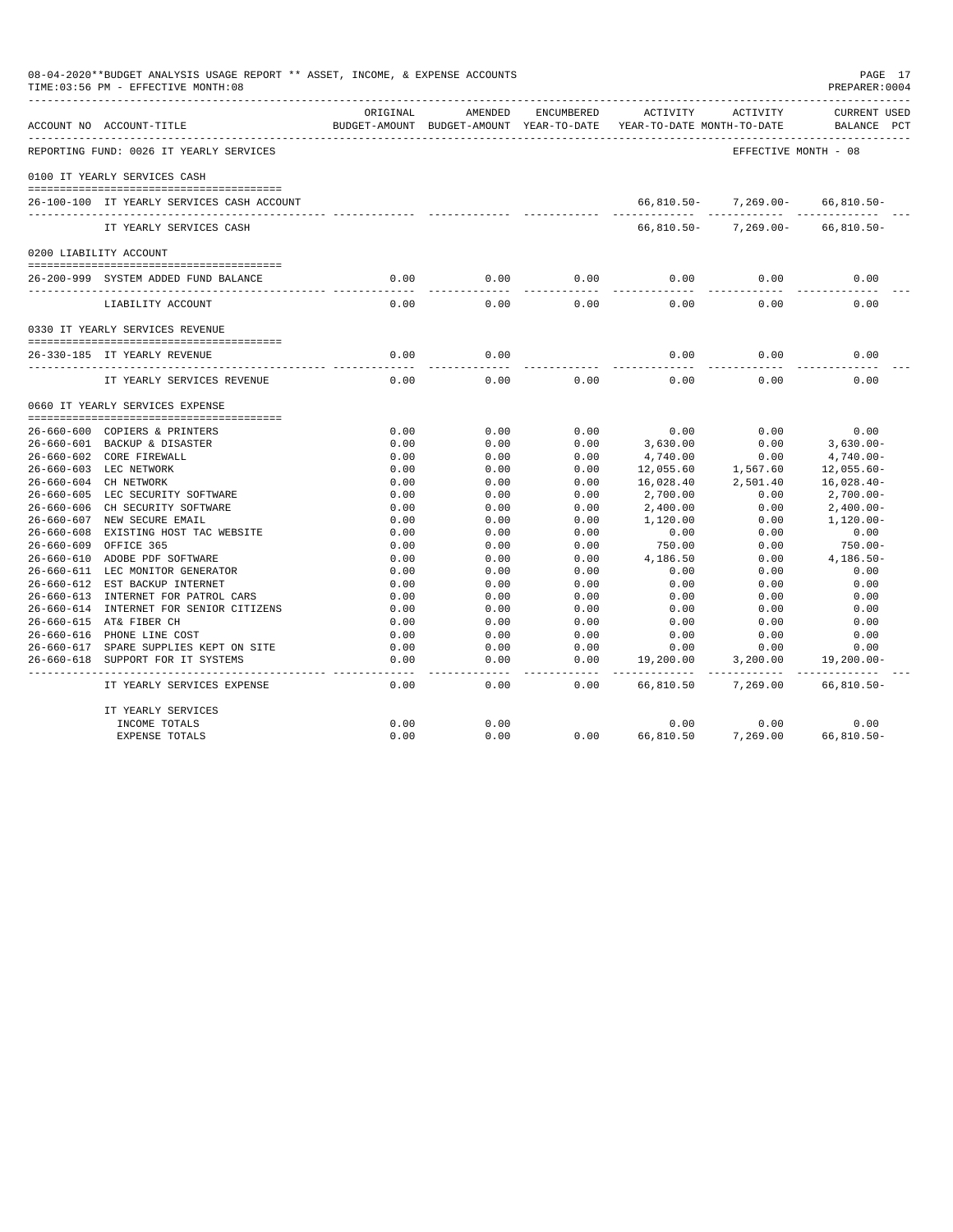08-04-2020**BUDGET ANALYSIS USAGE REPORT ** ASSET, INCOME, & EXPENSE ACCOUNTS
TIME:03:56 PM - EFFECTIVE MONTH:08

PREPARER:0004

| ACCOUNT NO | ACCOUNT-TITLE | ORIGINAL BUDGET-AMOUNT | AMENDED BUDGET-AMOUNT | ENCUMBERED YEAR-TO-DATE | ACTIVITY YEAR-TO-DATE | ACTIVITY MONTH-TO-DATE | CURRENT USED BALANCE PCT |
|---|---|---|---|---|---|---|---|
| REPORTING FUND: 0026 IT YEARLY SERVICES | | | | | | EFFECTIVE MONTH - 08 | |
| 0100 IT YEARLY SERVICES CASH | | | | | | | |
| 26-100-100 | IT YEARLY SERVICES CASH ACCOUNT | | | | 66,810.50- | 7,269.00- | 66,810.50- |
| | IT YEARLY SERVICES CASH | | | | 66,810.50- | 7,269.00- | 66,810.50- |
| 0200 LIABILITY ACCOUNT | | | | | | | |
| 26-200-999 | SYSTEM ADDED FUND BALANCE | 0.00 | 0.00 | 0.00 | 0.00 | 0.00 | 0.00 |
| | LIABILITY ACCOUNT | 0.00 | 0.00 | 0.00 | 0.00 | 0.00 | 0.00 |
| 0330 IT YEARLY SERVICES REVENUE | | | | | | | |
| 26-330-185 | IT YEARLY REVENUE | 0.00 | 0.00 | | 0.00 | 0.00 | 0.00 |
| | IT YEARLY SERVICES REVENUE | 0.00 | 0.00 | 0.00 | 0.00 | 0.00 | 0.00 |
| 0660 IT YEARLY SERVICES EXPENSE | | | | | | | |
| 26-660-600 | COPIERS & PRINTERS | 0.00 | 0.00 | 0.00 | 0.00 | 0.00 | 0.00 |
| 26-660-601 | BACKUP & DISASTER | 0.00 | 0.00 | 0.00 | 3,630.00 | 0.00 | 3,630.00- |
| 26-660-602 | CORE FIREWALL | 0.00 | 0.00 | 0.00 | 4,740.00 | 0.00 | 4,740.00- |
| 26-660-603 | LEC NETWORK | 0.00 | 0.00 | 0.00 | 12,055.60 | 1,567.60 | 12,055.60- |
| 26-660-604 | CH NETWORK | 0.00 | 0.00 | 0.00 | 16,028.40 | 2,501.40 | 16,028.40- |
| 26-660-605 | LEC SECURITY SOFTWARE | 0.00 | 0.00 | 0.00 | 2,700.00 | 0.00 | 2,700.00- |
| 26-660-606 | CH SECURITY SOFTWARE | 0.00 | 0.00 | 0.00 | 2,400.00 | 0.00 | 2,400.00- |
| 26-660-607 | NEW SECURE EMAIL | 0.00 | 0.00 | 0.00 | 1,120.00 | 0.00 | 1,120.00- |
| 26-660-608 | EXISTING HOST TAC WEBSITE | 0.00 | 0.00 | 0.00 | 0.00 | 0.00 | 0.00 |
| 26-660-609 | OFFICE 365 | 0.00 | 0.00 | 0.00 | 750.00 | 0.00 | 750.00- |
| 26-660-610 | ADOBE PDF SOFTWARE | 0.00 | 0.00 | 0.00 | 4,186.50 | 0.00 | 4,186.50- |
| 26-660-611 | LEC MONITOR GENERATOR | 0.00 | 0.00 | 0.00 | 0.00 | 0.00 | 0.00 |
| 26-660-612 | EST BACKUP INTERNET | 0.00 | 0.00 | 0.00 | 0.00 | 0.00 | 0.00 |
| 26-660-613 | INTERNET FOR PATROL CARS | 0.00 | 0.00 | 0.00 | 0.00 | 0.00 | 0.00 |
| 26-660-614 | INTERNET FOR SENIOR CITIZENS | 0.00 | 0.00 | 0.00 | 0.00 | 0.00 | 0.00 |
| 26-660-615 | AT& FIBER CH | 0.00 | 0.00 | 0.00 | 0.00 | 0.00 | 0.00 |
| 26-660-616 | PHONE LINE COST | 0.00 | 0.00 | 0.00 | 0.00 | 0.00 | 0.00 |
| 26-660-617 | SPARE SUPPLIES KEPT ON SITE | 0.00 | 0.00 | 0.00 | 0.00 | 0.00 | 0.00 |
| 26-660-618 | SUPPORT FOR IT SYSTEMS | 0.00 | 0.00 | 0.00 | 19,200.00 | 3,200.00 | 19,200.00- |
| | IT YEARLY SERVICES EXPENSE | 0.00 | 0.00 | 0.00 | 66,810.50 | 7,269.00 | 66,810.50- |
| | IT YEARLY SERVICES | | | | | | |
| | INCOME TOTALS | 0.00 | 0.00 | | 0.00 | 0.00 | 0.00 |
| | EXPENSE TOTALS | 0.00 | 0.00 | 0.00 | 66,810.50 | 7,269.00 | 66,810.50- |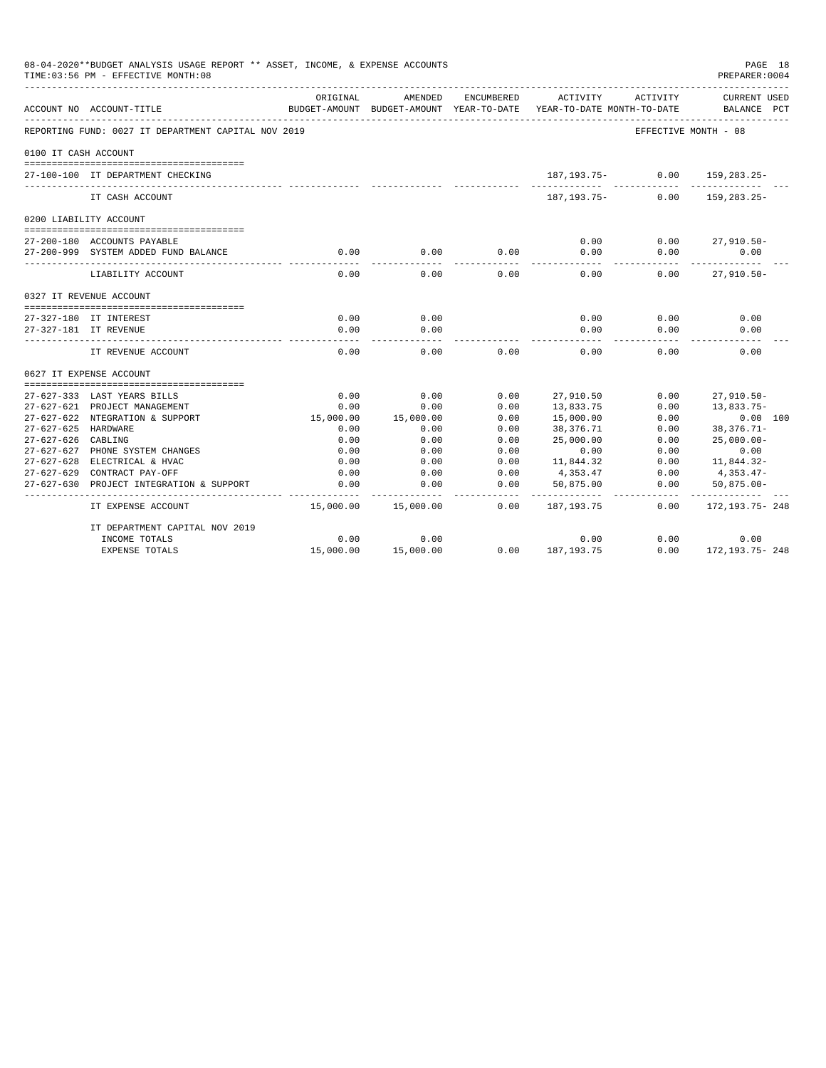08-04-2020**BUDGET ANALYSIS USAGE REPORT ** ASSET, INCOME, & EXPENSE ACCOUNTS
TIME:03:56 PM - EFFECTIVE MONTH:08
PREPARER:0004

REPORTING FUND: 0027 IT DEPARTMENT CAPITAL NOV 2019 — EFFECTIVE MONTH - 08

| ACCOUNT NO | ACCOUNT-TITLE | ORIGINAL BUDGET-AMOUNT | AMENDED BUDGET-AMOUNT | ENCUMBERED YEAR-TO-DATE | ACTIVITY YEAR-TO-DATE | ACTIVITY MONTH-TO-DATE | CURRENT USED BALANCE | PCT |
|---|---|---|---|---|---|---|---|---|
| **0100 IT CASH ACCOUNT** | | | | | | | | |
| 27-100-100 | IT DEPARTMENT CHECKING | | | | 187,193.75- | 0.00 | 159,283.25- | |
| | IT CASH ACCOUNT | | | | 187,193.75- | 0.00 | 159,283.25- | |
| **0200 LIABILITY ACCOUNT** | | | | | | | | |
| 27-200-180 | ACCOUNTS PAYABLE | | | | 0.00 | 0.00 | 27,910.50- | |
| 27-200-999 | SYSTEM ADDED FUND BALANCE | 0.00 | 0.00 | 0.00 | 0.00 | 0.00 | 0.00 | |
| | LIABILITY ACCOUNT | 0.00 | 0.00 | 0.00 | 0.00 | 0.00 | 27,910.50- | |
| **0327 IT REVENUE ACCOUNT** | | | | | | | | |
| 27-327-180 | IT INTEREST | 0.00 | 0.00 | | 0.00 | 0.00 | 0.00 | |
| 27-327-181 | IT REVENUE | 0.00 | 0.00 | | 0.00 | 0.00 | 0.00 | |
| | IT REVENUE ACCOUNT | 0.00 | 0.00 | 0.00 | 0.00 | 0.00 | 0.00 | |
| **0627 IT EXPENSE ACCOUNT** | | | | | | | | |
| 27-627-333 | LAST YEARS BILLS | 0.00 | 0.00 | 0.00 | 27,910.50 | 0.00 | 27,910.50- | |
| 27-627-621 | PROJECT MANAGEMENT | 0.00 | 0.00 | 0.00 | 13,833.75 | 0.00 | 13,833.75- | |
| 27-627-622 | NTEGRATION & SUPPORT | 15,000.00 | 15,000.00 | 0.00 | 15,000.00 | 0.00 | 0.00 | 100 |
| 27-627-625 | HARDWARE | 0.00 | 0.00 | 0.00 | 38,376.71 | 0.00 | 38,376.71- | |
| 27-627-626 | CABLING | 0.00 | 0.00 | 0.00 | 25,000.00 | 0.00 | 25,000.00- | |
| 27-627-627 | PHONE SYSTEM CHANGES | 0.00 | 0.00 | 0.00 | 0.00 | 0.00 | 0.00 | |
| 27-627-628 | ELECTRICAL & HVAC | 0.00 | 0.00 | 0.00 | 11,844.32 | 0.00 | 11,844.32- | |
| 27-627-629 | CONTRACT PAY-OFF | 0.00 | 0.00 | 0.00 | 4,353.47 | 0.00 | 4,353.47- | |
| 27-627-630 | PROJECT INTEGRATION & SUPPORT | 0.00 | 0.00 | 0.00 | 50,875.00 | 0.00 | 50,875.00- | |
| | IT EXPENSE ACCOUNT | 15,000.00 | 15,000.00 | 0.00 | 187,193.75 | 0.00 | 172,193.75- | 248 |
| | IT DEPARTMENT CAPITAL NOV 2019 | | | | | | | |
| | INCOME TOTALS | 0.00 | 0.00 | | 0.00 | 0.00 | 0.00 | |
| | EXPENSE TOTALS | 15,000.00 | 15,000.00 | 0.00 | 187,193.75 | 0.00 | 172,193.75- | 248 |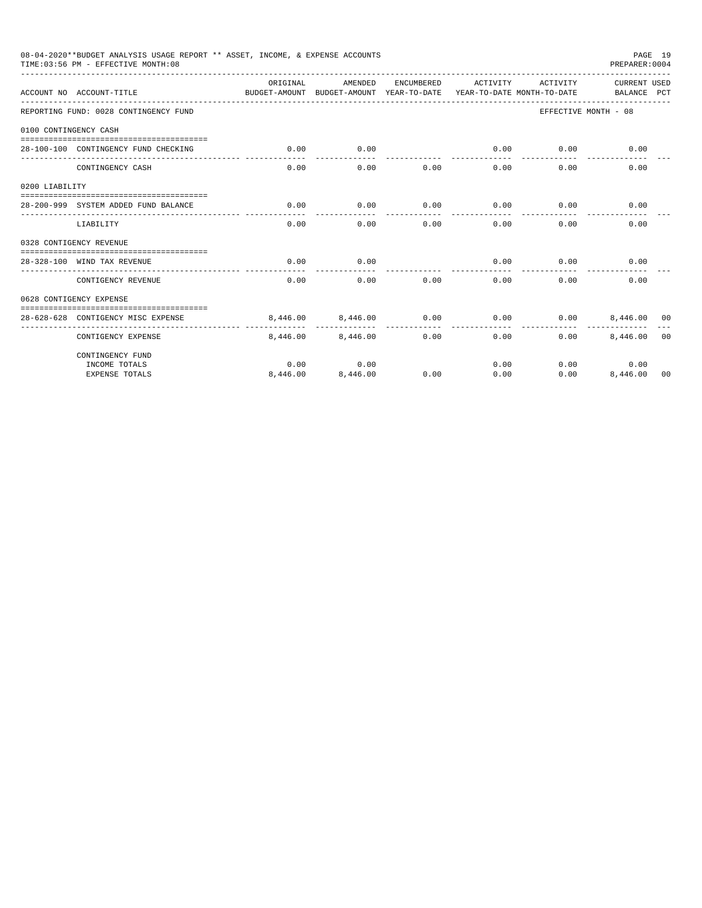08-04-2020**BUDGET ANALYSIS USAGE REPORT ** ASSET, INCOME, & EXPENSE ACCOUNTS
TIME:03:56 PM - EFFECTIVE MONTH:08
PREPARER:0004

| ACCOUNT NO | ACCOUNT-TITLE | ORIGINAL BUDGET-AMOUNT | AMENDED BUDGET-AMOUNT | ENCUMBERED YEAR-TO-DATE | ACTIVITY YEAR-TO-DATE | ACTIVITY MONTH-TO-DATE | CURRENT BALANCE | USED PCT |
|---|---|---|---|---|---|---|---|---|
| REPORTING FUND: 0028 CONTINGENCY FUND | | | | | | | EFFECTIVE MONTH - 08 | |
| 0100 CONTINGENCY CASH | | | | | | | | |
| 28-100-100 | CONTINGENCY FUND CHECKING | 0.00 | 0.00 | | 0.00 | 0.00 | 0.00 | |
| | CONTINGENCY CASH | 0.00 | 0.00 | 0.00 | 0.00 | 0.00 | 0.00 | |
| 0200 LIABILITY | | | | | | | | |
| 28-200-999 | SYSTEM ADDED FUND BALANCE | 0.00 | 0.00 | 0.00 | 0.00 | 0.00 | 0.00 | |
| | LIABILITY | 0.00 | 0.00 | 0.00 | 0.00 | 0.00 | 0.00 | |
| 0328 CONTIGENCY REVENUE | | | | | | | | |
| 28-328-100 | WIND TAX REVENUE | 0.00 | 0.00 | | 0.00 | 0.00 | 0.00 | |
| | CONTIGENCY REVENUE | 0.00 | 0.00 | 0.00 | 0.00 | 0.00 | 0.00 | |
| 0628 CONTIGENCY EXPENSE | | | | | | | | |
| 28-628-628 | CONTIGENCY MISC EXPENSE | 8,446.00 | 8,446.00 | 0.00 | 0.00 | 0.00 | 8,446.00 | 00 |
| | CONTIGENCY EXPENSE | 8,446.00 | 8,446.00 | 0.00 | 0.00 | 0.00 | 8,446.00 | 00 |
| | CONTINGENCY FUND | | | | | | | |
| | INCOME TOTALS | 0.00 | 0.00 | | 0.00 | 0.00 | 0.00 | |
| | EXPENSE TOTALS | 8,446.00 | 8,446.00 | 0.00 | 0.00 | 0.00 | 8,446.00 | 00 |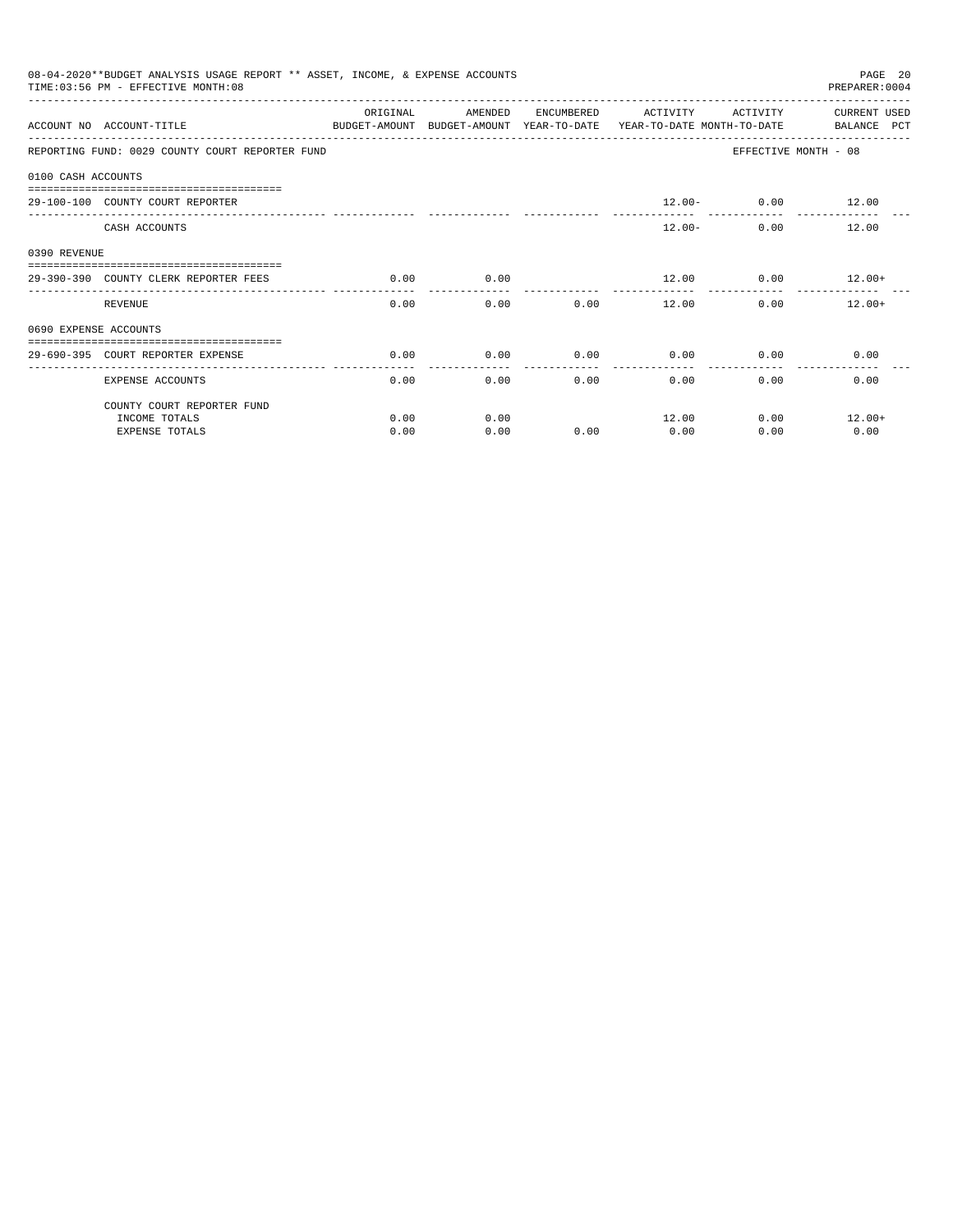08-04-2020**BUDGET ANALYSIS USAGE REPORT ** ASSET, INCOME, & EXPENSE ACCOUNTS

TIME:03:56 PM - EFFECTIVE MONTH:08

PREPARER:0004

| ACCOUNT NO | ACCOUNT-TITLE | ORIGINAL BUDGET-AMOUNT | AMENDED BUDGET-AMOUNT | ENCUMBERED YEAR-TO-DATE | ACTIVITY YEAR-TO-DATE | ACTIVITY MONTH-TO-DATE | CURRENT USED BALANCE PCT |
|---|---|---|---|---|---|---|---|
| REPORTING FUND: 0029 COUNTY COURT REPORTER FUND | | | | | | | EFFECTIVE MONTH - 08 |
| 0100 CASH ACCOUNTS | | | | | | | |
| 29-100-100 | COUNTY COURT REPORTER | | | | 12.00- | 0.00 | 12.00 |
| | CASH ACCOUNTS | | | | 12.00- | 0.00 | 12.00 |
| 0390 REVENUE | | | | | | | |
| 29-390-390 | COUNTY CLERK REPORTER FEES | 0.00 | 0.00 | | 12.00 | 0.00 | 12.00+ |
| | REVENUE | 0.00 | 0.00 | 0.00 | 12.00 | 0.00 | 12.00+ |
| 0690 EXPENSE ACCOUNTS | | | | | | | |
| 29-690-395 | COURT REPORTER EXPENSE | 0.00 | 0.00 | 0.00 | 0.00 | 0.00 | 0.00 |
| | EXPENSE ACCOUNTS | 0.00 | 0.00 | 0.00 | 0.00 | 0.00 | 0.00 |
| | COUNTY COURT REPORTER FUND | | | | | | |
| | INCOME TOTALS | 0.00 | 0.00 | | 12.00 | 0.00 | 12.00+ |
| | EXPENSE TOTALS | 0.00 | 0.00 | 0.00 | 0.00 | 0.00 | 0.00 |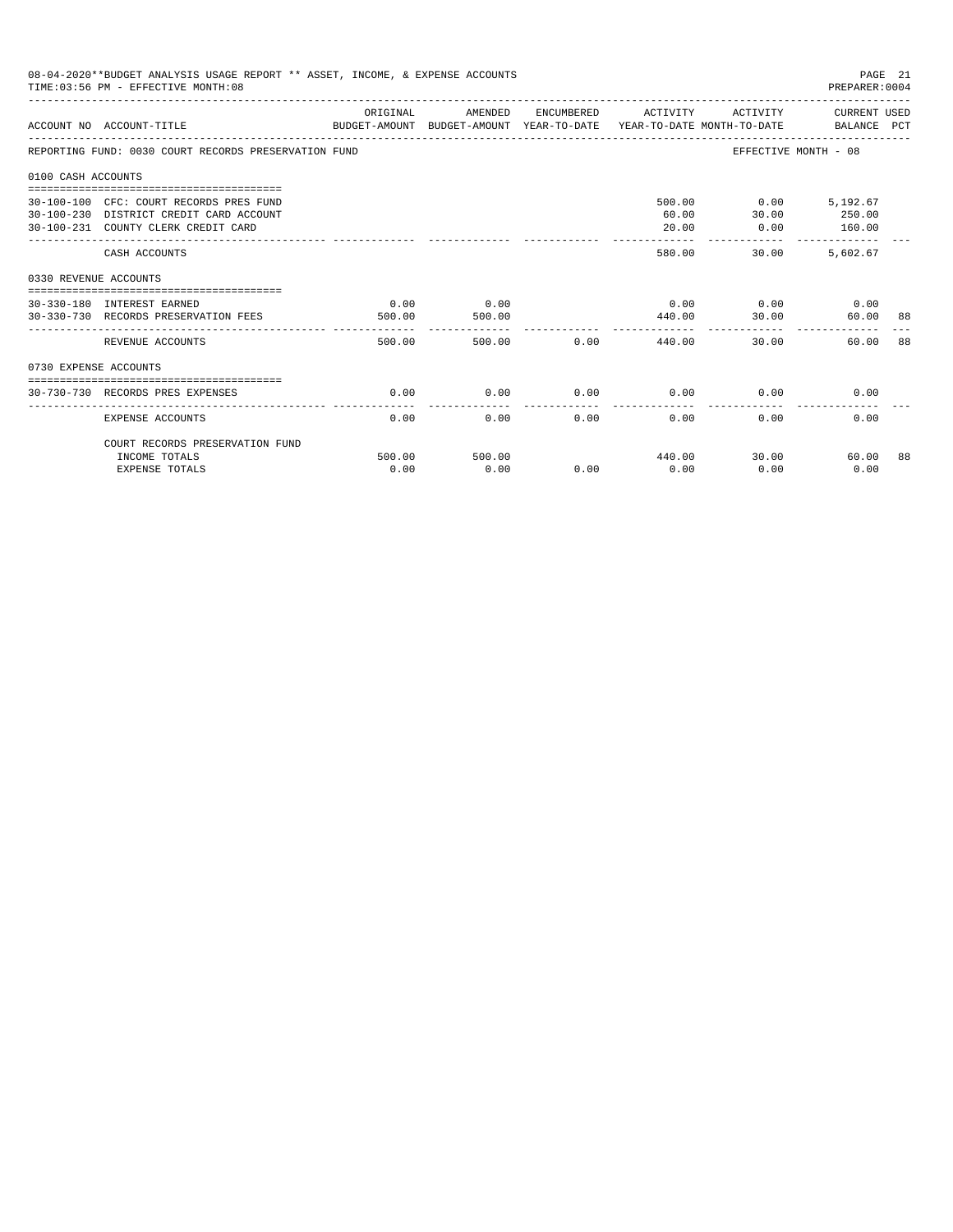08-04-2020**BUDGET ANALYSIS USAGE REPORT ** ASSET, INCOME, & EXPENSE ACCOUNTS
TIME:03:56 PM - EFFECTIVE MONTH:08
PREPARER:0004

| ACCOUNT NO | ACCOUNT-TITLE | ORIGINAL BUDGET-AMOUNT | AMENDED BUDGET-AMOUNT | ENCUMBERED YEAR-TO-DATE | ACTIVITY YEAR-TO-DATE | ACTIVITY MONTH-TO-DATE | CURRENT USED BALANCE | PCT |
|---|---|---|---|---|---|---|---|---|
| REPORTING FUND: 0030 COURT RECORDS PRESERVATION FUND | | | | | | EFFECTIVE MONTH - 08 | | |
| 0100 CASH ACCOUNTS | | | | | | | | |
| 30-100-100 | CFC: COURT RECORDS PRES FUND | | | | 500.00 | 0.00 | 5,192.67 | |
| 30-100-230 | DISTRICT CREDIT CARD ACCOUNT | | | | 60.00 | 30.00 | 250.00 | |
| 30-100-231 | COUNTY CLERK CREDIT CARD | | | | 20.00 | 0.00 | 160.00 | |
| | CASH ACCOUNTS | | | | 580.00 | 30.00 | 5,602.67 | |
| 0330 REVENUE ACCOUNTS | | | | | | | | |
| 30-330-180 | INTEREST EARNED | 0.00 | 0.00 | | 0.00 | 0.00 | 0.00 | |
| 30-330-730 | RECORDS PRESERVATION FEES | 500.00 | 500.00 | | 440.00 | 30.00 | 60.00 | 88 |
| | REVENUE ACCOUNTS | 500.00 | 500.00 | 0.00 | 440.00 | 30.00 | 60.00 | 88 |
| 0730 EXPENSE ACCOUNTS | | | | | | | | |
| 30-730-730 | RECORDS PRES EXPENSES | 0.00 | 0.00 | 0.00 | 0.00 | 0.00 | 0.00 | |
| | EXPENSE ACCOUNTS | 0.00 | 0.00 | 0.00 | 0.00 | 0.00 | 0.00 | |
| | COURT RECORDS PRESERVATION FUND | | | | | | | |
| | INCOME TOTALS | 500.00 | 500.00 | | 440.00 | 30.00 | 60.00 | 88 |
| | EXPENSE TOTALS | 0.00 | 0.00 | 0.00 | 0.00 | 0.00 | 0.00 | |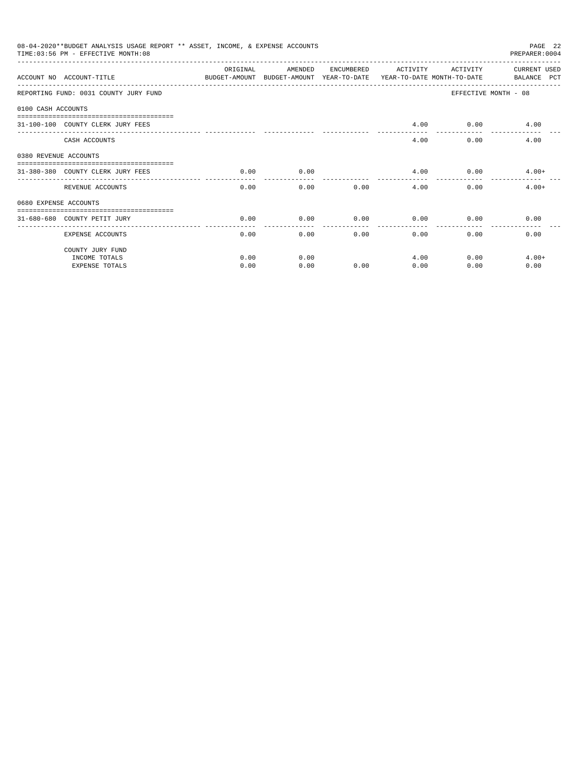08-04-2020**BUDGET ANALYSIS USAGE REPORT ** ASSET, INCOME, & EXPENSE ACCOUNTS

TIME:03:56 PM - EFFECTIVE MONTH:08

| ACCOUNT NO | ACCOUNT-TITLE | ORIGINAL BUDGET-AMOUNT | AMENDED BUDGET-AMOUNT | ENCUMBERED YEAR-TO-DATE | ACTIVITY YEAR-TO-DATE | ACTIVITY MONTH-TO-DATE | CURRENT USED BALANCE PCT |
|---|---|---|---|---|---|---|---|
| REPORTING FUND: 0031 COUNTY JURY FUND | | | | | | | EFFECTIVE MONTH - 08 |
| 0100 CASH ACCOUNTS | | | | | | | |
| 31-100-100 | COUNTY CLERK JURY FEES | | | | 4.00 | 0.00 | 4.00 |
| | CASH ACCOUNTS | | | | 4.00 | 0.00 | 4.00 |
| 0380 REVENUE ACCOUNTS | | | | | | | |
| 31-380-380 | COUNTY CLERK JURY FEES | 0.00 | 0.00 | | 4.00 | 0.00 | 4.00+ |
| | REVENUE ACCOUNTS | 0.00 | 0.00 | 0.00 | 4.00 | 0.00 | 4.00+ |
| 0680 EXPENSE ACCOUNTS | | | | | | | |
| 31-680-680 | COUNTY PETIT JURY | 0.00 | 0.00 | 0.00 | 0.00 | 0.00 | 0.00 |
| | EXPENSE ACCOUNTS | 0.00 | 0.00 | 0.00 | 0.00 | 0.00 | 0.00 |
| | COUNTY JURY FUND | | | | | | |
| | INCOME TOTALS | 0.00 | 0.00 | | 4.00 | 0.00 | 4.00+ |
| | EXPENSE TOTALS | 0.00 | 0.00 | 0.00 | 0.00 | 0.00 | 0.00 |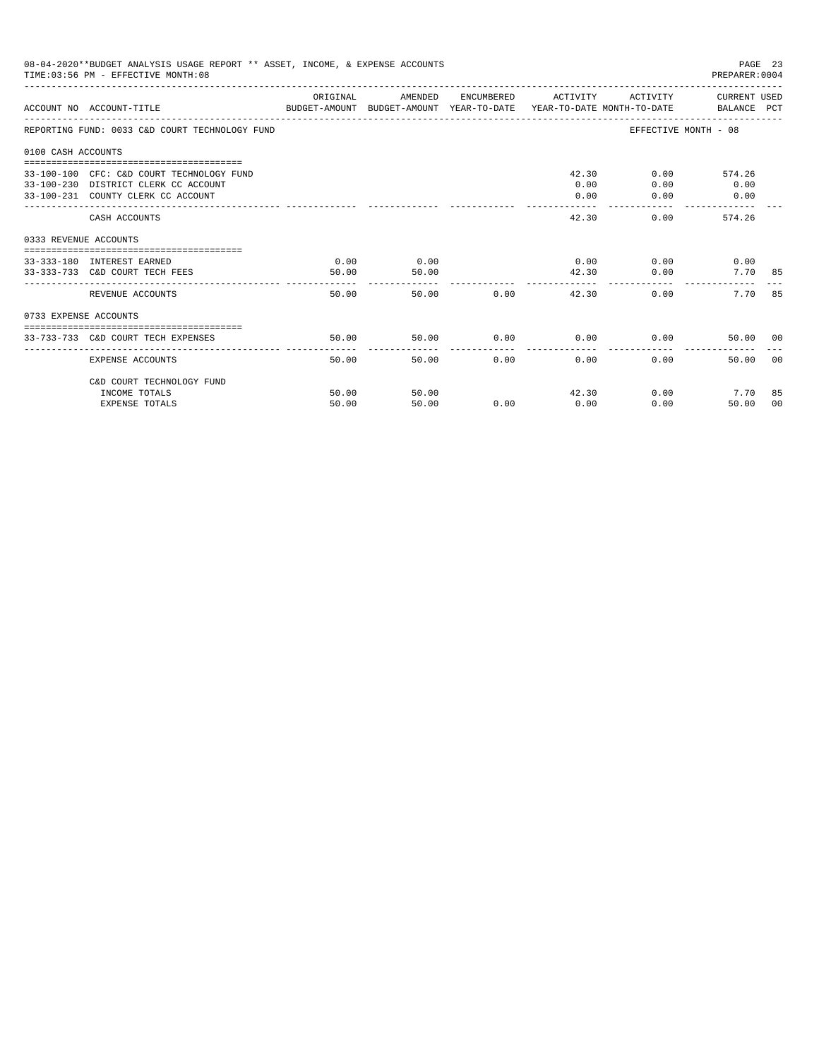08-04-2020**BUDGET ANALYSIS USAGE REPORT ** ASSET, INCOME, & EXPENSE ACCOUNTS
TIME:03:56 PM - EFFECTIVE MONTH:08

PREPARER:0004

REPORTING FUND: 0033 C&D COURT TECHNOLOGY FUND — EFFECTIVE MONTH - 08

| ACCOUNT NO | ACCOUNT-TITLE | ORIGINAL BUDGET-AMOUNT | AMENDED BUDGET-AMOUNT | ENCUMBERED YEAR-TO-DATE | ACTIVITY YEAR-TO-DATE | ACTIVITY MONTH-TO-DATE | CURRENT BALANCE | USED PCT |
|---|---|---|---|---|---|---|---|---|
| **0100 CASH ACCOUNTS** | | | | | | | | |
| 33-100-100 | CFC: C&D COURT TECHNOLOGY FUND | | | | 42.30 | 0.00 | 574.26 | |
| 33-100-230 | DISTRICT CLERK CC ACCOUNT | | | | 0.00 | 0.00 | 0.00 | |
| 33-100-231 | COUNTY CLERK CC ACCOUNT | | | | 0.00 | 0.00 | 0.00 | |
| | CASH ACCOUNTS | | | | 42.30 | 0.00 | 574.26 | |
| **0333 REVENUE ACCOUNTS** | | | | | | | | |
| 33-333-180 | INTEREST EARNED | 0.00 | 0.00 | | 0.00 | 0.00 | 0.00 | |
| 33-333-733 | C&D COURT TECH FEES | 50.00 | 50.00 | | 42.30 | 0.00 | 7.70 | 85 |
| | REVENUE ACCOUNTS | 50.00 | 50.00 | 0.00 | 42.30 | 0.00 | 7.70 | 85 |
| **0733 EXPENSE ACCOUNTS** | | | | | | | | |
| 33-733-733 | C&D COURT TECH EXPENSES | 50.00 | 50.00 | 0.00 | 0.00 | 0.00 | 50.00 | 00 |
| | EXPENSE ACCOUNTS | 50.00 | 50.00 | 0.00 | 0.00 | 0.00 | 50.00 | 00 |
| | C&D COURT TECHNOLOGY FUND | | | | | | | |
| | INCOME TOTALS | 50.00 | 50.00 | | 42.30 | 0.00 | 7.70 | 85 |
| | EXPENSE TOTALS | 50.00 | 50.00 | 0.00 | 0.00 | 0.00 | 50.00 | 00 |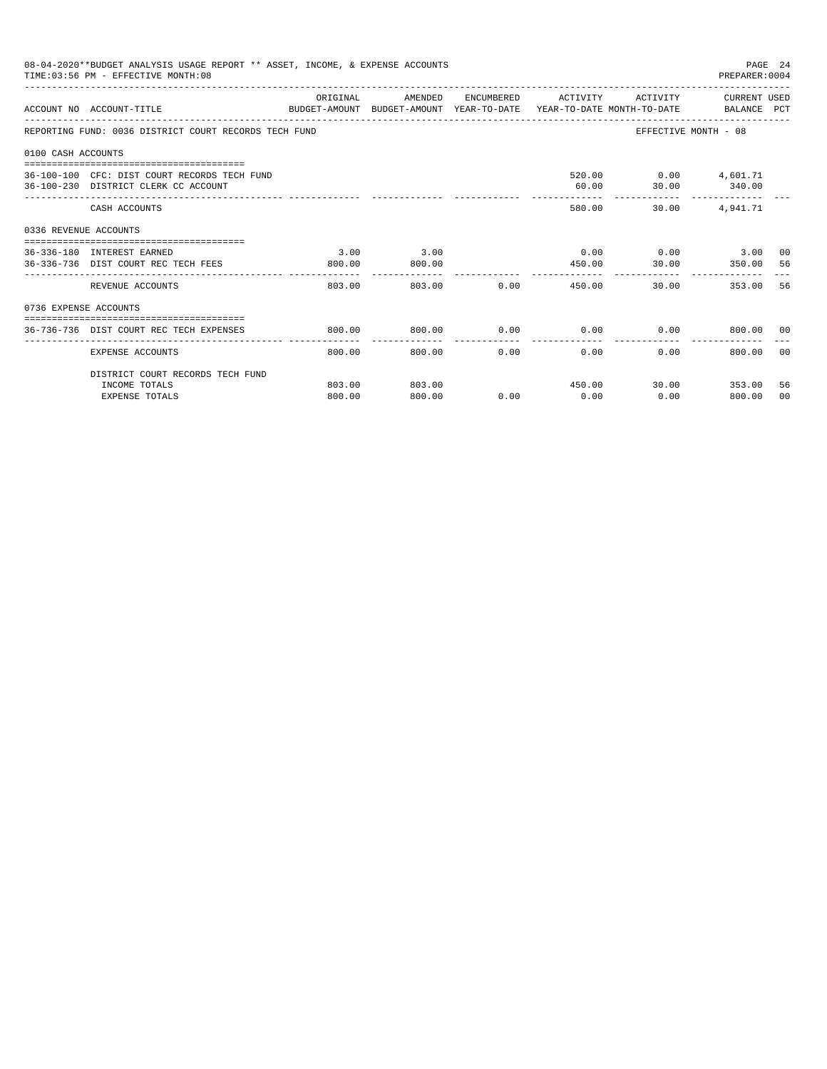08-04-2020**BUDGET ANALYSIS USAGE REPORT ** ASSET, INCOME, & EXPENSE ACCOUNTS
TIME:03:56 PM - EFFECTIVE MONTH:08

PREPARER:0004

| ACCOUNT NO | ACCOUNT-TITLE | ORIGINAL BUDGET-AMOUNT | AMENDED BUDGET-AMOUNT | ENCUMBERED YEAR-TO-DATE | ACTIVITY YEAR-TO-DATE | ACTIVITY MONTH-TO-DATE | CURRENT USED BALANCE | PCT |
|---|---|---|---|---|---|---|---|---|
| REPORTING FUND: 0036 DISTRICT COURT RECORDS TECH FUND | | | | | | EFFECTIVE MONTH - 08 | | |
| 0100 CASH ACCOUNTS | | | | | | | | |
| 36-100-100 | CFC: DIST COURT RECORDS TECH FUND | | | | 520.00 | 0.00 | 4,601.71 | |
| 36-100-230 | DISTRICT CLERK CC ACCOUNT | | | | 60.00 | 30.00 | 340.00 | |
| | CASH ACCOUNTS | | | | 580.00 | 30.00 | 4,941.71 | |
| 0336 REVENUE ACCOUNTS | | | | | | | | |
| 36-336-180 | INTEREST EARNED | 3.00 | 3.00 | | 0.00 | 0.00 | 3.00 | 00 |
| 36-336-736 | DIST COURT REC TECH FEES | 800.00 | 800.00 | | 450.00 | 30.00 | 350.00 | 56 |
| | REVENUE ACCOUNTS | 803.00 | 803.00 | 0.00 | 450.00 | 30.00 | 353.00 | 56 |
| 0736 EXPENSE ACCOUNTS | | | | | | | | |
| 36-736-736 | DIST COURT REC TECH EXPENSES | 800.00 | 800.00 | 0.00 | 0.00 | 0.00 | 800.00 | 00 |
| | EXPENSE ACCOUNTS | 800.00 | 800.00 | 0.00 | 0.00 | 0.00 | 800.00 | 00 |
| | DISTRICT COURT RECORDS TECH FUND | | | | | | | |
| | INCOME TOTALS | 803.00 | 803.00 | | 450.00 | 30.00 | 353.00 | 56 |
| | EXPENSE TOTALS | 800.00 | 800.00 | 0.00 | 0.00 | 0.00 | 800.00 | 00 |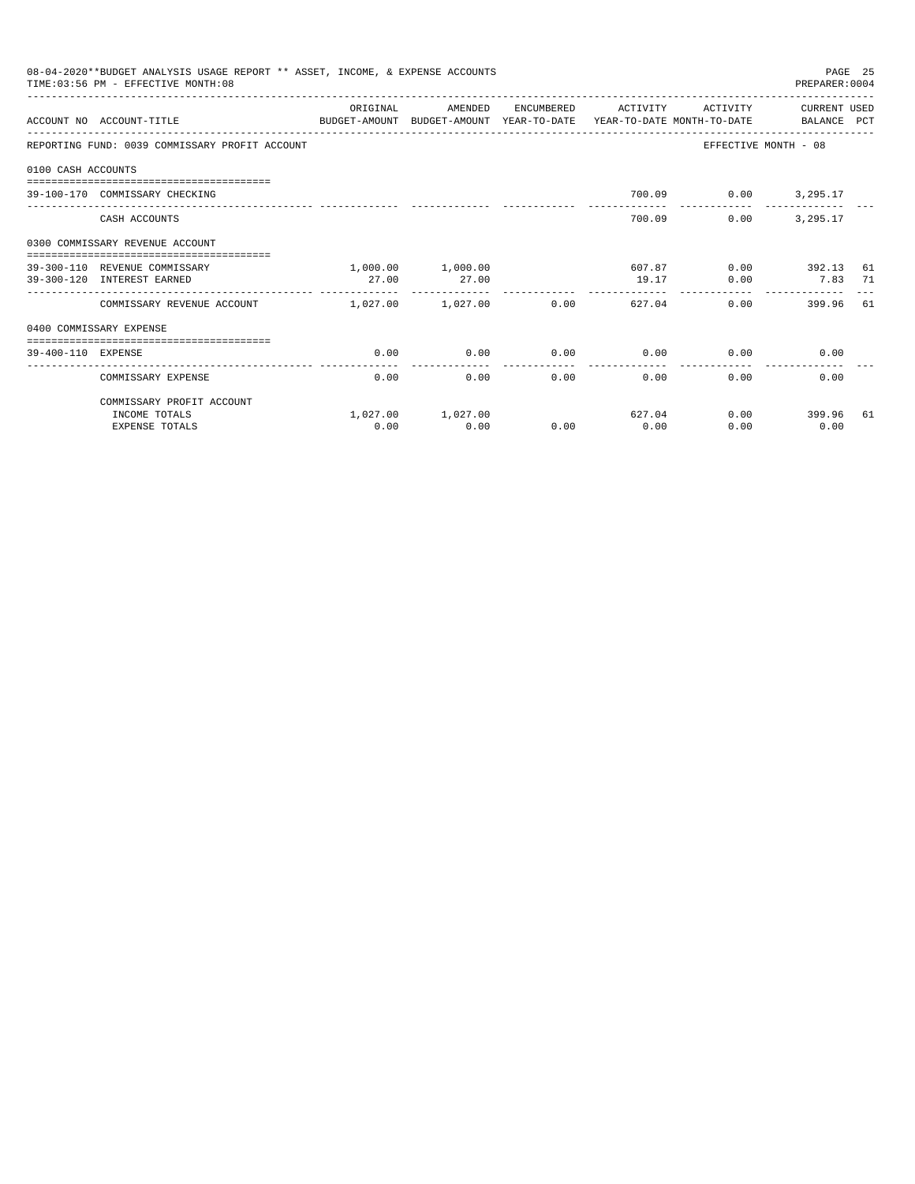08-04-2020**BUDGET ANALYSIS USAGE REPORT ** ASSET, INCOME, & EXPENSE ACCOUNTS

TIME:03:56 PM - EFFECTIVE MONTH:08

PREPARER:0004

| ACCOUNT NO | ACCOUNT-TITLE | ORIGINAL BUDGET-AMOUNT | AMENDED BUDGET-AMOUNT | ENCUMBERED YEAR-TO-DATE | ACTIVITY YEAR-TO-DATE | ACTIVITY MONTH-TO-DATE | CURRENT USED BALANCE | PCT |
|---|---|---|---|---|---|---|---|---|
| REPORTING FUND: 0039 COMMISSARY PROFIT ACCOUNT | | | | | | EFFECTIVE MONTH - 08 | | |
| 0100 CASH ACCOUNTS | | | | | | | | |
| 39-100-170 | COMMISSARY CHECKING | | | | 700.09 | 0.00 | 3,295.17 | |
| | CASH ACCOUNTS | | | | 700.09 | 0.00 | 3,295.17 | |
| 0300 COMMISSARY REVENUE ACCOUNT | | | | | | | | |
| 39-300-110 | REVENUE COMMISSARY | 1,000.00 | 1,000.00 | | 607.87 | 0.00 | 392.13 | 61 |
| 39-300-120 | INTEREST EARNED | 27.00 | 27.00 | | 19.17 | 0.00 | 7.83 | 71 |
| | COMMISSARY REVENUE ACCOUNT | 1,027.00 | 1,027.00 | 0.00 | 627.04 | 0.00 | 399.96 | 61 |
| 0400 COMMISSARY EXPENSE | | | | | | | | |
| 39-400-110 | EXPENSE | 0.00 | 0.00 | 0.00 | 0.00 | 0.00 | 0.00 | |
| | COMMISSARY EXPENSE | 0.00 | 0.00 | 0.00 | 0.00 | 0.00 | 0.00 | |
| | COMMISSARY PROFIT ACCOUNT | | | | | | | |
| | INCOME TOTALS | 1,027.00 | 1,027.00 | | 627.04 | 0.00 | 399.96 | 61 |
| | EXPENSE TOTALS | 0.00 | 0.00 | 0.00 | 0.00 | 0.00 | 0.00 | |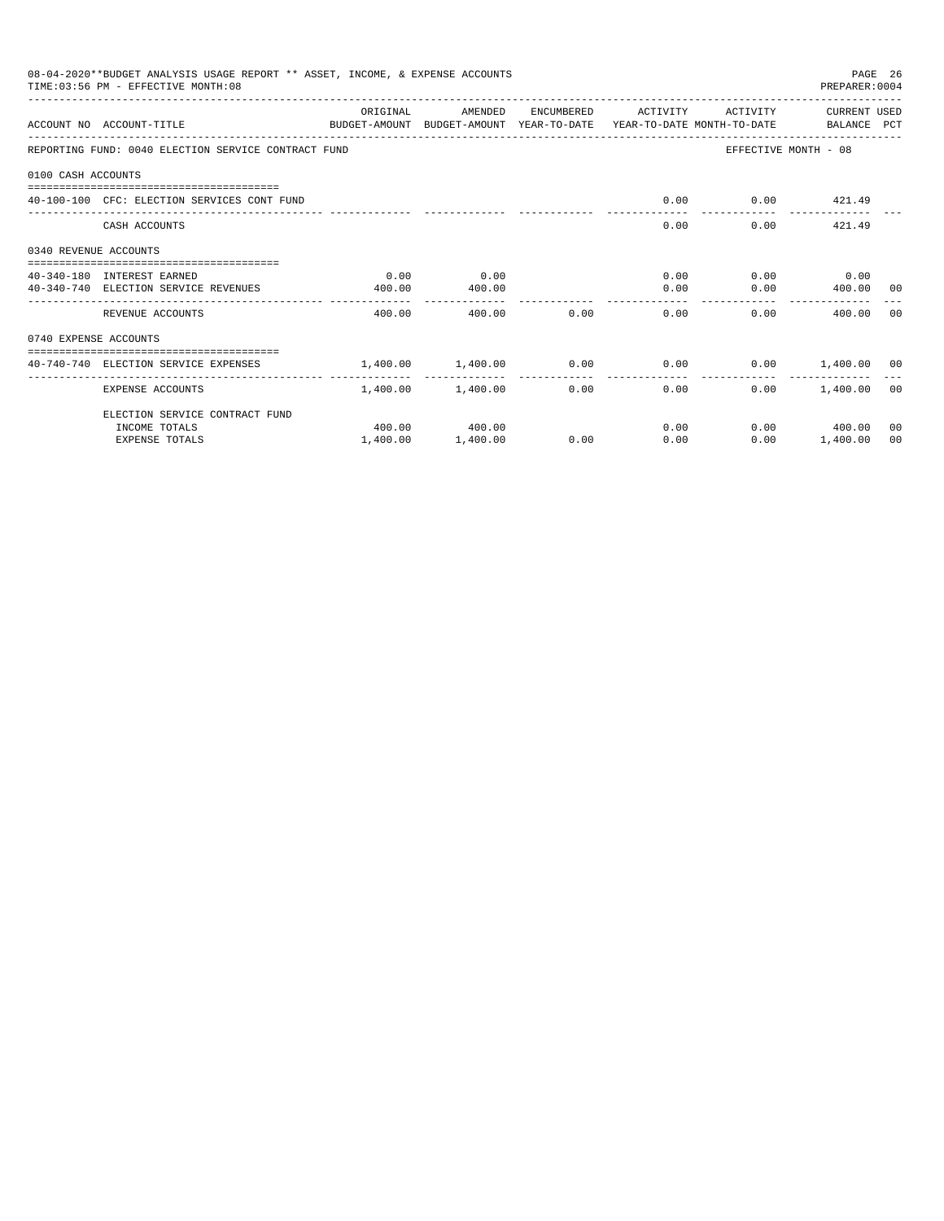08-04-2020**BUDGET ANALYSIS USAGE REPORT ** ASSET, INCOME, & EXPENSE ACCOUNTS

TIME:03:56 PM - EFFECTIVE MONTH:08

PREPARER:0004

| ACCOUNT NO | ACCOUNT-TITLE | ORIGINAL BUDGET-AMOUNT | AMENDED BUDGET-AMOUNT | ENCUMBERED YEAR-TO-DATE | ACTIVITY YEAR-TO-DATE | ACTIVITY MONTH-TO-DATE | CURRENT BALANCE | USED PCT |
|---|---|---|---|---|---|---|---|---|
| REPORTING FUND: 0040 ELECTION SERVICE CONTRACT FUND | | | | | | EFFECTIVE MONTH - 08 | | |
| 0100 CASH ACCOUNTS | | | | | | | | |
| 40-100-100 | CFC: ELECTION SERVICES CONT FUND | | | | 0.00 | 0.00 | 421.49 | |
| | CASH ACCOUNTS | | | | 0.00 | 0.00 | 421.49 | |
| 0340 REVENUE ACCOUNTS | | | | | | | | |
| 40-340-180 | INTEREST EARNED | 0.00 | 0.00 | | 0.00 | 0.00 | 0.00 | |
| 40-340-740 | ELECTION SERVICE REVENUES | 400.00 | 400.00 | | 0.00 | 0.00 | 400.00 | 00 |
| | REVENUE ACCOUNTS | 400.00 | 400.00 | 0.00 | 0.00 | 0.00 | 400.00 | 00 |
| 0740 EXPENSE ACCOUNTS | | | | | | | | |
| 40-740-740 | ELECTION SERVICE EXPENSES | 1,400.00 | 1,400.00 | 0.00 | 0.00 | 0.00 | 1,400.00 | 00 |
| | EXPENSE ACCOUNTS | 1,400.00 | 1,400.00 | 0.00 | 0.00 | 0.00 | 1,400.00 | 00 |
| | ELECTION SERVICE CONTRACT FUND | | | | | | | |
| | INCOME TOTALS | 400.00 | 400.00 | | 0.00 | 0.00 | 400.00 | 00 |
| | EXPENSE TOTALS | 1,400.00 | 1,400.00 | 0.00 | 0.00 | 0.00 | 1,400.00 | 00 |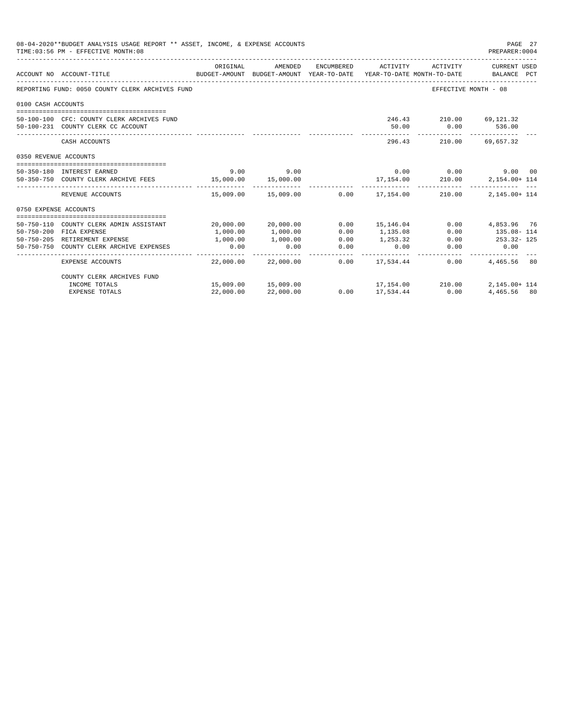08-04-2020**BUDGET ANALYSIS USAGE REPORT ** ASSET, INCOME, & EXPENSE ACCOUNTS
TIME:03:56 PM - EFFECTIVE MONTH:08
PREPARER:0004

REPORTING FUND: 0050 COUNTY CLERK ARCHIVES FUND — EFFECTIVE MONTH - 08

| ACCOUNT NO | ACCOUNT-TITLE | ORIGINAL BUDGET-AMOUNT | AMENDED BUDGET-AMOUNT | ENCUMBERED YEAR-TO-DATE | ACTIVITY YEAR-TO-DATE | ACTIVITY MONTH-TO-DATE | CURRENT USED BALANCE | PCT |
|---|---|---|---|---|---|---|---|---|
| **0100 CASH ACCOUNTS** | | | | | | | | |
| 50-100-100 | CFC: COUNTY CLERK ARCHIVES FUND | | | | 246.43 | 210.00 | 69,121.32 | |
| 50-100-231 | COUNTY CLERK CC ACCOUNT | | | | 50.00 | 0.00 | 536.00 | |
| | CASH ACCOUNTS | | | | 296.43 | 210.00 | 69,657.32 | |
| **0350 REVENUE ACCOUNTS** | | | | | | | | |
| 50-350-180 | INTEREST EARNED | 9.00 | 9.00 | | 0.00 | 0.00 | 9.00 | 00 |
| 50-350-750 | COUNTY CLERK ARCHIVE FEES | 15,000.00 | 15,000.00 | | 17,154.00 | 210.00 | 2,154.00+ | 114 |
| | REVENUE ACCOUNTS | 15,009.00 | 15,009.00 | 0.00 | 17,154.00 | 210.00 | 2,145.00+ | 114 |
| **0750 EXPENSE ACCOUNTS** | | | | | | | | |
| 50-750-110 | COUNTY CLERK ADMIN ASSISTANT | 20,000.00 | 20,000.00 | 0.00 | 15,146.04 | 0.00 | 4,853.96 | 76 |
| 50-750-200 | FICA EXPENSE | 1,000.00 | 1,000.00 | 0.00 | 1,135.08 | 0.00 | 135.08- | 114 |
| 50-750-205 | RETIREMENT EXPENSE | 1,000.00 | 1,000.00 | 0.00 | 1,253.32 | 0.00 | 253.32- | 125 |
| 50-750-750 | COUNTY CLERK ARCHIVE EXPENSES | 0.00 | 0.00 | 0.00 | 0.00 | 0.00 | 0.00 | |
| | EXPENSE ACCOUNTS | 22,000.00 | 22,000.00 | 0.00 | 17,534.44 | 0.00 | 4,465.56 | 80 |
| | COUNTY CLERK ARCHIVES FUND | | | | | | | |
| | INCOME TOTALS | 15,009.00 | 15,009.00 | | 17,154.00 | 210.00 | 2,145.00+ | 114 |
| | EXPENSE TOTALS | 22,000.00 | 22,000.00 | 0.00 | 17,534.44 | 0.00 | 4,465.56 | 80 |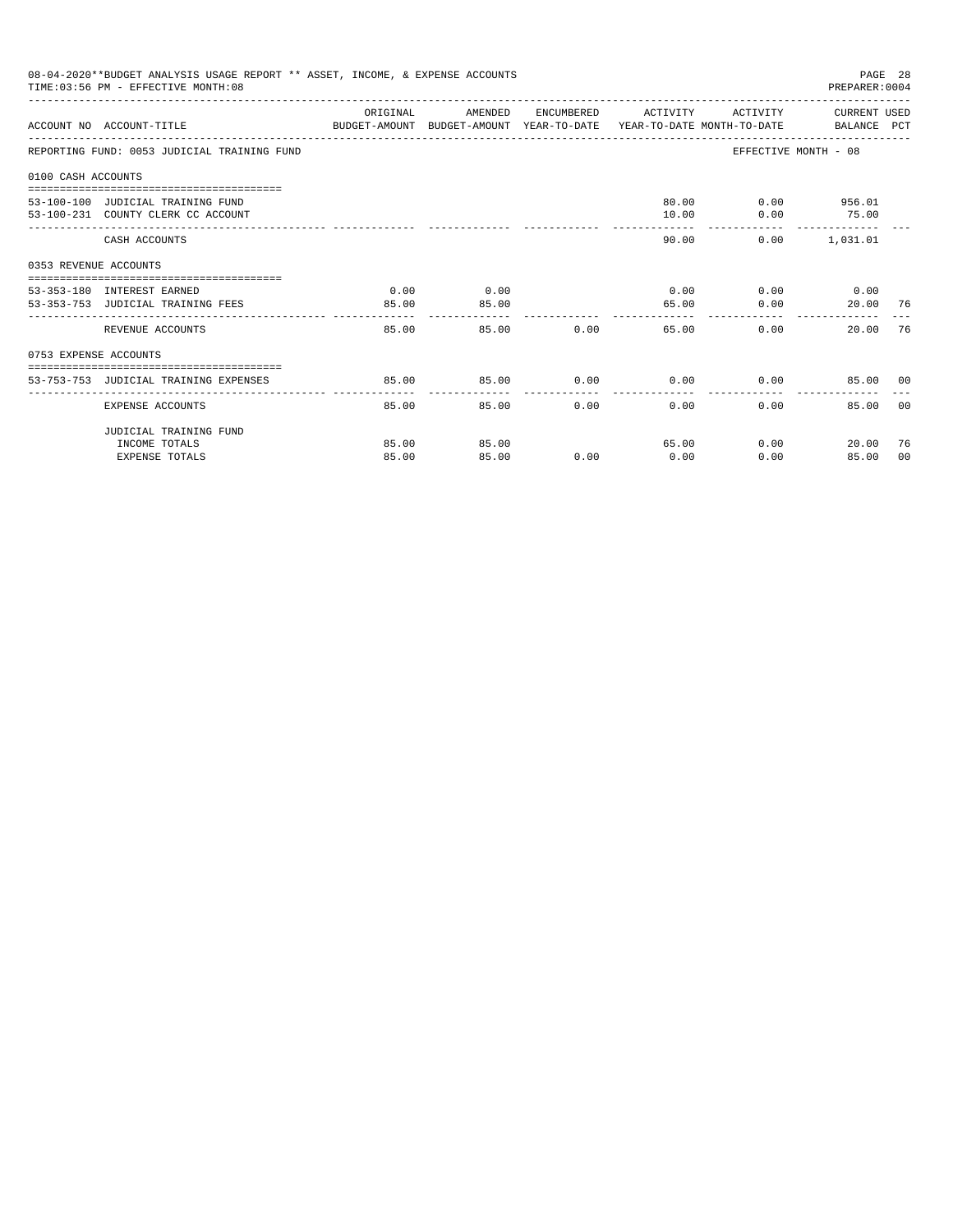08-04-2020**BUDGET ANALYSIS USAGE REPORT ** ASSET, INCOME, & EXPENSE ACCOUNTS

TIME:03:56 PM - EFFECTIVE MONTH:08

PREPARER:0004

| ACCOUNT NO | ACCOUNT-TITLE | ORIGINAL BUDGET-AMOUNT | AMENDED BUDGET-AMOUNT | ENCUMBERED YEAR-TO-DATE | ACTIVITY YEAR-TO-DATE | ACTIVITY MONTH-TO-DATE | CURRENT USED BALANCE | PCT |
|---|---|---|---|---|---|---|---|---|
| REPORTING FUND: 0053 JUDICIAL TRAINING FUND | | | | | | EFFECTIVE MONTH - 08 | | |
| 0100 CASH ACCOUNTS | | | | | | | | |
| 53-100-100 | JUDICIAL TRAINING FUND | | | | 80.00 | 0.00 | 956.01 | |
| 53-100-231 | COUNTY CLERK CC ACCOUNT | | | | 10.00 | 0.00 | 75.00 | |
| | CASH ACCOUNTS | | | | 90.00 | 0.00 | 1,031.01 | |
| 0353 REVENUE ACCOUNTS | | | | | | | | |
| 53-353-180 | INTEREST EARNED | 0.00 | 0.00 | | 0.00 | 0.00 | 0.00 | |
| 53-353-753 | JUDICIAL TRAINING FEES | 85.00 | 85.00 | | 65.00 | 0.00 | 20.00 | 76 |
| | REVENUE ACCOUNTS | 85.00 | 85.00 | 0.00 | 65.00 | 0.00 | 20.00 | 76 |
| 0753 EXPENSE ACCOUNTS | | | | | | | | |
| 53-753-753 | JUDICIAL TRAINING EXPENSES | 85.00 | 85.00 | 0.00 | 0.00 | 0.00 | 85.00 | 00 |
| | EXPENSE ACCOUNTS | 85.00 | 85.00 | 0.00 | 0.00 | 0.00 | 85.00 | 00 |
| | JUDICIAL TRAINING FUND | | | | | | | |
| | INCOME TOTALS | 85.00 | 85.00 | | 65.00 | 0.00 | 20.00 | 76 |
| | EXPENSE TOTALS | 85.00 | 85.00 | 0.00 | 0.00 | 0.00 | 85.00 | 00 |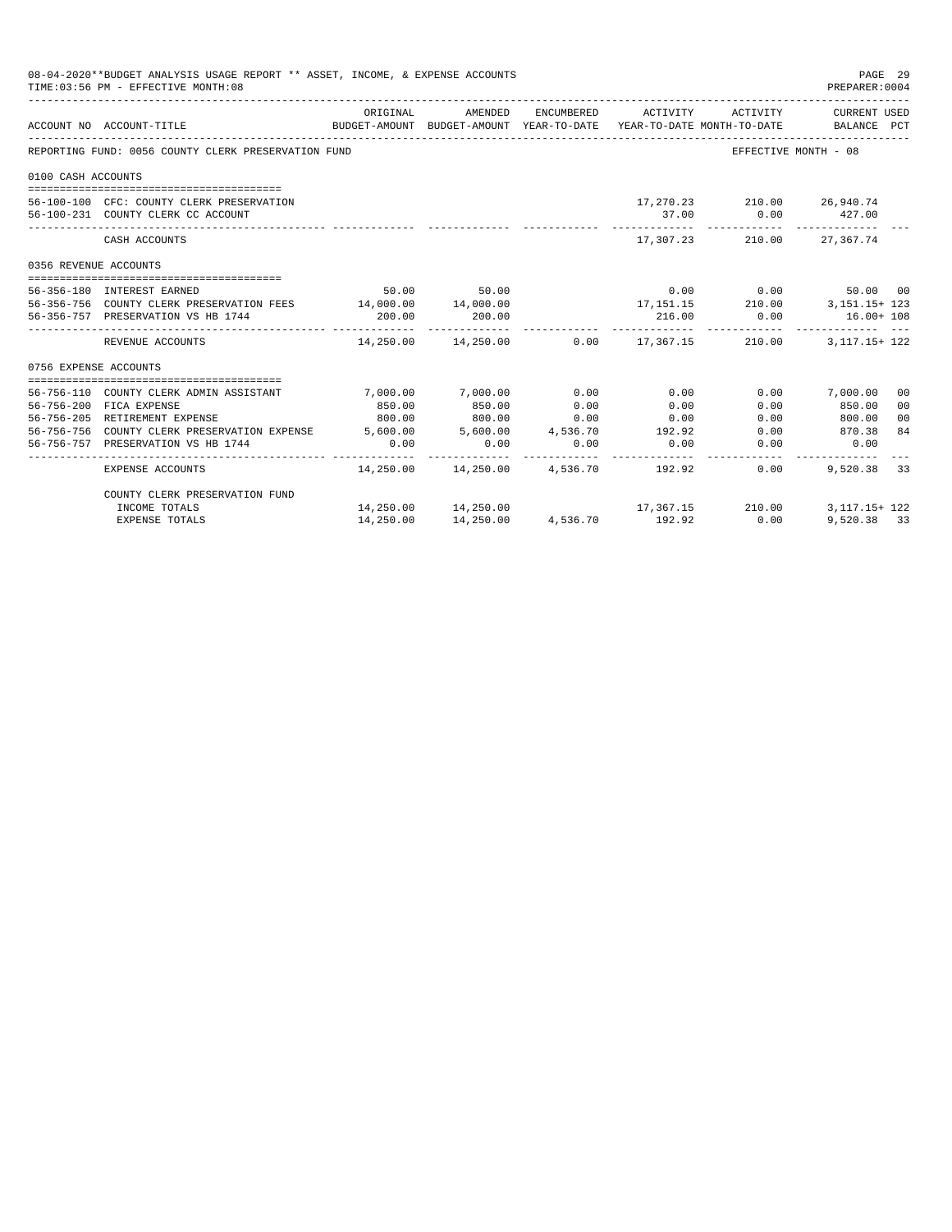08-04-2020**BUDGET ANALYSIS USAGE REPORT ** ASSET, INCOME, & EXPENSE ACCOUNTS
TIME:03:56 PM - EFFECTIVE MONTH:08

PREPARER:0004

| ACCOUNT NO | ACCOUNT-TITLE | ORIGINAL BUDGET-AMOUNT | AMENDED BUDGET-AMOUNT | ENCUMBERED YEAR-TO-DATE | ACTIVITY YEAR-TO-DATE | ACTIVITY MONTH-TO-DATE | CURRENT USED BALANCE | PCT |
|---|---|---|---|---|---|---|---|---|
| REPORTING FUND: 0056 COUNTY CLERK PRESERVATION FUND | | | | | | | EFFECTIVE MONTH - 08 | |
| 0100 CASH ACCOUNTS | | | | | | | | |
| 56-100-100 | CFC: COUNTY CLERK PRESERVATION | | | | 17,270.23 | 210.00 | 26,940.74 | |
| 56-100-231 | COUNTY CLERK CC ACCOUNT | | | | 37.00 | 0.00 | 427.00 | |
| | CASH ACCOUNTS | | | | 17,307.23 | 210.00 | 27,367.74 | |
| 0356 REVENUE ACCOUNTS | | | | | | | | |
| 56-356-180 | INTEREST EARNED | 50.00 | 50.00 | | 0.00 | 0.00 | 50.00 | 00 |
| 56-356-756 | COUNTY CLERK PRESERVATION FEES | 14,000.00 | 14,000.00 | | 17,151.15 | 210.00 | 3,151.15+ | 123 |
| 56-356-757 | PRESERVATION VS HB 1744 | 200.00 | 200.00 | | 216.00 | 0.00 | 16.00+ | 108 |
| | REVENUE ACCOUNTS | 14,250.00 | 14,250.00 | 0.00 | 17,367.15 | 210.00 | 3,117.15+ | 122 |
| 0756 EXPENSE ACCOUNTS | | | | | | | | |
| 56-756-110 | COUNTY CLERK ADMIN ASSISTANT | 7,000.00 | 7,000.00 | 0.00 | 0.00 | 0.00 | 7,000.00 | 00 |
| 56-756-200 | FICA EXPENSE | 850.00 | 850.00 | 0.00 | 0.00 | 0.00 | 850.00 | 00 |
| 56-756-205 | RETIREMENT EXPENSE | 800.00 | 800.00 | 0.00 | 0.00 | 0.00 | 800.00 | 00 |
| 56-756-756 | COUNTY CLERK PRESERVATION EXPENSE | 5,600.00 | 5,600.00 | 4,536.70 | 192.92 | 0.00 | 870.38 | 84 |
| 56-756-757 | PRESERVATION VS HB 1744 | 0.00 | 0.00 | 0.00 | 0.00 | 0.00 | 0.00 | |
| | EXPENSE ACCOUNTS | 14,250.00 | 14,250.00 | 4,536.70 | 192.92 | 0.00 | 9,520.38 | 33 |
| | COUNTY CLERK PRESERVATION FUND | | | | | | | |
| | INCOME TOTALS | 14,250.00 | 14,250.00 | | 17,367.15 | 210.00 | 3,117.15+ | 122 |
| | EXPENSE TOTALS | 14,250.00 | 14,250.00 | 4,536.70 | 192.92 | 0.00 | 9,520.38 | 33 |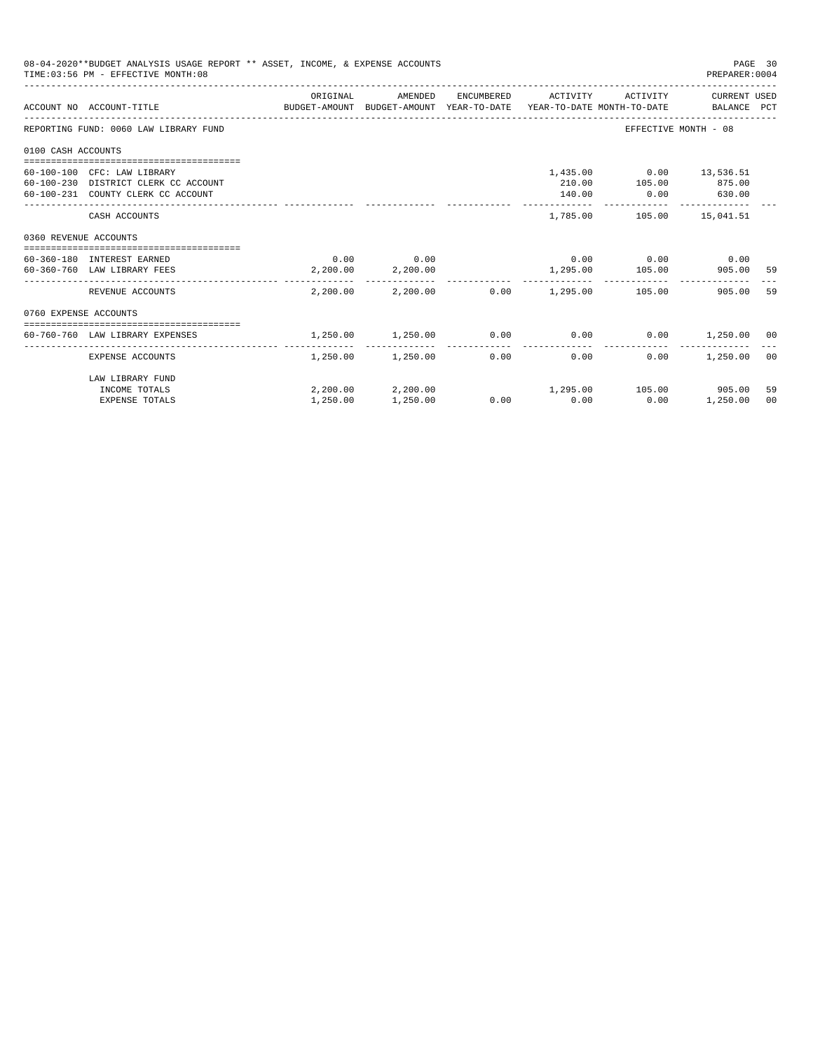08-04-2020**BUDGET ANALYSIS USAGE REPORT ** ASSET, INCOME, & EXPENSE ACCOUNTS
TIME:03:56 PM - EFFECTIVE MONTH:08
PREPARER:0004

| ACCOUNT NO | ACCOUNT-TITLE | ORIGINAL BUDGET-AMOUNT | AMENDED BUDGET-AMOUNT | ENCUMBERED YEAR-TO-DATE | ACTIVITY YEAR-TO-DATE | ACTIVITY MONTH-TO-DATE | CURRENT BALANCE | USED PCT |
|---|---|---|---|---|---|---|---|---|
| REPORTING FUND: 0060 LAW LIBRARY FUND | | | | | | EFFECTIVE MONTH - 08 | | |
| 0100 CASH ACCOUNTS | | | | | | | | |
| 60-100-100 | CFC: LAW LIBRARY | | | | 1,435.00 | 0.00 | 13,536.51 | |
| 60-100-230 | DISTRICT CLERK CC ACCOUNT | | | | 210.00 | 105.00 | 875.00 | |
| 60-100-231 | COUNTY CLERK CC ACCOUNT | | | | 140.00 | 0.00 | 630.00 | |
| | CASH ACCOUNTS | | | | 1,785.00 | 105.00 | 15,041.51 | |
| 0360 REVENUE ACCOUNTS | | | | | | | | |
| 60-360-180 | INTEREST EARNED | 0.00 | 0.00 | | 0.00 | 0.00 | 0.00 | |
| 60-360-760 | LAW LIBRARY FEES | 2,200.00 | 2,200.00 | | 1,295.00 | 105.00 | 905.00 | 59 |
| | REVENUE ACCOUNTS | 2,200.00 | 2,200.00 | 0.00 | 1,295.00 | 105.00 | 905.00 | 59 |
| 0760 EXPENSE ACCOUNTS | | | | | | | | |
| 60-760-760 | LAW LIBRARY EXPENSES | 1,250.00 | 1,250.00 | 0.00 | 0.00 | 0.00 | 1,250.00 | 00 |
| | EXPENSE ACCOUNTS | 1,250.00 | 1,250.00 | 0.00 | 0.00 | 0.00 | 1,250.00 | 00 |
| | LAW LIBRARY FUND | | | | | | | |
| | INCOME TOTALS | 2,200.00 | 2,200.00 | | 1,295.00 | 105.00 | 905.00 | 59 |
| | EXPENSE TOTALS | 1,250.00 | 1,250.00 | 0.00 | 0.00 | 0.00 | 1,250.00 | 00 |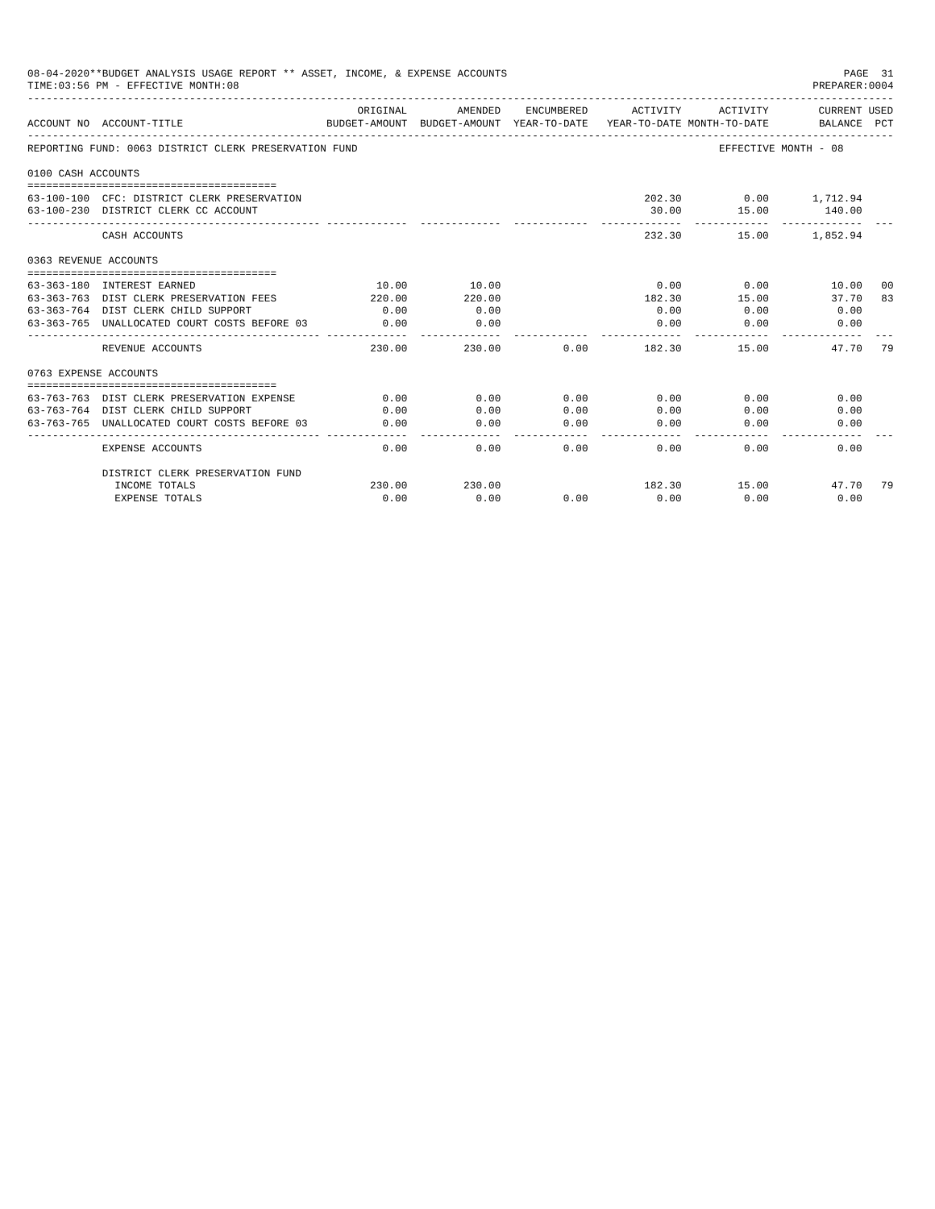08-04-2020**BUDGET ANALYSIS USAGE REPORT ** ASSET, INCOME, & EXPENSE ACCOUNTS
TIME:03:56 PM - EFFECTIVE MONTH:08
PREPARER:0004

| ACCOUNT NO | ACCOUNT-TITLE | ORIGINAL BUDGET-AMOUNT | AMENDED BUDGET-AMOUNT | ENCUMBERED YEAR-TO-DATE | ACTIVITY YEAR-TO-DATE | ACTIVITY MONTH-TO-DATE | CURRENT USED BALANCE | PCT |
|---|---|---|---|---|---|---|---|---|
| REPORTING FUND: 0063 DISTRICT CLERK PRESERVATION FUND | | | | | | EFFECTIVE MONTH - 08 | | |
| 0100 CASH ACCOUNTS | | | | | | | | |
| 63-100-100 | CFC: DISTRICT CLERK PRESERVATION | | | | 202.30 | 0.00 | 1,712.94 | |
| 63-100-230 | DISTRICT CLERK CC ACCOUNT | | | | 30.00 | 15.00 | 140.00 | |
| | CASH ACCOUNTS | | | | 232.30 | 15.00 | 1,852.94 | |
| 0363 REVENUE ACCOUNTS | | | | | | | | |
| 63-363-180 | INTEREST EARNED | 10.00 | 10.00 | | 0.00 | 0.00 | 10.00 | 00 |
| 63-363-763 | DIST CLERK PRESERVATION FEES | 220.00 | 220.00 | | 182.30 | 15.00 | 37.70 | 83 |
| 63-363-764 | DIST CLERK CHILD SUPPORT | 0.00 | 0.00 | | 0.00 | 0.00 | 0.00 | |
| 63-363-765 | UNALLOCATED COURT COSTS BEFORE 03 | 0.00 | 0.00 | | 0.00 | 0.00 | 0.00 | |
| | REVENUE ACCOUNTS | 230.00 | 230.00 | 0.00 | 182.30 | 15.00 | 47.70 | 79 |
| 0763 EXPENSE ACCOUNTS | | | | | | | | |
| 63-763-763 | DIST CLERK PRESERVATION EXPENSE | 0.00 | 0.00 | 0.00 | 0.00 | 0.00 | 0.00 | |
| 63-763-764 | DIST CLERK CHILD SUPPORT | 0.00 | 0.00 | 0.00 | 0.00 | 0.00 | 0.00 | |
| 63-763-765 | UNALLOCATED COURT COSTS BEFORE 03 | 0.00 | 0.00 | 0.00 | 0.00 | 0.00 | 0.00 | |
| | EXPENSE ACCOUNTS | 0.00 | 0.00 | 0.00 | 0.00 | 0.00 | 0.00 | |
| | DISTRICT CLERK PRESERVATION FUND | | | | | | | |
| | INCOME TOTALS | 230.00 | 230.00 | | 182.30 | 15.00 | 47.70 | 79 |
| | EXPENSE TOTALS | 0.00 | 0.00 | 0.00 | 0.00 | 0.00 | 0.00 | |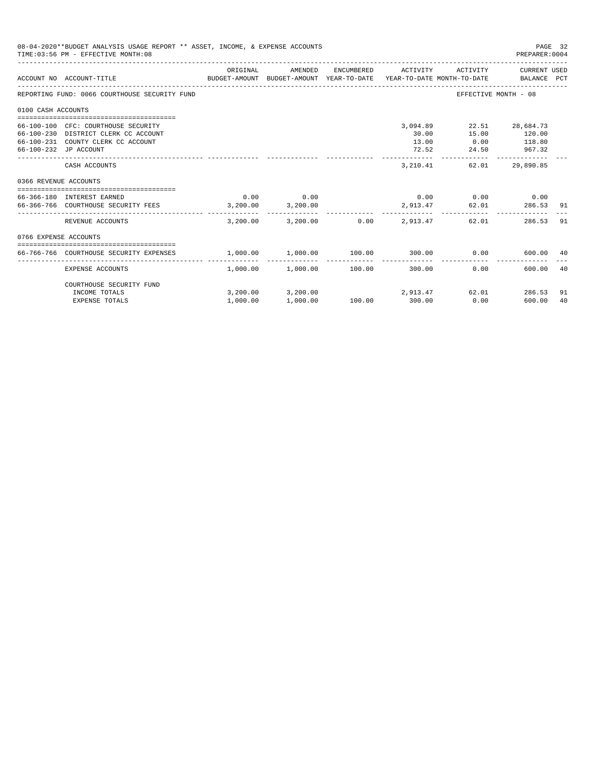08-04-2020**BUDGET ANALYSIS USAGE REPORT ** ASSET, INCOME, & EXPENSE ACCOUNTS

TIME:03:56 PM - EFFECTIVE MONTH:08

PREPARER:0004

| ACCOUNT NO | ACCOUNT-TITLE | ORIGINAL BUDGET-AMOUNT | AMENDED BUDGET-AMOUNT | ENCUMBERED YEAR-TO-DATE | ACTIVITY YEAR-TO-DATE | ACTIVITY MONTH-TO-DATE | CURRENT USED BALANCE | PCT |
|---|---|---|---|---|---|---|---|---|
| REPORTING FUND: 0066 COURTHOUSE SECURITY FUND | | | | | | EFFECTIVE MONTH - 08 | | |
| 0100 CASH ACCOUNTS | | | | | | | | |
| 66-100-100 | CFC: COURTHOUSE SECURITY | | | | 3,094.89 | 22.51 | 28,684.73 | |
| 66-100-230 | DISTRICT CLERK CC ACCOUNT | | | | 30.00 | 15.00 | 120.00 | |
| 66-100-231 | COUNTY CLERK CC ACCOUNT | | | | 13.00 | 0.00 | 118.80 | |
| 66-100-232 | JP ACCOUNT | | | | 72.52 | 24.50 | 967.32 | |
| | CASH ACCOUNTS | | | | 3,210.41 | 62.01 | 29,890.85 | |
| 0366 REVENUE ACCOUNTS | | | | | | | | |
| 66-366-180 | INTEREST EARNED | 0.00 | 0.00 | | 0.00 | 0.00 | 0.00 | |
| 66-366-766 | COURTHOUSE SECURITY FEES | 3,200.00 | 3,200.00 | | 2,913.47 | 62.01 | 286.53 | 91 |
| | REVENUE ACCOUNTS | 3,200.00 | 3,200.00 | 0.00 | 2,913.47 | 62.01 | 286.53 | 91 |
| 0766 EXPENSE ACCOUNTS | | | | | | | | |
| 66-766-766 | COURTHOUSE SECURITY EXPENSES | 1,000.00 | 1,000.00 | 100.00 | 300.00 | 0.00 | 600.00 | 40 |
| | EXPENSE ACCOUNTS | 1,000.00 | 1,000.00 | 100.00 | 300.00 | 0.00 | 600.00 | 40 |
| | COURTHOUSE SECURITY FUND | | | | | | | |
| | INCOME TOTALS | 3,200.00 | 3,200.00 | | 2,913.47 | 62.01 | 286.53 | 91 |
| | EXPENSE TOTALS | 1,000.00 | 1,000.00 | 100.00 | 300.00 | 0.00 | 600.00 | 40 |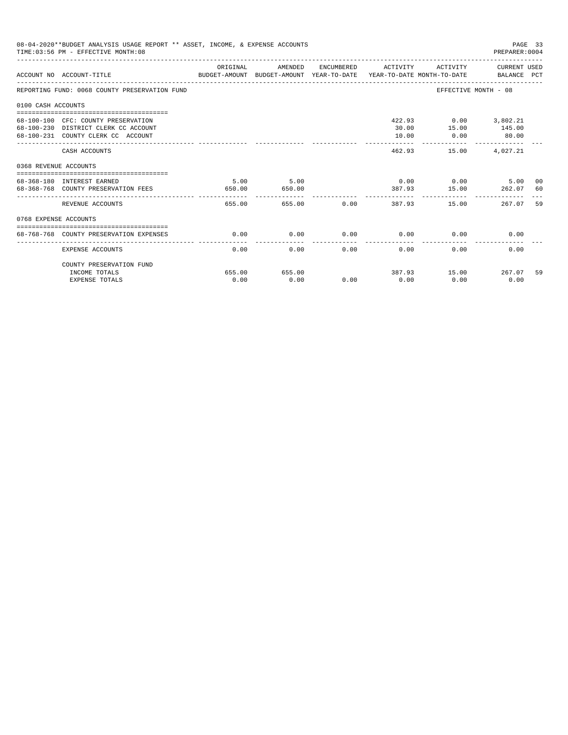08-04-2020**BUDGET ANALYSIS USAGE REPORT ** ASSET, INCOME, & EXPENSE ACCOUNTS
TIME:03:56 PM - EFFECTIVE MONTH:08

| ACCOUNT NO | ACCOUNT-TITLE | ORIGINAL BUDGET-AMOUNT | AMENDED BUDGET-AMOUNT | ENCUMBERED YEAR-TO-DATE | ACTIVITY YEAR-TO-DATE | ACTIVITY MONTH-TO-DATE | CURRENT USED BALANCE | PCT |
|---|---|---|---|---|---|---|---|---|
| REPORTING FUND: 0068 COUNTY PRESERVATION FUND | | | | | | EFFECTIVE MONTH - 08 | | |
| 0100 CASH ACCOUNTS | | | | | | | | |
| 68-100-100 | CFC: COUNTY PRESERVATION | | | | 422.93 | 0.00 | 3,802.21 | |
| 68-100-230 | DISTRICT CLERK CC ACCOUNT | | | | 30.00 | 15.00 | 145.00 | |
| 68-100-231 | COUNTY CLERK CC ACCOUNT | | | | 10.00 | 0.00 | 80.00 | |
| | CASH ACCOUNTS | | | | 462.93 | 15.00 | 4,027.21 | |
| 0368 REVENUE ACCOUNTS | | | | | | | | |
| 68-368-180 | INTEREST EARNED | 5.00 | 5.00 | | 0.00 | 0.00 | 5.00 | 00 |
| 68-368-768 | COUNTY PRESERVATION FEES | 650.00 | 650.00 | | 387.93 | 15.00 | 262.07 | 60 |
| | REVENUE ACCOUNTS | 655.00 | 655.00 | 0.00 | 387.93 | 15.00 | 267.07 | 59 |
| 0768 EXPENSE ACCOUNTS | | | | | | | | |
| 68-768-768 | COUNTY PRESERVATION EXPENSES | 0.00 | 0.00 | 0.00 | 0.00 | 0.00 | 0.00 | |
| | EXPENSE ACCOUNTS | 0.00 | 0.00 | 0.00 | 0.00 | 0.00 | 0.00 | |
| | COUNTY PRESERVATION FUND | | | | | | | |
| | INCOME TOTALS | 655.00 | 655.00 | | 387.93 | 15.00 | 267.07 | 59 |
| | EXPENSE TOTALS | 0.00 | 0.00 | 0.00 | 0.00 | 0.00 | 0.00 | |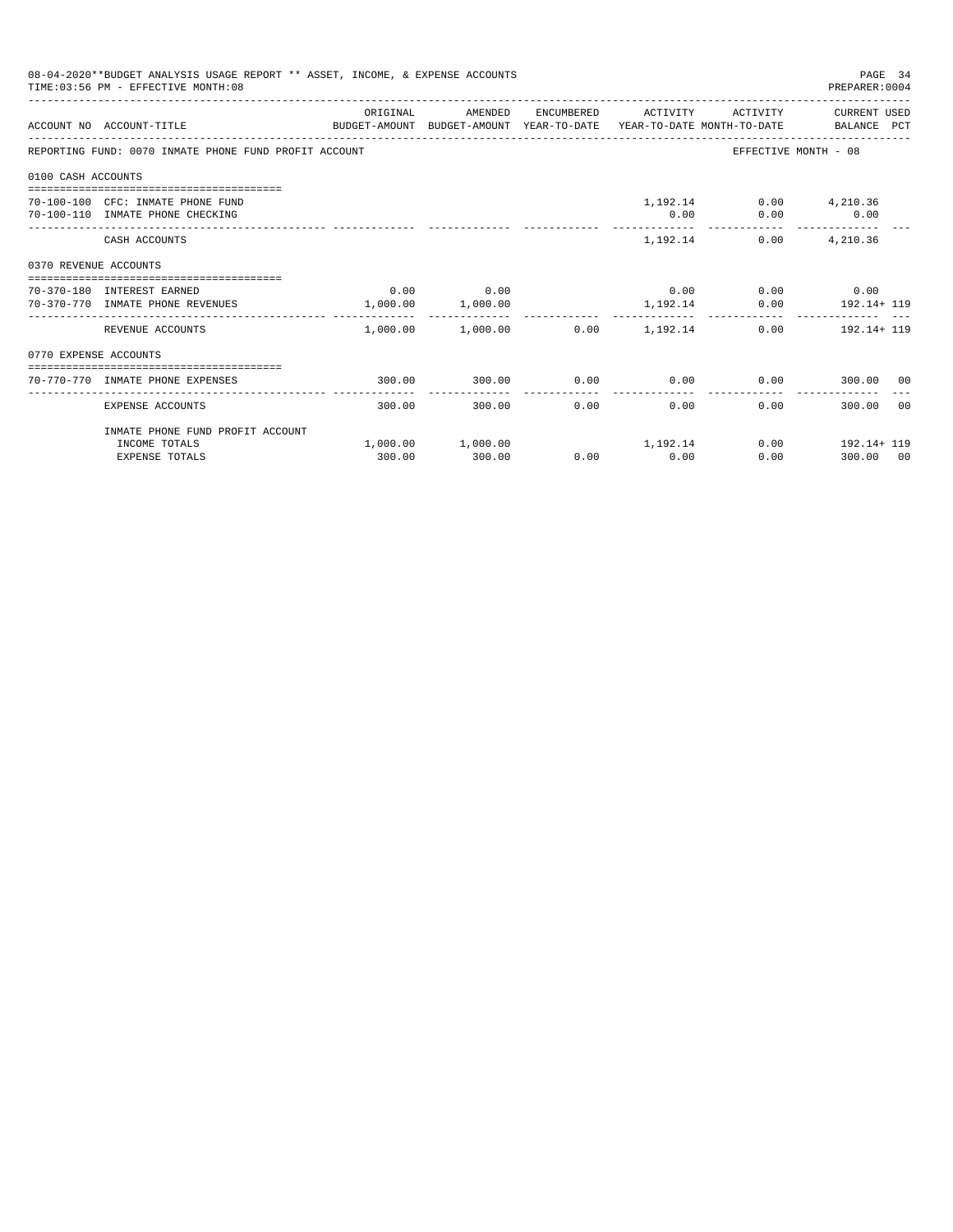08-04-2020**BUDGET ANALYSIS USAGE REPORT ** ASSET, INCOME, & EXPENSE ACCOUNTS

TIME:03:56 PM - EFFECTIVE MONTH:08

PREPARER:0004

| ACCOUNT NO | ACCOUNT-TITLE | ORIGINAL BUDGET-AMOUNT | AMENDED BUDGET-AMOUNT | ENCUMBERED YEAR-TO-DATE | ACTIVITY YEAR-TO-DATE | ACTIVITY MONTH-TO-DATE | CURRENT USED BALANCE | PCT |
|---|---|---|---|---|---|---|---|---|
| REPORTING FUND: 0070 INMATE PHONE FUND PROFIT ACCOUNT | | | | | | EFFECTIVE MONTH - 08 | | |
| 0100 CASH ACCOUNTS | | | | | | | | |
| 70-100-100 | CFC: INMATE PHONE FUND | | | | 1,192.14 | 0.00 | 4,210.36 | |
| 70-100-110 | INMATE PHONE CHECKING | | | | 0.00 | 0.00 | 0.00 | |
| | CASH ACCOUNTS | | | | 1,192.14 | 0.00 | 4,210.36 | |
| 0370 REVENUE ACCOUNTS | | | | | | | | |
| 70-370-180 | INTEREST EARNED | 0.00 | 0.00 | | 0.00 | 0.00 | 0.00 | |
| 70-370-770 | INMATE PHONE REVENUES | 1,000.00 | 1,000.00 | | 1,192.14 | 0.00 | 192.14+ | 119 |
| | REVENUE ACCOUNTS | 1,000.00 | 1,000.00 | 0.00 | 1,192.14 | 0.00 | 192.14+ | 119 |
| 0770 EXPENSE ACCOUNTS | | | | | | | | |
| 70-770-770 | INMATE PHONE EXPENSES | 300.00 | 300.00 | 0.00 | 0.00 | 0.00 | 300.00 | 00 |
| | EXPENSE ACCOUNTS | 300.00 | 300.00 | 0.00 | 0.00 | 0.00 | 300.00 | 00 |
| | INMATE PHONE FUND PROFIT ACCOUNT | | | | | | | |
| | INCOME TOTALS | 1,000.00 | 1,000.00 | | 1,192.14 | 0.00 | 192.14+ | 119 |
| | EXPENSE TOTALS | 300.00 | 300.00 | 0.00 | 0.00 | 0.00 | 300.00 | 00 |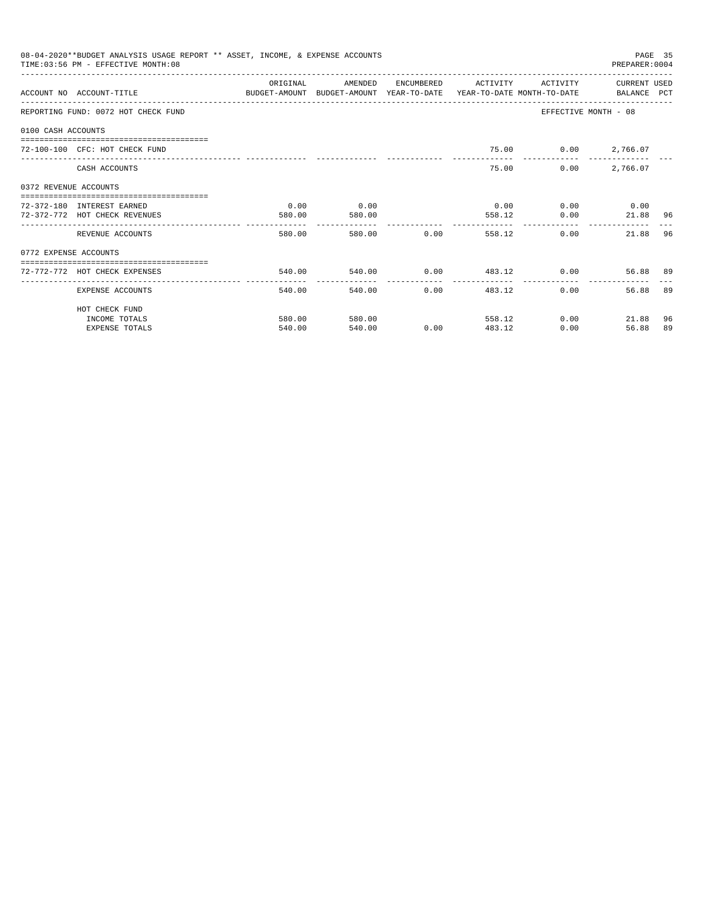08-04-2020**BUDGET ANALYSIS USAGE REPORT ** ASSET, INCOME, & EXPENSE ACCOUNTS

TIME:03:56 PM - EFFECTIVE MONTH:08

PREPARER:0004

| ACCOUNT NO | ACCOUNT-TITLE | ORIGINAL BUDGET-AMOUNT | AMENDED BUDGET-AMOUNT | ENCUMBERED YEAR-TO-DATE | ACTIVITY YEAR-TO-DATE | ACTIVITY MONTH-TO-DATE | CURRENT BALANCE | USED PCT |
|---|---|---|---|---|---|---|---|---|
| REPORTING FUND: 0072 HOT CHECK FUND | | | | | | EFFECTIVE MONTH - 08 | | |
| 0100 CASH ACCOUNTS | | | | | | | | |
| 72-100-100 | CFC: HOT CHECK FUND | | | | 75.00 | 0.00 | 2,766.07 | |
| | CASH ACCOUNTS | | | | 75.00 | 0.00 | 2,766.07 | |
| 0372 REVENUE ACCOUNTS | | | | | | | | |
| 72-372-180 | INTEREST EARNED | 0.00 | 0.00 | | 0.00 | 0.00 | 0.00 | |
| 72-372-772 | HOT CHECK REVENUES | 580.00 | 580.00 | | 558.12 | 0.00 | 21.88 | 96 |
| | REVENUE ACCOUNTS | 580.00 | 580.00 | 0.00 | 558.12 | 0.00 | 21.88 | 96 |
| 0772 EXPENSE ACCOUNTS | | | | | | | | |
| 72-772-772 | HOT CHECK EXPENSES | 540.00 | 540.00 | 0.00 | 483.12 | 0.00 | 56.88 | 89 |
| | EXPENSE ACCOUNTS | 540.00 | 540.00 | 0.00 | 483.12 | 0.00 | 56.88 | 89 |
| | HOT CHECK FUND | | | | | | | |
| | INCOME TOTALS | 580.00 | 580.00 | | 558.12 | 0.00 | 21.88 | 96 |
| | EXPENSE TOTALS | 540.00 | 540.00 | 0.00 | 483.12 | 0.00 | 56.88 | 89 |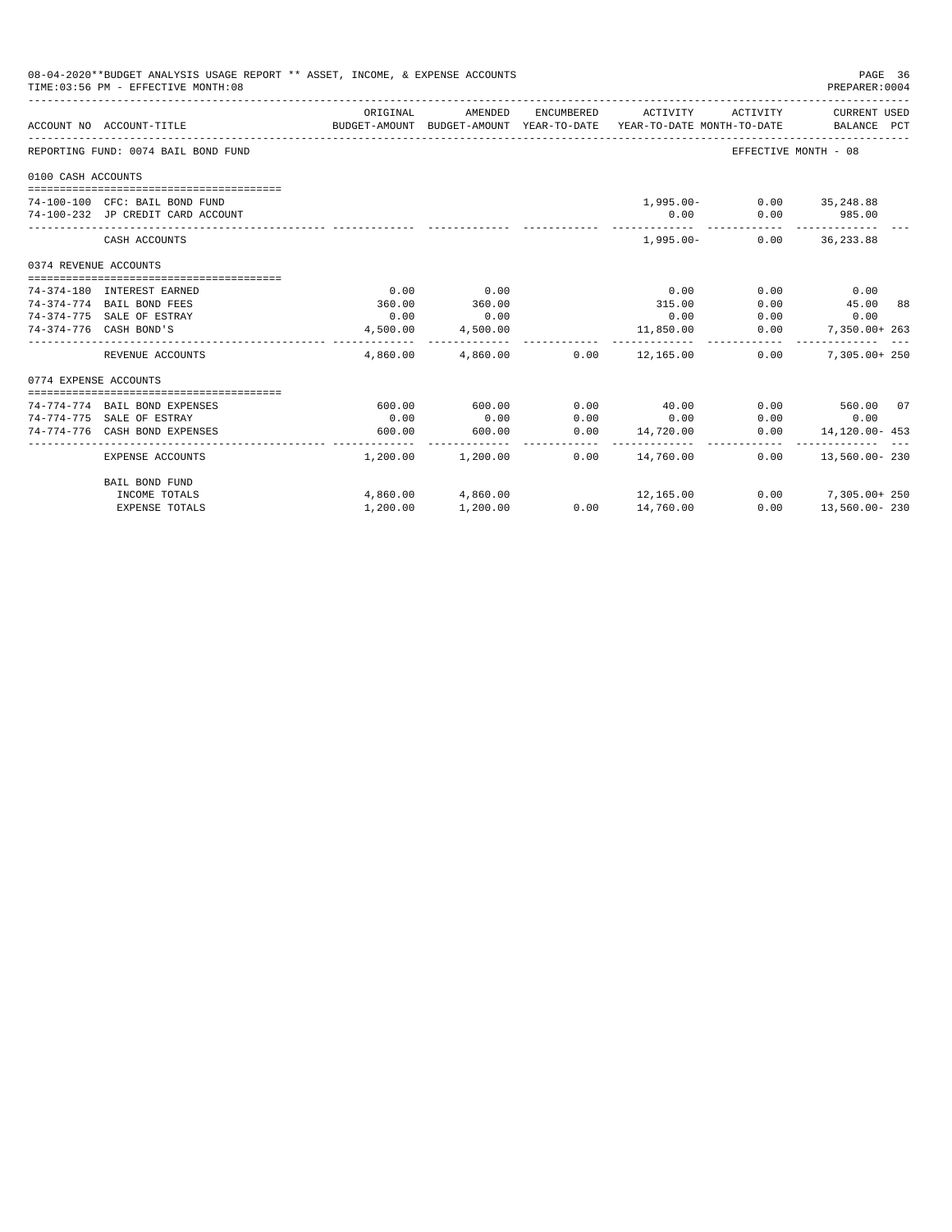08-04-2020**BUDGET ANALYSIS USAGE REPORT ** ASSET, INCOME, & EXPENSE ACCOUNTS
TIME:03:56 PM - EFFECTIVE MONTH:08
PREPARER:0004

| ACCOUNT NO | ACCOUNT-TITLE | ORIGINAL BUDGET-AMOUNT | AMENDED BUDGET-AMOUNT | ENCUMBERED YEAR-TO-DATE | ACTIVITY YEAR-TO-DATE | ACTIVITY MONTH-TO-DATE | CURRENT USED BALANCE | PCT |
|---|---|---|---|---|---|---|---|---|
| REPORTING FUND: 0074 BAIL BOND FUND | | | | | | EFFECTIVE MONTH - 08 | | |
| 0100 CASH ACCOUNTS | | | | | | | | |
| 74-100-100 | CFC: BAIL BOND FUND | | | | 1,995.00- | 0.00 | 35,248.88 | |
| 74-100-232 | JP CREDIT CARD ACCOUNT | | | | 0.00 | 0.00 | 985.00 | |
| | CASH ACCOUNTS | | | | 1,995.00- | 0.00 | 36,233.88 | |
| 0374 REVENUE ACCOUNTS | | | | | | | | |
| 74-374-180 | INTEREST EARNED | 0.00 | 0.00 | | 0.00 | 0.00 | 0.00 | |
| 74-374-774 | BAIL BOND FEES | 360.00 | 360.00 | | 315.00 | 0.00 | 45.00 | 88 |
| 74-374-775 | SALE OF ESTRAY | 0.00 | 0.00 | | 0.00 | 0.00 | 0.00 | |
| 74-374-776 | CASH BOND'S | 4,500.00 | 4,500.00 | | 11,850.00 | 0.00 | 7,350.00+ | 263 |
| | REVENUE ACCOUNTS | 4,860.00 | 4,860.00 | 0.00 | 12,165.00 | 0.00 | 7,305.00+ | 250 |
| 0774 EXPENSE ACCOUNTS | | | | | | | | |
| 74-774-774 | BAIL BOND EXPENSES | 600.00 | 600.00 | 0.00 | 40.00 | 0.00 | 560.00 | 07 |
| 74-774-775 | SALE OF ESTRAY | 0.00 | 0.00 | 0.00 | 0.00 | 0.00 | 0.00 | |
| 74-774-776 | CASH BOND EXPENSES | 600.00 | 600.00 | 0.00 | 14,720.00 | 0.00 | 14,120.00- | 453 |
| | EXPENSE ACCOUNTS | 1,200.00 | 1,200.00 | 0.00 | 14,760.00 | 0.00 | 13,560.00- | 230 |
| | BAIL BOND FUND | | | | | | | |
| | INCOME TOTALS | 4,860.00 | 4,860.00 | | 12,165.00 | 0.00 | 7,305.00+ | 250 |
| | EXPENSE TOTALS | 1,200.00 | 1,200.00 | 0.00 | 14,760.00 | 0.00 | 13,560.00- | 230 |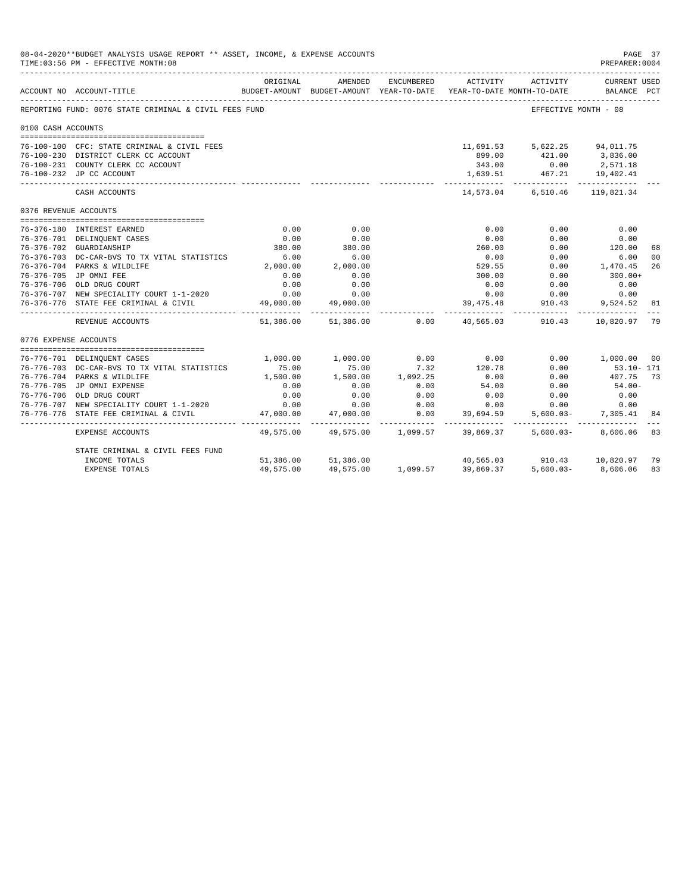08-04-2020**BUDGET ANALYSIS USAGE REPORT ** ASSET, INCOME, & EXPENSE ACCOUNTS
TIME:03:56 PM - EFFECTIVE MONTH:08

PREPARER:0004

| ACCOUNT NO | ACCOUNT-TITLE | ORIGINAL BUDGET-AMOUNT | AMENDED BUDGET-AMOUNT | ENCUMBERED YEAR-TO-DATE | ACTIVITY YEAR-TO-DATE | ACTIVITY MONTH-TO-DATE | CURRENT USED BALANCE | PCT |
|---|---|---|---|---|---|---|---|---|
| REPORTING FUND: 0076 STATE CRIMINAL & CIVIL FEES FUND | | | | | | EFFECTIVE MONTH - 08 | | |
| 0100 CASH ACCOUNTS | | | | | | | | |
| 76-100-100 | CFC: STATE CRIMINAL & CIVIL FEES | | | | 11,691.53 | 5,622.25 | 94,011.75 | |
| 76-100-230 | DISTRICT CLERK CC ACCOUNT | | | | 899.00 | 421.00 | 3,836.00 | |
| 76-100-231 | COUNTY CLERK CC ACCOUNT | | | | 343.00 | 0.00 | 2,571.18 | |
| 76-100-232 | JP CC ACCOUNT | | | | 1,639.51 | 467.21 | 19,402.41 | |
| | CASH ACCOUNTS | | | | 14,573.04 | 6,510.46 | 119,821.34 | |
| 0376 REVENUE ACCOUNTS | | | | | | | | |
| 76-376-180 | INTEREST EARNED | 0.00 | 0.00 | | 0.00 | 0.00 | 0.00 | |
| 76-376-701 | DELINQUENT CASES | 0.00 | 0.00 | | 0.00 | 0.00 | 0.00 | |
| 76-376-702 | GUARDIANSHIP | 380.00 | 380.00 | | 260.00 | 0.00 | 120.00 | 68 |
| 76-376-703 | DC-CAR-BVS TO TX VITAL STATISTICS | 6.00 | 6.00 | | 0.00 | 0.00 | 6.00 | 00 |
| 76-376-704 | PARKS & WILDLIFE | 2,000.00 | 2,000.00 | | 529.55 | 0.00 | 1,470.45 | 26 |
| 76-376-705 | JP OMNI FEE | 0.00 | 0.00 | | 300.00 | 0.00 | 300.00+ | |
| 76-376-706 | OLD DRUG COURT | 0.00 | 0.00 | | 0.00 | 0.00 | 0.00 | |
| 76-376-707 | NEW SPECIALITY COURT 1-1-2020 | 0.00 | 0.00 | | 0.00 | 0.00 | 0.00 | |
| 76-376-776 | STATE FEE CRIMINAL & CIVIL | 49,000.00 | 49,000.00 | | 39,475.48 | 910.43 | 9,524.52 | 81 |
| | REVENUE ACCOUNTS | 51,386.00 | 51,386.00 | 0.00 | 40,565.03 | 910.43 | 10,820.97 | 79 |
| 0776 EXPENSE ACCOUNTS | | | | | | | | |
| 76-776-701 | DELINQUENT CASES | 1,000.00 | 1,000.00 | 0.00 | 0.00 | 0.00 | 1,000.00 | 00 |
| 76-776-703 | DC-CAR-BVS TO TX VITAL STATISTICS | 75.00 | 75.00 | 7.32 | 120.78 | 0.00 | 53.10- | 171 |
| 76-776-704 | PARKS & WILDLIFE | 1,500.00 | 1,500.00 | 1,092.25 | 0.00 | 0.00 | 407.75 | 73 |
| 76-776-705 | JP OMNI EXPENSE | 0.00 | 0.00 | 0.00 | 54.00 | 0.00 | 54.00- | |
| 76-776-706 | OLD DRUG COURT | 0.00 | 0.00 | 0.00 | 0.00 | 0.00 | 0.00 | |
| 76-776-707 | NEW SPECIALITY COURT 1-1-2020 | 0.00 | 0.00 | 0.00 | 0.00 | 0.00 | 0.00 | |
| 76-776-776 | STATE FEE CRIMINAL & CIVIL | 47,000.00 | 47,000.00 | 0.00 | 39,694.59 | 5,600.03- | 7,305.41 | 84 |
| | EXPENSE ACCOUNTS | 49,575.00 | 49,575.00 | 1,099.57 | 39,869.37 | 5,600.03- | 8,606.06 | 83 |
| | STATE CRIMINAL & CIVIL FEES FUND | | | | | | | |
| | INCOME TOTALS | 51,386.00 | 51,386.00 | | 40,565.03 | 910.43 | 10,820.97 | 79 |
| | EXPENSE TOTALS | 49,575.00 | 49,575.00 | 1,099.57 | 39,869.37 | 5,600.03- | 8,606.06 | 83 |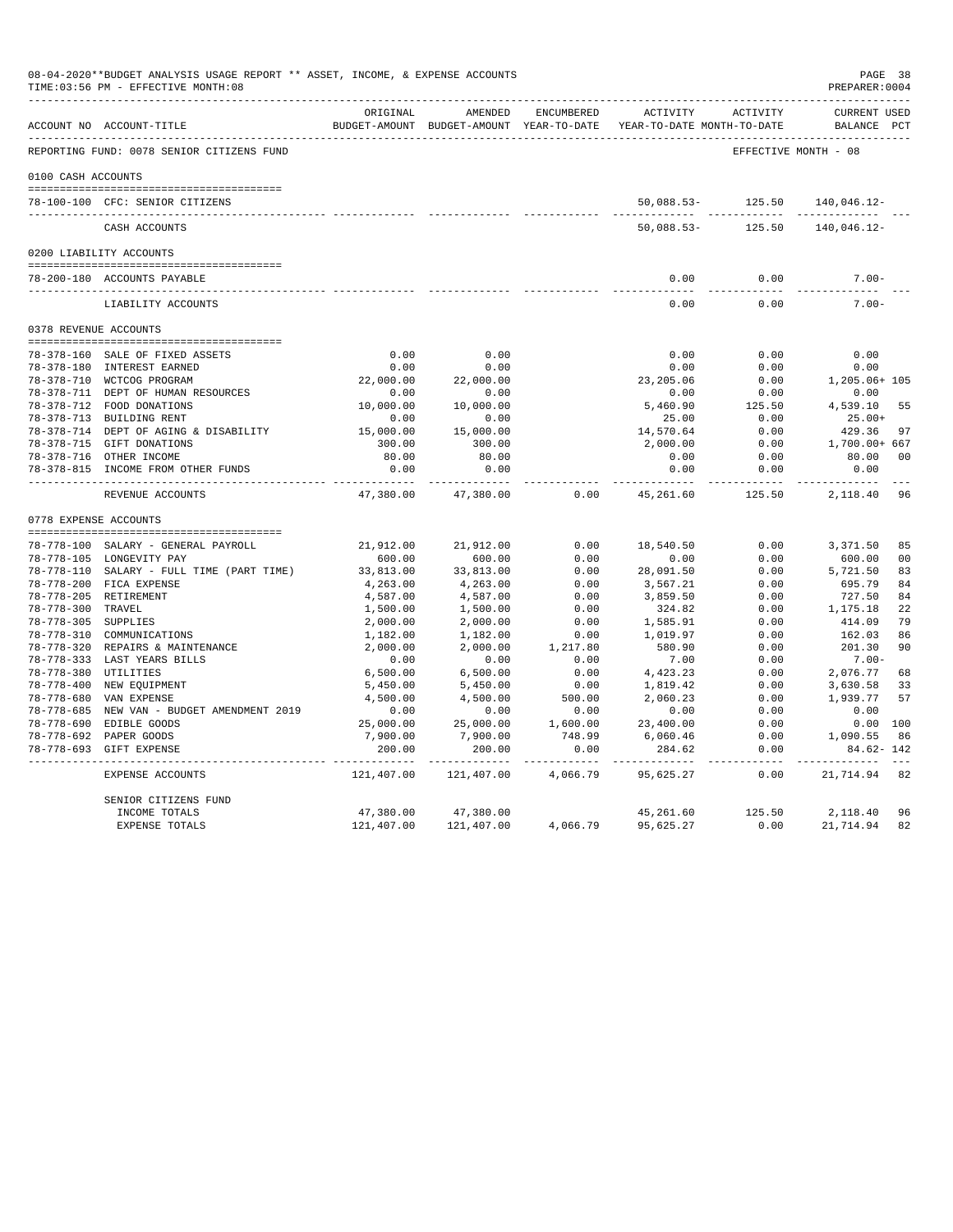08-04-2020**BUDGET ANALYSIS USAGE REPORT ** ASSET, INCOME, & EXPENSE ACCOUNTS

TIME:03:56 PM - EFFECTIVE MONTH:08

PREPARER:0004

| ACCOUNT NO | ACCOUNT-TITLE | ORIGINAL BUDGET-AMOUNT | AMENDED BUDGET-AMOUNT | ENCUMBERED YEAR-TO-DATE | ACTIVITY YEAR-TO-DATE | ACTIVITY MONTH-TO-DATE | CURRENT USED BALANCE | PCT |
|---|---|---|---|---|---|---|---|---|
| REPORTING FUND: 0078 SENIOR CITIZENS FUND | | | | | | EFFECTIVE MONTH - 08 | | |
| 0100 CASH ACCOUNTS | | | | | | | | |
| 78-100-100 | CFC: SENIOR CITIZENS | | | | 50,088.53- | 125.50 | 140,046.12- | |
| | CASH ACCOUNTS | | | | 50,088.53- | 125.50 | 140,046.12- | |
| 0200 LIABILITY ACCOUNTS | | | | | | | | |
| 78-200-180 | ACCOUNTS PAYABLE | | | | 0.00 | 0.00 | 7.00- | |
| | LIABILITY ACCOUNTS | | | | 0.00 | 0.00 | 7.00- | |
| 0378 REVENUE ACCOUNTS | | | | | | | | |
| 78-378-160 | SALE OF FIXED ASSETS | 0.00 | 0.00 | | 0.00 | 0.00 | 0.00 | |
| 78-378-180 | INTEREST EARNED | 0.00 | 0.00 | | 0.00 | 0.00 | 0.00 | |
| 78-378-710 | WCTCOG PROGRAM | 22,000.00 | 22,000.00 | | 23,205.06 | 0.00 | 1,205.06+ | 105 |
| 78-378-711 | DEPT OF HUMAN RESOURCES | 0.00 | 0.00 | | 0.00 | 0.00 | 0.00 | |
| 78-378-712 | FOOD DONATIONS | 10,000.00 | 10,000.00 | | 5,460.90 | 125.50 | 4,539.10 | 55 |
| 78-378-713 | BUILDING RENT | 0.00 | 0.00 | | 25.00 | 0.00 | 25.00+ | |
| 78-378-714 | DEPT OF AGING & DISABILITY | 15,000.00 | 15,000.00 | | 14,570.64 | 0.00 | 429.36 | 97 |
| 78-378-715 | GIFT DONATIONS | 300.00 | 300.00 | | 2,000.00 | 0.00 | 1,700.00+ | 667 |
| 78-378-716 | OTHER INCOME | 80.00 | 80.00 | | 0.00 | 0.00 | 80.00 | 00 |
| 78-378-815 | INCOME FROM OTHER FUNDS | 0.00 | 0.00 | | 0.00 | 0.00 | 0.00 | |
| | REVENUE ACCOUNTS | 47,380.00 | 47,380.00 | 0.00 | 45,261.60 | 125.50 | 2,118.40 | 96 |
| 0778 EXPENSE ACCOUNTS | | | | | | | | |
| 78-778-100 | SALARY - GENERAL PAYROLL | 21,912.00 | 21,912.00 | 0.00 | 18,540.50 | 0.00 | 3,371.50 | 85 |
| 78-778-105 | LONGEVITY PAY | 600.00 | 600.00 | 0.00 | 0.00 | 0.00 | 600.00 | 00 |
| 78-778-110 | SALARY - FULL TIME (PART TIME) | 33,813.00 | 33,813.00 | 0.00 | 28,091.50 | 0.00 | 5,721.50 | 83 |
| 78-778-200 | FICA EXPENSE | 4,263.00 | 4,263.00 | 0.00 | 3,567.21 | 0.00 | 695.79 | 84 |
| 78-778-205 | RETIREMENT | 4,587.00 | 4,587.00 | 0.00 | 3,859.50 | 0.00 | 727.50 | 84 |
| 78-778-300 | TRAVEL | 1,500.00 | 1,500.00 | 0.00 | 324.82 | 0.00 | 1,175.18 | 22 |
| 78-778-305 | SUPPLIES | 2,000.00 | 2,000.00 | 0.00 | 1,585.91 | 0.00 | 414.09 | 79 |
| 78-778-310 | COMMUNICATIONS | 1,182.00 | 1,182.00 | 0.00 | 1,019.97 | 0.00 | 162.03 | 86 |
| 78-778-320 | REPAIRS & MAINTENANCE | 2,000.00 | 2,000.00 | 1,217.80 | 580.90 | 0.00 | 201.30 | 90 |
| 78-778-333 | LAST YEARS BILLS | 0.00 | 0.00 | 0.00 | 7.00 | 0.00 | 7.00- | |
| 78-778-380 | UTILITIES | 6,500.00 | 6,500.00 | 0.00 | 4,423.23 | 0.00 | 2,076.77 | 68 |
| 78-778-400 | NEW EQUIPMENT | 5,450.00 | 5,450.00 | 0.00 | 1,819.42 | 0.00 | 3,630.58 | 33 |
| 78-778-680 | VAN EXPENSE | 4,500.00 | 4,500.00 | 500.00 | 2,060.23 | 0.00 | 1,939.77 | 57 |
| 78-778-685 | NEW VAN - BUDGET AMENDMENT 2019 | 0.00 | 0.00 | 0.00 | 0.00 | 0.00 | 0.00 | |
| 78-778-690 | EDIBLE GOODS | 25,000.00 | 25,000.00 | 1,600.00 | 23,400.00 | 0.00 | 0.00 | 100 |
| 78-778-692 | PAPER GOODS | 7,900.00 | 7,900.00 | 748.99 | 6,060.46 | 0.00 | 1,090.55 | 86 |
| 78-778-693 | GIFT EXPENSE | 200.00 | 200.00 | 0.00 | 284.62 | 0.00 | 84.62- | 142 |
| | EXPENSE ACCOUNTS | 121,407.00 | 121,407.00 | 4,066.79 | 95,625.27 | 0.00 | 21,714.94 | 82 |
| | SENIOR CITIZENS FUND | | | | | | | |
| | INCOME TOTALS | 47,380.00 | 47,380.00 | | 45,261.60 | 125.50 | 2,118.40 | 96 |
| | EXPENSE TOTALS | 121,407.00 | 121,407.00 | 4,066.79 | 95,625.27 | 0.00 | 21,714.94 | 82 |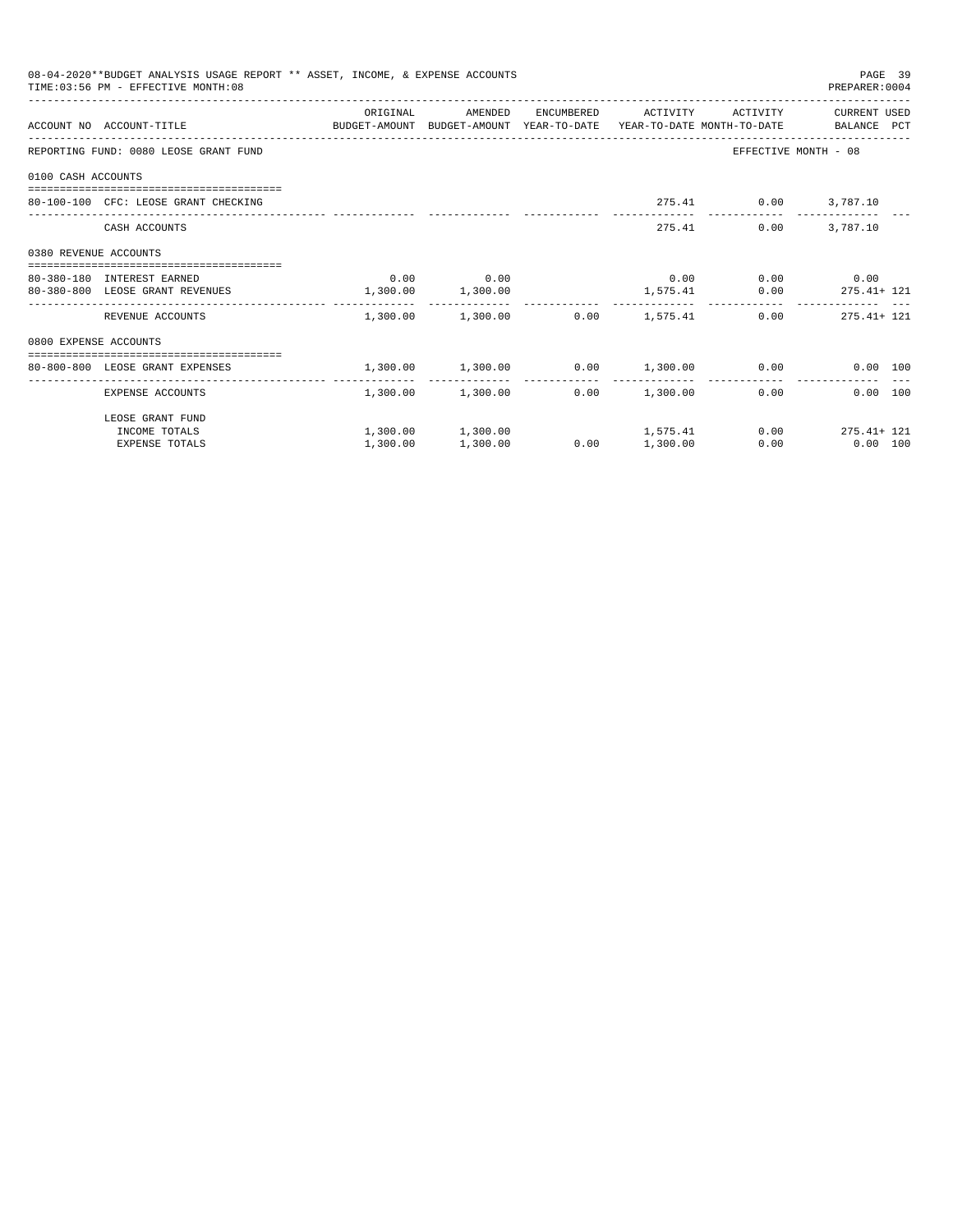08-04-2020**BUDGET ANALYSIS USAGE REPORT ** ASSET, INCOME, & EXPENSE ACCOUNTS

TIME:03:56 PM - EFFECTIVE MONTH:08

PREPARER:0004

| ACCOUNT NO | ACCOUNT-TITLE | ORIGINAL BUDGET-AMOUNT | AMENDED BUDGET-AMOUNT | ENCUMBERED YEAR-TO-DATE | ACTIVITY YEAR-TO-DATE | ACTIVITY MONTH-TO-DATE | CURRENT USED BALANCE | PCT |
|---|---|---|---|---|---|---|---|---|
| REPORTING FUND: 0080 LEOSE GRANT FUND | | | | | | EFFECTIVE MONTH - 08 | | |
| 0100 CASH ACCOUNTS | | | | | | | | |
| 80-100-100 | CFC: LEOSE GRANT CHECKING | | | | 275.41 | 0.00 | 3,787.10 | |
| | CASH ACCOUNTS | | | | 275.41 | 0.00 | 3,787.10 | |
| 0380 REVENUE ACCOUNTS | | | | | | | | |
| 80-380-180 | INTEREST EARNED | 0.00 | 0.00 | | 0.00 | 0.00 | 0.00 | |
| 80-380-800 | LEOSE GRANT REVENUES | 1,300.00 | 1,300.00 | | 1,575.41 | 0.00 | 275.41+ | 121 |
| | REVENUE ACCOUNTS | 1,300.00 | 1,300.00 | 0.00 | 1,575.41 | 0.00 | 275.41+ | 121 |
| 0800 EXPENSE ACCOUNTS | | | | | | | | |
| 80-800-800 | LEOSE GRANT EXPENSES | 1,300.00 | 1,300.00 | 0.00 | 1,300.00 | 0.00 | 0.00 | 100 |
| | EXPENSE ACCOUNTS | 1,300.00 | 1,300.00 | 0.00 | 1,300.00 | 0.00 | 0.00 | 100 |
| | LEOSE GRANT FUND | | | | | | | |
| | INCOME TOTALS | 1,300.00 | 1,300.00 | | 1,575.41 | 0.00 | 275.41+ | 121 |
| | EXPENSE TOTALS | 1,300.00 | 1,300.00 | 0.00 | 1,300.00 | 0.00 | 0.00 | 100 |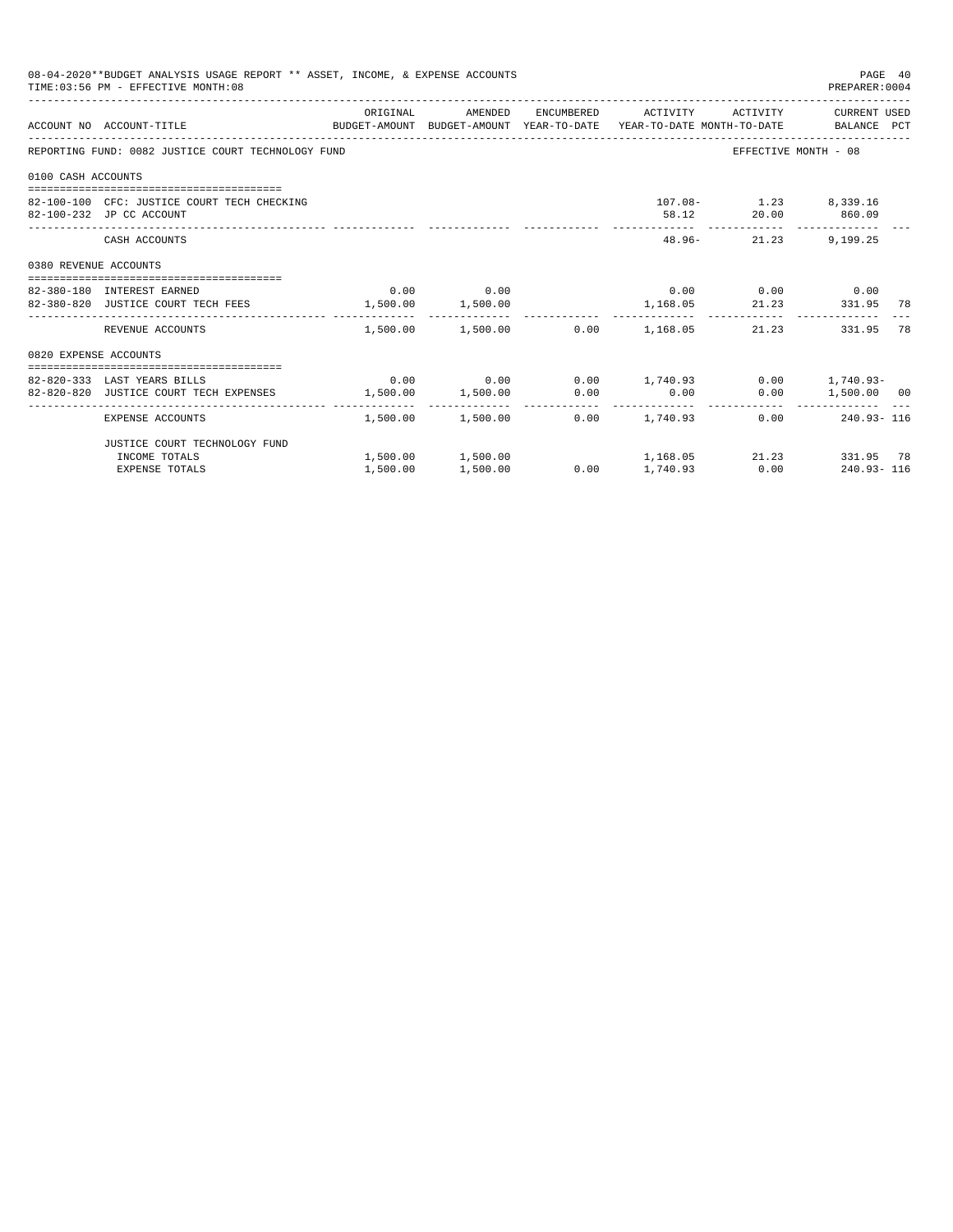08-04-2020**BUDGET ANALYSIS USAGE REPORT ** ASSET, INCOME, & EXPENSE ACCOUNTS
TIME:03:56 PM - EFFECTIVE MONTH:08

PREPARER:0004

| ACCOUNT NO | ACCOUNT-TITLE | ORIGINAL BUDGET-AMOUNT | AMENDED BUDGET-AMOUNT | ENCUMBERED YEAR-TO-DATE | ACTIVITY YEAR-TO-DATE | ACTIVITY MONTH-TO-DATE | CURRENT USED BALANCE | PCT |
|---|---|---|---|---|---|---|---|---|
| REPORTING FUND: 0082 JUSTICE COURT TECHNOLOGY FUND | | | | | | | EFFECTIVE MONTH - 08 | |
| 0100 CASH ACCOUNTS | | | | | | | | |
| 82-100-100 | CFC: JUSTICE COURT TECH CHECKING | | | | 107.08- | 1.23 | 8,339.16 | |
| 82-100-232 | JP CC ACCOUNT | | | | 58.12 | 20.00 | 860.09 | |
| | CASH ACCOUNTS | | | | 48.96- | 21.23 | 9,199.25 | |
| 0380 REVENUE ACCOUNTS | | | | | | | | |
| 82-380-180 | INTEREST EARNED | 0.00 | 0.00 | | 0.00 | 0.00 | 0.00 | |
| 82-380-820 | JUSTICE COURT TECH FEES | 1,500.00 | 1,500.00 | | 1,168.05 | 21.23 | 331.95 | 78 |
| | REVENUE ACCOUNTS | 1,500.00 | 1,500.00 | 0.00 | 1,168.05 | 21.23 | 331.95 | 78 |
| 0820 EXPENSE ACCOUNTS | | | | | | | | |
| 82-820-333 | LAST YEARS BILLS | 0.00 | 0.00 | 0.00 | 1,740.93 | 0.00 | 1,740.93- | |
| 82-820-820 | JUSTICE COURT TECH EXPENSES | 1,500.00 | 1,500.00 | 0.00 | 0.00 | 0.00 | 1,500.00 | 00 |
| | EXPENSE ACCOUNTS | 1,500.00 | 1,500.00 | 0.00 | 1,740.93 | 0.00 | 240.93- | 116 |
| | JUSTICE COURT TECHNOLOGY FUND | | | | | | | |
| | INCOME TOTALS | 1,500.00 | 1,500.00 | | 1,168.05 | 21.23 | 331.95 | 78 |
| | EXPENSE TOTALS | 1,500.00 | 1,500.00 | 0.00 | 1,740.93 | 0.00 | 240.93- | 116 |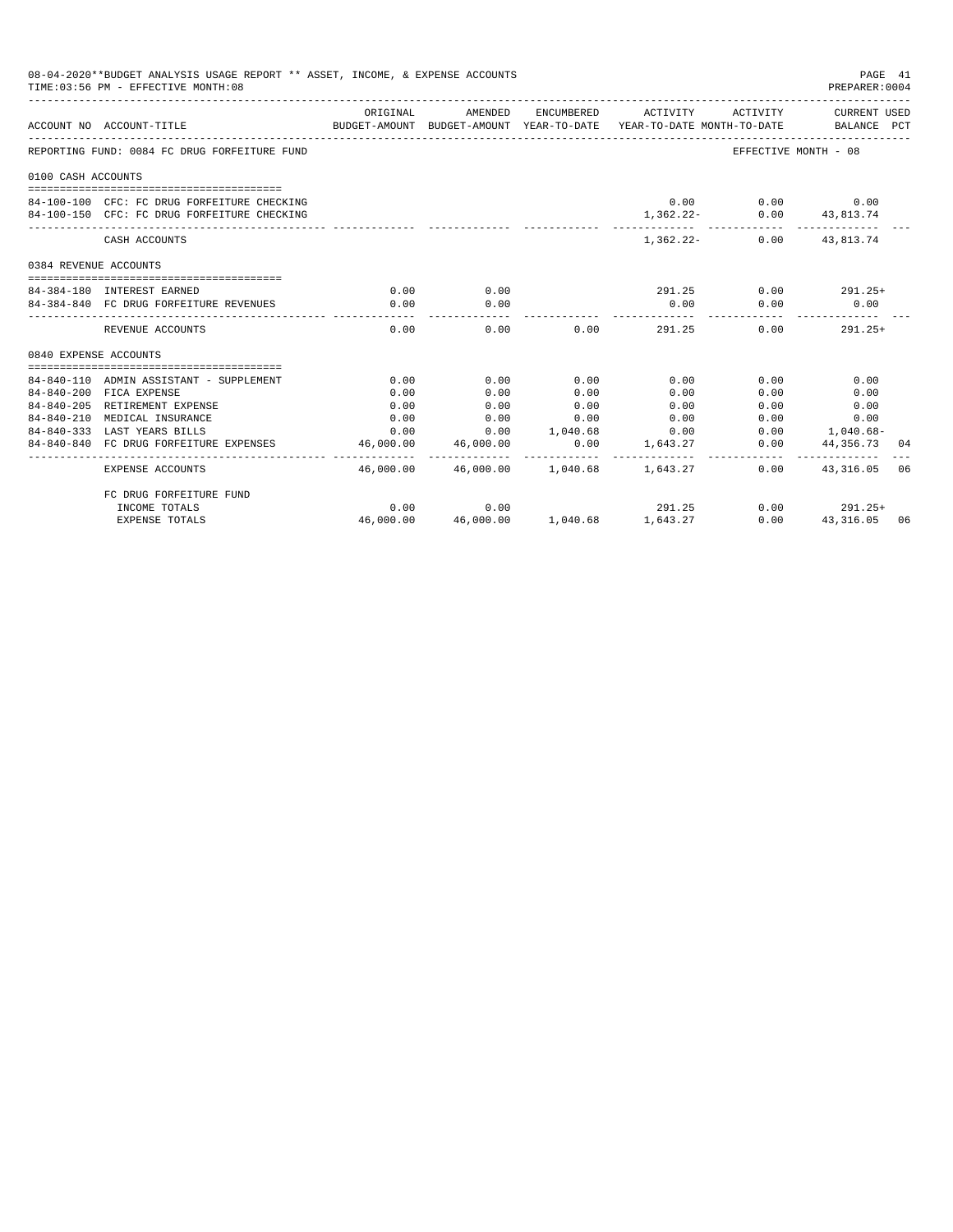08-04-2020**BUDGET ANALYSIS USAGE REPORT ** ASSET, INCOME, & EXPENSE ACCOUNTS

TIME:03:56 PM - EFFECTIVE MONTH:08

PREPARER:0004

| ACCOUNT NO | ACCOUNT-TITLE | ORIGINAL BUDGET-AMOUNT | AMENDED BUDGET-AMOUNT | ENCUMBERED YEAR-TO-DATE | ACTIVITY YEAR-TO-DATE | ACTIVITY MONTH-TO-DATE | CURRENT USED BALANCE | PCT |
|---|---|---|---|---|---|---|---|---|
| REPORTING FUND: 0084 FC DRUG FORFEITURE FUND | | | | | | EFFECTIVE MONTH - 08 | | |
| 0100 CASH ACCOUNTS | | | | | | | | |
| 84-100-100 | CFC: FC DRUG FORFEITURE CHECKING | | | | 0.00 | 0.00 | 0.00 | |
| 84-100-150 | CFC: FC DRUG FORFEITURE CHECKING | | | | 1,362.22- | 0.00 | 43,813.74 | |
| | CASH ACCOUNTS | | | | 1,362.22- | 0.00 | 43,813.74 | |
| 0384 REVENUE ACCOUNTS | | | | | | | | |
| 84-384-180 | INTEREST EARNED | 0.00 | 0.00 | | 291.25 | 0.00 | 291.25+ | |
| 84-384-840 | FC DRUG FORFEITURE REVENUES | 0.00 | 0.00 | | 0.00 | 0.00 | 0.00 | |
| | REVENUE ACCOUNTS | 0.00 | 0.00 | 0.00 | 291.25 | 0.00 | 291.25+ | |
| 0840 EXPENSE ACCOUNTS | | | | | | | | |
| 84-840-110 | ADMIN ASSISTANT - SUPPLEMENT | 0.00 | 0.00 | 0.00 | 0.00 | 0.00 | 0.00 | |
| 84-840-200 | FICA EXPENSE | 0.00 | 0.00 | 0.00 | 0.00 | 0.00 | 0.00 | |
| 84-840-205 | RETIREMENT EXPENSE | 0.00 | 0.00 | 0.00 | 0.00 | 0.00 | 0.00 | |
| 84-840-210 | MEDICAL INSURANCE | 0.00 | 0.00 | 0.00 | 0.00 | 0.00 | 0.00 | |
| 84-840-333 | LAST YEARS BILLS | 0.00 | 0.00 | 1,040.68 | 0.00 | 0.00 | 1,040.68- | |
| 84-840-840 | FC DRUG FORFEITURE EXPENSES | 46,000.00 | 46,000.00 | 0.00 | 1,643.27 | 0.00 | 44,356.73 | 04 |
| | EXPENSE ACCOUNTS | 46,000.00 | 46,000.00 | 1,040.68 | 1,643.27 | 0.00 | 43,316.05 | 06 |
| | FC DRUG FORFEITURE FUND | | | | | | | |
| | INCOME TOTALS | 0.00 | 0.00 | | 291.25 | 0.00 | 291.25+ | |
| | EXPENSE TOTALS | 46,000.00 | 46,000.00 | 1,040.68 | 1,643.27 | 0.00 | 43,316.05 | 06 |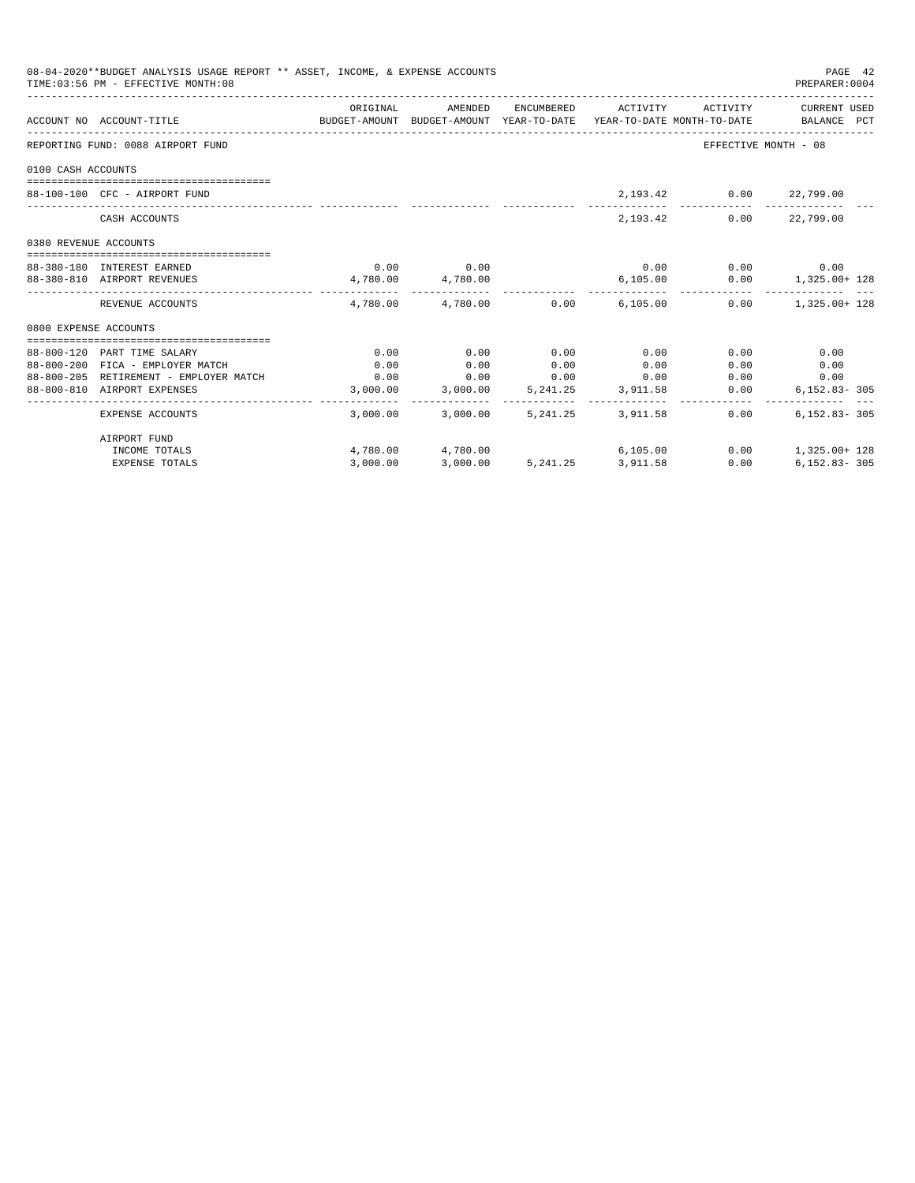08-04-2020**BUDGET ANALYSIS USAGE REPORT ** ASSET, INCOME, & EXPENSE ACCOUNTS

TIME:03:56 PM - EFFECTIVE MONTH:08

PREPARER:0004

| ACCOUNT NO | ACCOUNT-TITLE | ORIGINAL BUDGET-AMOUNT | AMENDED BUDGET-AMOUNT | ENCUMBERED YEAR-TO-DATE | ACTIVITY YEAR-TO-DATE | ACTIVITY MONTH-TO-DATE | CURRENT USED BALANCE | PCT |
|---|---|---|---|---|---|---|---|---|
| REPORTING FUND: 0088 AIRPORT FUND | | | | | | EFFECTIVE MONTH - 08 | | |
| 0100 CASH ACCOUNTS | | | | | | | | |
| 88-100-100 | CFC - AIRPORT FUND | | | | 2,193.42 | 0.00 | 22,799.00 | |
| | CASH ACCOUNTS | | | | 2,193.42 | 0.00 | 22,799.00 | |
| 0380 REVENUE ACCOUNTS | | | | | | | | |
| 88-380-180 | INTEREST EARNED | 0.00 | 0.00 | | 0.00 | 0.00 | 0.00 | |
| 88-380-810 | AIRPORT REVENUES | 4,780.00 | 4,780.00 | | 6,105.00 | 0.00 | 1,325.00+ | 128 |
| | REVENUE ACCOUNTS | 4,780.00 | 4,780.00 | 0.00 | 6,105.00 | 0.00 | 1,325.00+ | 128 |
| 0800 EXPENSE ACCOUNTS | | | | | | | | |
| 88-800-120 | PART TIME SALARY | 0.00 | 0.00 | 0.00 | 0.00 | 0.00 | 0.00 | |
| 88-800-200 | FICA - EMPLOYER MATCH | 0.00 | 0.00 | 0.00 | 0.00 | 0.00 | 0.00 | |
| 88-800-205 | RETIREMENT - EMPLOYER MATCH | 0.00 | 0.00 | 0.00 | 0.00 | 0.00 | 0.00 | |
| 88-800-810 | AIRPORT EXPENSES | 3,000.00 | 3,000.00 | 5,241.25 | 3,911.58 | 0.00 | 6,152.83- | 305 |
| | EXPENSE ACCOUNTS | 3,000.00 | 3,000.00 | 5,241.25 | 3,911.58 | 0.00 | 6,152.83- | 305 |
| | AIRPORT FUND | | | | | | | |
| | INCOME TOTALS | 4,780.00 | 4,780.00 | | 6,105.00 | 0.00 | 1,325.00+ | 128 |
| | EXPENSE TOTALS | 3,000.00 | 3,000.00 | 5,241.25 | 3,911.58 | 0.00 | 6,152.83- | 305 |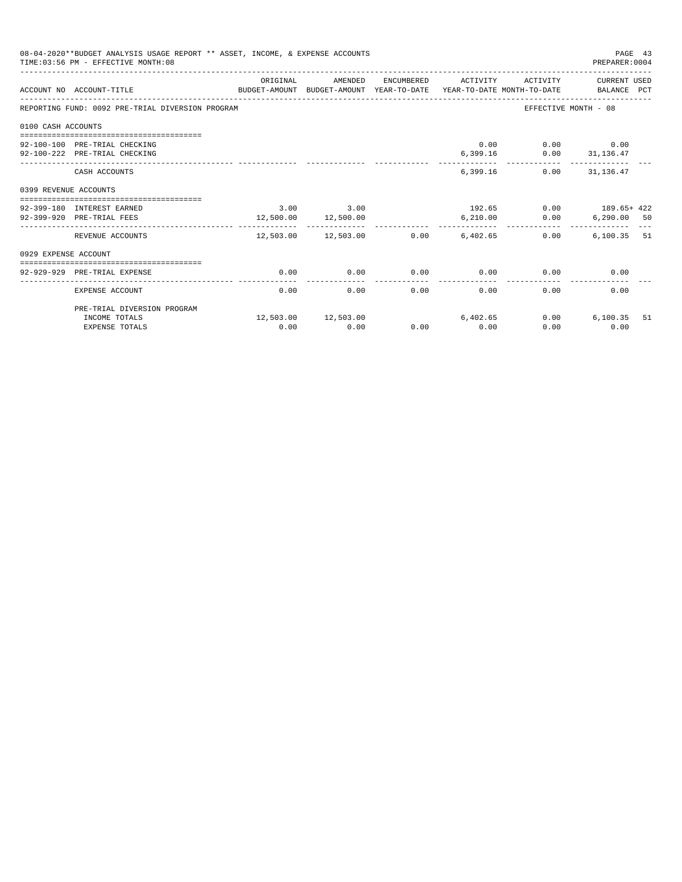08-04-2020**BUDGET ANALYSIS USAGE REPORT ** ASSET, INCOME, & EXPENSE ACCOUNTS
TIME:03:56 PM - EFFECTIVE MONTH:08

PREPARER:0004

| ACCOUNT NO | ACCOUNT-TITLE | ORIGINAL BUDGET-AMOUNT | AMENDED BUDGET-AMOUNT | ENCUMBERED YEAR-TO-DATE | ACTIVITY YEAR-TO-DATE | ACTIVITY MONTH-TO-DATE | CURRENT USED BALANCE | PCT |
|---|---|---|---|---|---|---|---|---|
| REPORTING FUND: 0092 PRE-TRIAL DIVERSION PROGRAM | | | | | | EFFECTIVE MONTH - 08 | | |
| 0100 CASH ACCOUNTS | | | | | | | | |
| 92-100-100 | PRE-TRIAL CHECKING | | | | 0.00 | 0.00 | 0.00 | |
| 92-100-222 | PRE-TRIAL CHECKING | | | | 6,399.16 | 0.00 | 31,136.47 | |
| | CASH ACCOUNTS | | | | 6,399.16 | 0.00 | 31,136.47 | |
| 0399 REVENUE ACCOUNTS | | | | | | | | |
| 92-399-180 | INTEREST EARNED | 3.00 | 3.00 | | 192.65 | 0.00 | 189.65+ | 422 |
| 92-399-920 | PRE-TRIAL FEES | 12,500.00 | 12,500.00 | | 6,210.00 | 0.00 | 6,290.00 | 50 |
| | REVENUE ACCOUNTS | 12,503.00 | 12,503.00 | 0.00 | 6,402.65 | 0.00 | 6,100.35 | 51 |
| 0929 EXPENSE ACCOUNT | | | | | | | | |
| 92-929-929 | PRE-TRIAL EXPENSE | 0.00 | 0.00 | 0.00 | 0.00 | 0.00 | 0.00 | |
| | EXPENSE ACCOUNT | 0.00 | 0.00 | 0.00 | 0.00 | 0.00 | 0.00 | |
| | PRE-TRIAL DIVERSION PROGRAM | | | | | | | |
| | INCOME TOTALS | 12,503.00 | 12,503.00 | | 6,402.65 | 0.00 | 6,100.35 | 51 |
| | EXPENSE TOTALS | 0.00 | 0.00 | 0.00 | 0.00 | 0.00 | 0.00 | |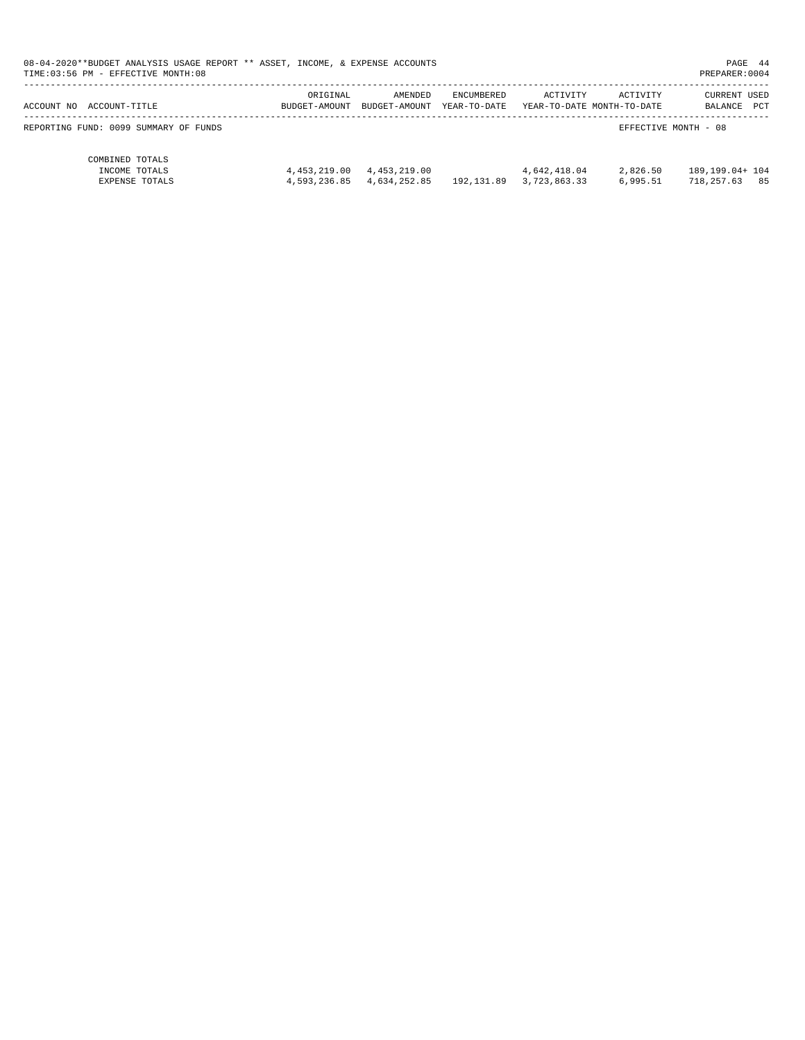| ACCOUNT NO ACCOUNT-TITLE | ORIGINAL BUDGET-AMOUNT | AMENDED BUDGET-AMOUNT | ENCUMBERED YEAR-TO-DATE | ACTIVITY YEAR-TO-DATE | ACTIVITY MONTH-TO-DATE | CURRENT BALANCE | USED PCT |
|---|---|---|---|---|---|---|---|
| REPORTING FUND: 0099 SUMMARY OF FUNDS | | | | | EFFECTIVE MONTH - 08 | | |
| COMBINED TOTALS | | | | | | | |
| INCOME TOTALS | 4,453,219.00 | 4,453,219.00 | | 4,642,418.04 | 2,826.50 | 189,199.04+ | 104 |
| EXPENSE TOTALS | 4,593,236.85 | 4,634,252.85 | 192,131.89 | 3,723,863.33 | 6,995.51 | 718,257.63 | 85 |